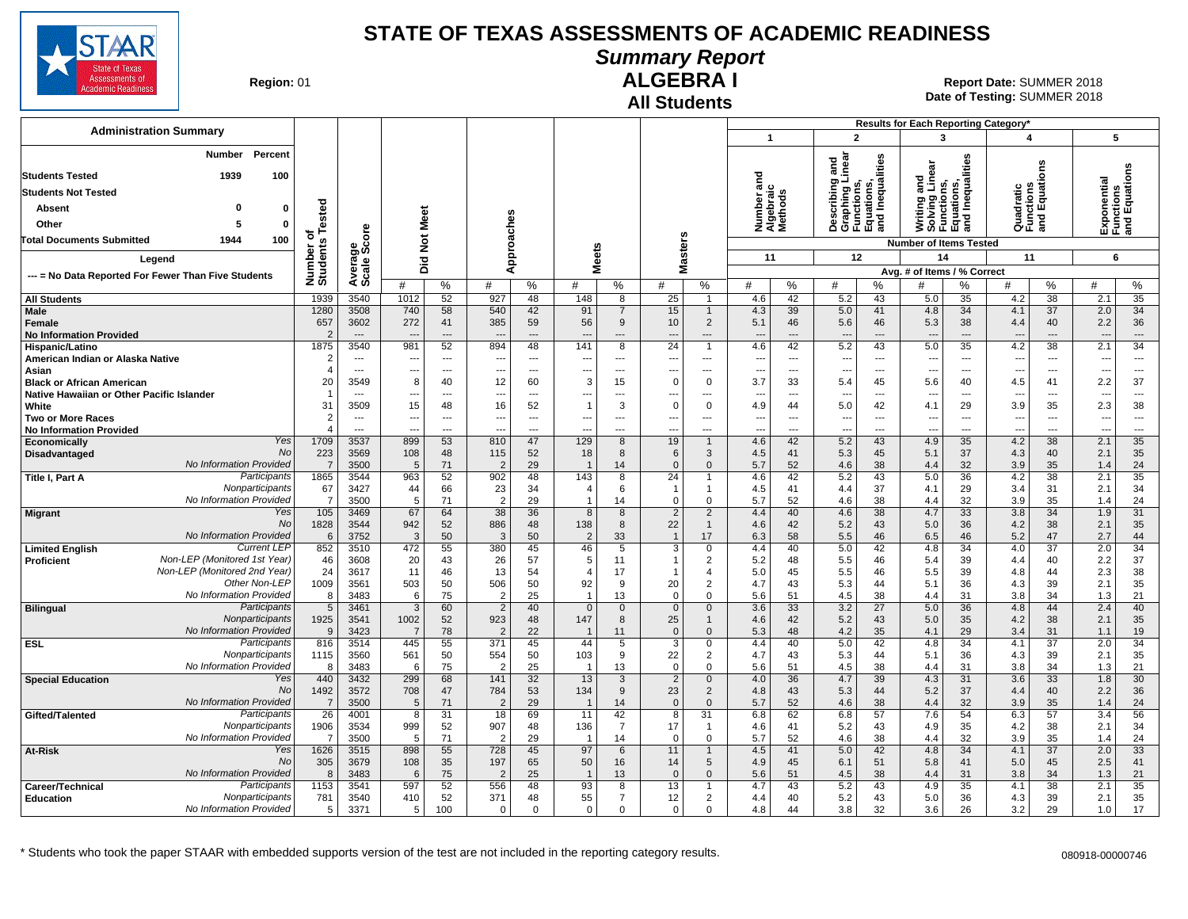# STATE OF TEXAS ASSESSMENTS OF ACADEMIC READINESS

## Summary Report

## ALGEBRA I

### All Students

**Region:** 01

**Report Date:** SUMMER 2018
**Date of Testing:** SUMMER 2018

**Administration Summary**

| | Number | Percent |
|---|---|---|
| Students Tested | 1939 | 100 |
| Students Not Tested | | |
| Absent | 0 | 0 |
| Other | 5 | 0 |
| Total Documents Submitted | 1944 | 100 |

**Legend**

--- = No Data Reported For Fewer Than Five Students

Results for Each Reporting Category*: 1 = Number and Algebraic Methods (11 items); 2 = Describing and Graphing Linear Functions, Equations, and Inequalities (12 items); 3 = Writing and Solving Linear Functions, Equations, and Inequalities (14 items); 4 = Quadratic Functions and Equations (11 items); 5 = Exponential Functions and Equations (6 items). Values are Avg. # of Items / % Correct.

| Group | | Number of Students Tested | Average Scale Score | Did Not Meet # | Did Not Meet % | Approaches # | Approaches % | Meets # | Meets % | Masters # | Masters % | Cat 1 # | Cat 1 % | Cat 2 # | Cat 2 % | Cat 3 # | Cat 3 % | Cat 4 # | Cat 4 % | Cat 5 # | Cat 5 % |
|---|---|---|---|---|---|---|---|---|---|---|---|---|---|---|---|---|---|---|---|---|---|
| All Students | | 1939 | 3540 | 1012 | 52 | 927 | 48 | 148 | 8 | 25 | 1 | 4.6 | 42 | 5.2 | 43 | 5.0 | 35 | 4.2 | 38 | 2.1 | 35 |
| Male | | 1280 | 3508 | 740 | 58 | 540 | 42 | 91 | 7 | 15 | 1 | 4.3 | 39 | 5.0 | 41 | 4.8 | 34 | 4.1 | 37 | 2.0 | 34 |
| Female | | 657 | 3602 | 272 | 41 | 385 | 59 | 56 | 9 | 10 | 2 | 5.1 | 46 | 5.6 | 46 | 5.3 | 38 | 4.4 | 40 | 2.2 | 36 |
| No Information Provided | | 2 | --- | --- | --- | --- | --- | --- | --- | --- | --- | --- | --- | --- | --- | --- | --- | --- | --- | --- | --- |
| Hispanic/Latino | | 1875 | 3540 | 981 | 52 | 894 | 48 | 141 | 8 | 24 | 1 | 4.6 | 42 | 5.2 | 43 | 5.0 | 35 | 4.2 | 38 | 2.1 | 34 |
| American Indian or Alaska Native | | 2 | --- | --- | --- | --- | --- | --- | --- | --- | --- | --- | --- | --- | --- | --- | --- | --- | --- | --- | --- |
| Asian | | 4 | --- | --- | --- | --- | --- | --- | --- | --- | --- | --- | --- | --- | --- | --- | --- | --- | --- | --- | --- |
| Black or African American | | 20 | 3549 | 8 | 40 | 12 | 60 | 3 | 15 | 0 | 0 | 3.7 | 33 | 5.4 | 45 | 5.6 | 40 | 4.5 | 41 | 2.2 | 37 |
| Native Hawaiian or Other Pacific Islander | | 1 | --- | --- | --- | --- | --- | --- | --- | --- | --- | --- | --- | --- | --- | --- | --- | --- | --- | --- | --- |
| White | | 31 | 3509 | 15 | 48 | 16 | 52 | 1 | 3 | 0 | 0 | 4.9 | 44 | 5.0 | 42 | 4.1 | 29 | 3.9 | 35 | 2.3 | 38 |
| Two or More Races | | 2 | --- | --- | --- | --- | --- | --- | --- | --- | --- | --- | --- | --- | --- | --- | --- | --- | --- | --- | --- |
| No Information Provided | | 4 | --- | --- | --- | --- | --- | --- | --- | --- | --- | --- | --- | --- | --- | --- | --- | --- | --- | --- | --- |
| Economically Disadvantaged | Yes | 1709 | 3537 | 899 | 53 | 810 | 47 | 129 | 8 | 19 | 1 | 4.6 | 42 | 5.2 | 43 | 4.9 | 35 | 4.2 | 38 | 2.1 | 35 |
| | No | 223 | 3569 | 108 | 48 | 115 | 52 | 18 | 8 | 6 | 3 | 4.5 | 41 | 5.3 | 45 | 5.1 | 37 | 4.3 | 40 | 2.1 | 35 |
| | No Information Provided | 7 | 3500 | 5 | 71 | 2 | 29 | 1 | 14 | 0 | 0 | 5.7 | 52 | 4.6 | 38 | 4.4 | 32 | 3.9 | 35 | 1.4 | 24 |
| Title I, Part A | Participants | 1865 | 3544 | 963 | 52 | 902 | 48 | 143 | 8 | 24 | 1 | 4.6 | 42 | 5.2 | 43 | 5.0 | 36 | 4.2 | 38 | 2.1 | 35 |
| | Nonparticipants | 67 | 3427 | 44 | 66 | 23 | 34 | 4 | 6 | 1 | 1 | 4.5 | 41 | 4.4 | 37 | 4.1 | 29 | 3.4 | 31 | 2.1 | 34 |
| | No Information Provided | 7 | 3500 | 5 | 71 | 2 | 29 | 1 | 14 | 0 | 0 | 5.7 | 52 | 4.6 | 38 | 4.4 | 32 | 3.9 | 35 | 1.4 | 24 |
| Migrant | Yes | 105 | 3469 | 67 | 64 | 38 | 36 | 8 | 8 | 2 | 2 | 4.4 | 40 | 4.6 | 38 | 4.7 | 33 | 3.8 | 34 | 1.9 | 31 |
| | No | 1828 | 3544 | 942 | 52 | 886 | 48 | 138 | 8 | 22 | 1 | 4.6 | 42 | 5.2 | 43 | 5.0 | 36 | 4.2 | 38 | 2.1 | 35 |
| | No Information Provided | 6 | 3752 | 3 | 50 | 3 | 50 | 2 | 33 | 1 | 17 | 6.3 | 58 | 5.5 | 46 | 6.5 | 46 | 5.2 | 47 | 2.7 | 44 |
| Limited English Proficient | Current LEP | 852 | 3510 | 472 | 55 | 380 | 45 | 46 | 5 | 3 | 0 | 4.4 | 40 | 5.0 | 42 | 4.8 | 34 | 4.0 | 37 | 2.0 | 34 |
| | Non-LEP (Monitored 1st Year) | 46 | 3608 | 20 | 43 | 26 | 57 | 5 | 11 | 1 | 2 | 5.2 | 48 | 5.5 | 46 | 5.4 | 39 | 4.4 | 40 | 2.2 | 37 |
| | Non-LEP (Monitored 2nd Year) | 24 | 3617 | 11 | 46 | 13 | 54 | 4 | 17 | 1 | 4 | 5.0 | 45 | 5.5 | 46 | 5.5 | 39 | 4.8 | 44 | 2.3 | 38 |
| | Other Non-LEP | 1009 | 3561 | 503 | 50 | 506 | 50 | 92 | 9 | 20 | 2 | 4.7 | 43 | 5.3 | 44 | 5.1 | 36 | 4.3 | 39 | 2.1 | 35 |
| | No Information Provided | 8 | 3483 | 6 | 75 | 2 | 25 | 1 | 13 | 0 | 0 | 5.6 | 51 | 4.5 | 38 | 4.4 | 31 | 3.8 | 34 | 1.3 | 21 |
| Bilingual | Participants | 5 | 3461 | 3 | 60 | 2 | 40 | 0 | 0 | 0 | 0 | 3.6 | 33 | 3.2 | 27 | 5.0 | 36 | 4.8 | 44 | 2.4 | 40 |
| | Nonparticipants | 1925 | 3541 | 1002 | 52 | 923 | 48 | 147 | 8 | 25 | 1 | 4.6 | 42 | 5.2 | 43 | 5.0 | 35 | 4.2 | 38 | 2.1 | 35 |
| | No Information Provided | 9 | 3423 | 7 | 78 | 2 | 22 | 1 | 11 | 0 | 0 | 5.3 | 48 | 4.2 | 35 | 4.1 | 29 | 3.4 | 31 | 1.1 | 19 |
| ESL | Participants | 816 | 3514 | 445 | 55 | 371 | 45 | 44 | 5 | 3 | 0 | 4.4 | 40 | 5.0 | 42 | 4.8 | 34 | 4.1 | 37 | 2.0 | 34 |
| | Nonparticipants | 1115 | 3560 | 561 | 50 | 554 | 50 | 103 | 9 | 22 | 2 | 4.7 | 43 | 5.3 | 44 | 5.1 | 36 | 4.3 | 39 | 2.1 | 35 |
| | No Information Provided | 8 | 3483 | 6 | 75 | 2 | 25 | 1 | 13 | 0 | 0 | 5.6 | 51 | 4.5 | 38 | 4.4 | 31 | 3.8 | 34 | 1.3 | 21 |
| Special Education | Yes | 440 | 3432 | 299 | 68 | 141 | 32 | 13 | 3 | 2 | 0 | 4.0 | 36 | 4.7 | 39 | 4.3 | 31 | 3.6 | 33 | 1.8 | 30 |
| | No | 1492 | 3572 | 708 | 47 | 784 | 53 | 134 | 9 | 23 | 2 | 4.8 | 43 | 5.3 | 44 | 5.2 | 37 | 4.4 | 40 | 2.2 | 36 |
| | No Information Provided | 7 | 3500 | 5 | 71 | 2 | 29 | 1 | 14 | 0 | 0 | 5.7 | 52 | 4.6 | 38 | 4.4 | 32 | 3.9 | 35 | 1.4 | 24 |
| Gifted/Talented | Participants | 26 | 4001 | 8 | 31 | 18 | 69 | 11 | 42 | 8 | 31 | 6.8 | 62 | 6.8 | 57 | 7.6 | 54 | 6.3 | 57 | 3.4 | 56 |
| | Nonparticipants | 1906 | 3534 | 999 | 52 | 907 | 48 | 136 | 7 | 17 | 1 | 4.6 | 41 | 5.2 | 43 | 4.9 | 35 | 4.2 | 38 | 2.1 | 34 |
| | No Information Provided | 7 | 3500 | 5 | 71 | 2 | 29 | 1 | 14 | 0 | 0 | 5.7 | 52 | 4.6 | 38 | 4.4 | 32 | 3.9 | 35 | 1.4 | 24 |
| At-Risk | Yes | 1626 | 3515 | 898 | 55 | 728 | 45 | 97 | 6 | 11 | 1 | 4.5 | 41 | 5.0 | 42 | 4.8 | 34 | 4.1 | 37 | 2.0 | 33 |
| | No | 305 | 3679 | 108 | 35 | 197 | 65 | 50 | 16 | 14 | 5 | 4.9 | 45 | 6.1 | 51 | 5.8 | 41 | 5.0 | 45 | 2.5 | 41 |
| | No Information Provided | 8 | 3483 | 6 | 75 | 2 | 25 | 1 | 13 | 0 | 0 | 5.6 | 51 | 4.5 | 38 | 4.4 | 31 | 3.8 | 34 | 1.3 | 21 |
| Career/Technical Education | Participants | 1153 | 3541 | 597 | 52 | 556 | 48 | 93 | 8 | 13 | 1 | 4.7 | 43 | 5.2 | 43 | 4.9 | 35 | 4.1 | 38 | 2.1 | 35 |
| | Nonparticipants | 781 | 3540 | 410 | 52 | 371 | 48 | 55 | 7 | 12 | 2 | 4.4 | 40 | 5.2 | 43 | 5.0 | 36 | 4.3 | 39 | 2.1 | 35 |
| | No Information Provided | 5 | 3371 | 5 | 100 | 0 | 0 | 0 | 0 | 0 | 0 | 4.8 | 44 | 3.8 | 32 | 3.6 | 26 | 3.2 | 29 | 1.0 | 17 |

* Students who took the paper STAAR with embedded supports version of the test are not included in the reporting category results.

080918-00000746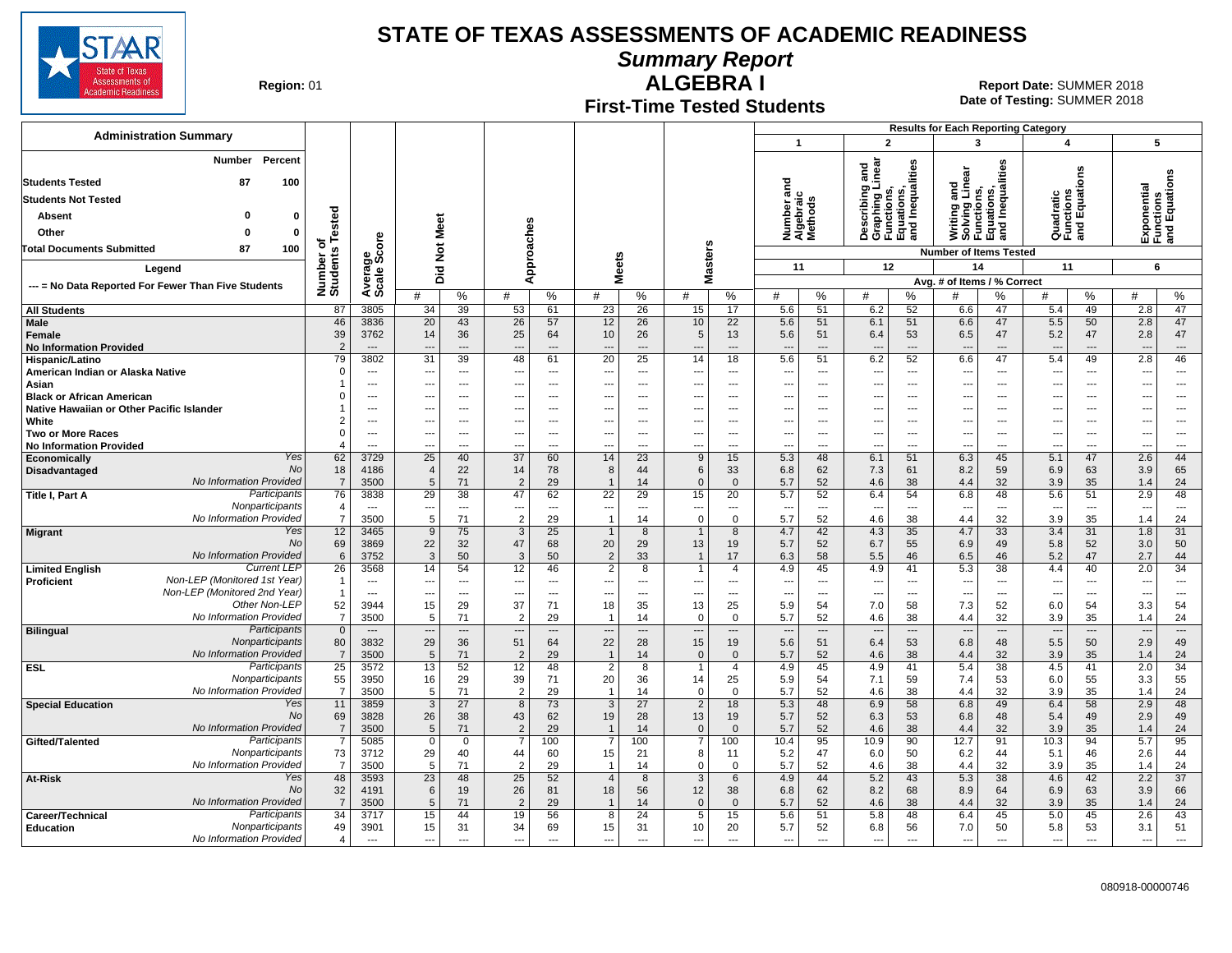# STATE OF TEXAS ASSESSMENTS OF ACADEMIC READINESS

## Summary Report

## ALGEBRA I

### First-Time Tested Students

**Region:** 01

**Report Date:** SUMMER 2018
**Date of Testing:** SUMMER 2018

**Administration Summary**

| | Number | Percent |
|---|---|---|
| Students Tested | 87 | 100 |
| Students Not Tested | | |
| Absent | 0 | 0 |
| Other | 0 | 0 |
| Total Documents Submitted | 87 | 100 |

**Legend**

--- = No Data Reported For Fewer Than Five Students

**Results for Each Reporting Category**

Reporting Categories: 1 – Number and Algebraic Methods (11 items); 2 – Describing and Graphing Linear Functions, Equations, and Inequalities (12 items); 3 – Writing and Solving Linear Functions, Equations, and Inequalities (14 items); 4 – Quadratic Functions and Equations (11 items); 5 – Exponential Functions and Equations (6 items)

Avg. # of Items / % Correct

| Group | | Number of Students Tested | Average Scale Score | Did Not Meet # | Did Not Meet % | Approaches # | Approaches % | Meets # | Meets % | Masters # | Masters % | Cat 1 # | Cat 1 % | Cat 2 # | Cat 2 % | Cat 3 # | Cat 3 % | Cat 4 # | Cat 4 % | Cat 5 # | Cat 5 % |
|---|---|---|---|---|---|---|---|---|---|---|---|---|---|---|---|---|---|---|---|---|---|
| All Students | | 87 | 3805 | 34 | 39 | 53 | 61 | 23 | 26 | 15 | 17 | 5.6 | 51 | 6.2 | 52 | 6.6 | 47 | 5.4 | 49 | 2.8 | 47 |
| Male | | 46 | 3836 | 20 | 43 | 26 | 57 | 12 | 26 | 10 | 22 | 5.6 | 51 | 6.1 | 51 | 6.6 | 47 | 5.5 | 50 | 2.8 | 47 |
| Female | | 39 | 3762 | 14 | 36 | 25 | 64 | 10 | 26 | 5 | 13 | 5.6 | 51 | 6.4 | 53 | 6.5 | 47 | 5.2 | 47 | 2.8 | 47 |
| No Information Provided | | 2 | --- | --- | --- | --- | --- | --- | --- | --- | --- | --- | --- | --- | --- | --- | --- | --- | --- | --- | --- |
| Hispanic/Latino | | 79 | 3802 | 31 | 39 | 48 | 61 | 20 | 25 | 14 | 18 | 5.6 | 51 | 6.2 | 52 | 6.6 | 47 | 5.4 | 49 | 2.8 | 46 |
| American Indian or Alaska Native | | 0 | --- | --- | --- | --- | --- | --- | --- | --- | --- | --- | --- | --- | --- | --- | --- | --- | --- | --- | --- |
| Asian | | 1 | --- | --- | --- | --- | --- | --- | --- | --- | --- | --- | --- | --- | --- | --- | --- | --- | --- | --- | --- |
| Black or African American | | 0 | --- | --- | --- | --- | --- | --- | --- | --- | --- | --- | --- | --- | --- | --- | --- | --- | --- | --- | --- |
| Native Hawaiian or Other Pacific Islander | | 1 | --- | --- | --- | --- | --- | --- | --- | --- | --- | --- | --- | --- | --- | --- | --- | --- | --- | --- | --- |
| White | | 2 | --- | --- | --- | --- | --- | --- | --- | --- | --- | --- | --- | --- | --- | --- | --- | --- | --- | --- | --- |
| Two or More Races | | 0 | --- | --- | --- | --- | --- | --- | --- | --- | --- | --- | --- | --- | --- | --- | --- | --- | --- | --- | --- |
| No Information Provided | | 4 | --- | --- | --- | --- | --- | --- | --- | --- | --- | --- | --- | --- | --- | --- | --- | --- | --- | --- | --- |
| Economically Disadvantaged | Yes | 62 | 3729 | 25 | 40 | 37 | 60 | 14 | 23 | 9 | 15 | 5.3 | 48 | 6.1 | 51 | 6.3 | 45 | 5.1 | 47 | 2.6 | 44 |
| | No | 18 | 4186 | 4 | 22 | 14 | 78 | 8 | 44 | 6 | 33 | 6.8 | 62 | 7.3 | 61 | 8.2 | 59 | 6.9 | 63 | 3.9 | 65 |
| | No Information Provided | 7 | 3500 | 5 | 71 | 2 | 29 | 1 | 14 | 0 | 0 | 5.7 | 52 | 4.6 | 38 | 4.4 | 32 | 3.9 | 35 | 1.4 | 24 |
| Title I, Part A | Participants | 76 | 3838 | 29 | 38 | 47 | 62 | 22 | 29 | 15 | 20 | 5.7 | 52 | 6.4 | 54 | 6.8 | 48 | 5.6 | 51 | 2.9 | 48 |
| | Nonparticipants | 4 | --- | --- | --- | --- | --- | --- | --- | --- | --- | --- | --- | --- | --- | --- | --- | --- | --- | --- | --- |
| | No Information Provided | 7 | 3500 | 5 | 71 | 2 | 29 | 1 | 14 | 0 | 0 | 5.7 | 52 | 4.6 | 38 | 4.4 | 32 | 3.9 | 35 | 1.4 | 24 |
| Migrant | Yes | 12 | 3465 | 9 | 75 | 3 | 25 | 1 | 8 | 1 | 8 | 4.7 | 42 | 4.3 | 35 | 4.7 | 33 | 3.4 | 31 | 1.8 | 31 |
| | No | 69 | 3869 | 22 | 32 | 47 | 68 | 20 | 29 | 13 | 19 | 5.7 | 52 | 6.7 | 55 | 6.9 | 49 | 5.8 | 52 | 3.0 | 50 |
| | No Information Provided | 6 | 3752 | 3 | 50 | 3 | 50 | 2 | 33 | 1 | 17 | 6.3 | 58 | 5.5 | 46 | 6.5 | 46 | 5.2 | 47 | 2.7 | 44 |
| Limited English Proficient | Current LEP | 26 | 3568 | 14 | 54 | 12 | 46 | 2 | 8 | 1 | 4 | 4.9 | 45 | 4.9 | 41 | 5.3 | 38 | 4.4 | 40 | 2.0 | 34 |
| | Non-LEP (Monitored 1st Year) | 1 | --- | --- | --- | --- | --- | --- | --- | --- | --- | --- | --- | --- | --- | --- | --- | --- | --- | --- | --- |
| | Non-LEP (Monitored 2nd Year) | 1 | --- | --- | --- | --- | --- | --- | --- | --- | --- | --- | --- | --- | --- | --- | --- | --- | --- | --- | --- |
| | Other Non-LEP | 52 | 3944 | 15 | 29 | 37 | 71 | 18 | 35 | 13 | 25 | 5.9 | 54 | 7.0 | 58 | 7.3 | 52 | 6.0 | 54 | 3.3 | 54 |
| | No Information Provided | 7 | 3500 | 5 | 71 | 2 | 29 | 1 | 14 | 0 | 0 | 5.7 | 52 | 4.6 | 38 | 4.4 | 32 | 3.9 | 35 | 1.4 | 24 |
| Bilingual | Participants | 0 | --- | --- | --- | --- | --- | --- | --- | --- | --- | --- | --- | --- | --- | --- | --- | --- | --- | --- | --- |
| | Nonparticipants | 80 | 3832 | 29 | 36 | 51 | 64 | 22 | 28 | 15 | 19 | 5.6 | 51 | 6.4 | 53 | 6.8 | 48 | 5.5 | 50 | 2.9 | 49 |
| | No Information Provided | 7 | 3500 | 5 | 71 | 2 | 29 | 1 | 14 | 0 | 0 | 5.7 | 52 | 4.6 | 38 | 4.4 | 32 | 3.9 | 35 | 1.4 | 24 |
| ESL | Participants | 25 | 3572 | 13 | 52 | 12 | 48 | 2 | 8 | 1 | 4 | 4.9 | 45 | 4.9 | 41 | 5.4 | 38 | 4.5 | 41 | 2.0 | 34 |
| | Nonparticipants | 55 | 3950 | 16 | 29 | 39 | 71 | 20 | 36 | 14 | 25 | 5.9 | 54 | 7.1 | 59 | 7.4 | 53 | 6.0 | 55 | 3.3 | 55 |
| | No Information Provided | 7 | 3500 | 5 | 71 | 2 | 29 | 1 | 14 | 0 | 0 | 5.7 | 52 | 4.6 | 38 | 4.4 | 32 | 3.9 | 35 | 1.4 | 24 |
| Special Education | Yes | 11 | 3859 | 3 | 27 | 8 | 73 | 3 | 27 | 2 | 18 | 5.3 | 48 | 6.9 | 58 | 6.8 | 49 | 6.4 | 58 | 2.9 | 48 |
| | No | 69 | 3828 | 26 | 38 | 43 | 62 | 19 | 28 | 13 | 19 | 5.7 | 52 | 6.3 | 53 | 6.8 | 48 | 5.4 | 49 | 2.9 | 49 |
| | No Information Provided | 7 | 3500 | 5 | 71 | 2 | 29 | 1 | 14 | 0 | 0 | 5.7 | 52 | 4.6 | 38 | 4.4 | 32 | 3.9 | 35 | 1.4 | 24 |
| Gifted/Talented | Participants | 7 | 5085 | 0 | 0 | 7 | 100 | 7 | 100 | 7 | 100 | 10.4 | 95 | 10.9 | 90 | 12.7 | 91 | 10.3 | 94 | 5.7 | 95 |
| | Nonparticipants | 73 | 3712 | 29 | 40 | 44 | 60 | 15 | 21 | 8 | 11 | 5.2 | 47 | 6.0 | 50 | 6.2 | 44 | 5.1 | 46 | 2.6 | 44 |
| | No Information Provided | 7 | 3500 | 5 | 71 | 2 | 29 | 1 | 14 | 0 | 0 | 5.7 | 52 | 4.6 | 38 | 4.4 | 32 | 3.9 | 35 | 1.4 | 24 |
| At-Risk | Yes | 48 | 3593 | 23 | 48 | 25 | 52 | 4 | 8 | 3 | 6 | 4.9 | 44 | 5.2 | 43 | 5.3 | 38 | 4.6 | 42 | 2.2 | 37 |
| | No | 32 | 4191 | 6 | 19 | 26 | 81 | 18 | 56 | 12 | 38 | 6.8 | 62 | 8.2 | 68 | 8.9 | 64 | 6.9 | 63 | 3.9 | 66 |
| | No Information Provided | 7 | 3500 | 5 | 71 | 2 | 29 | 1 | 14 | 0 | 0 | 5.7 | 52 | 4.6 | 38 | 4.4 | 32 | 3.9 | 35 | 1.4 | 24 |
| Career/Technical Education | Participants | 34 | 3717 | 15 | 44 | 19 | 56 | 8 | 24 | 5 | 15 | 5.6 | 51 | 5.8 | 48 | 6.4 | 45 | 5.0 | 45 | 2.6 | 43 |
| | Nonparticipants | 49 | 3901 | 15 | 31 | 34 | 69 | 15 | 31 | 10 | 20 | 5.7 | 52 | 6.8 | 56 | 7.0 | 50 | 5.8 | 53 | 3.1 | 51 |
| | No Information Provided | 4 | --- | --- | --- | --- | --- | --- | --- | --- | --- | --- | --- | --- | --- | --- | --- | --- | --- | --- | --- |

080918-00000746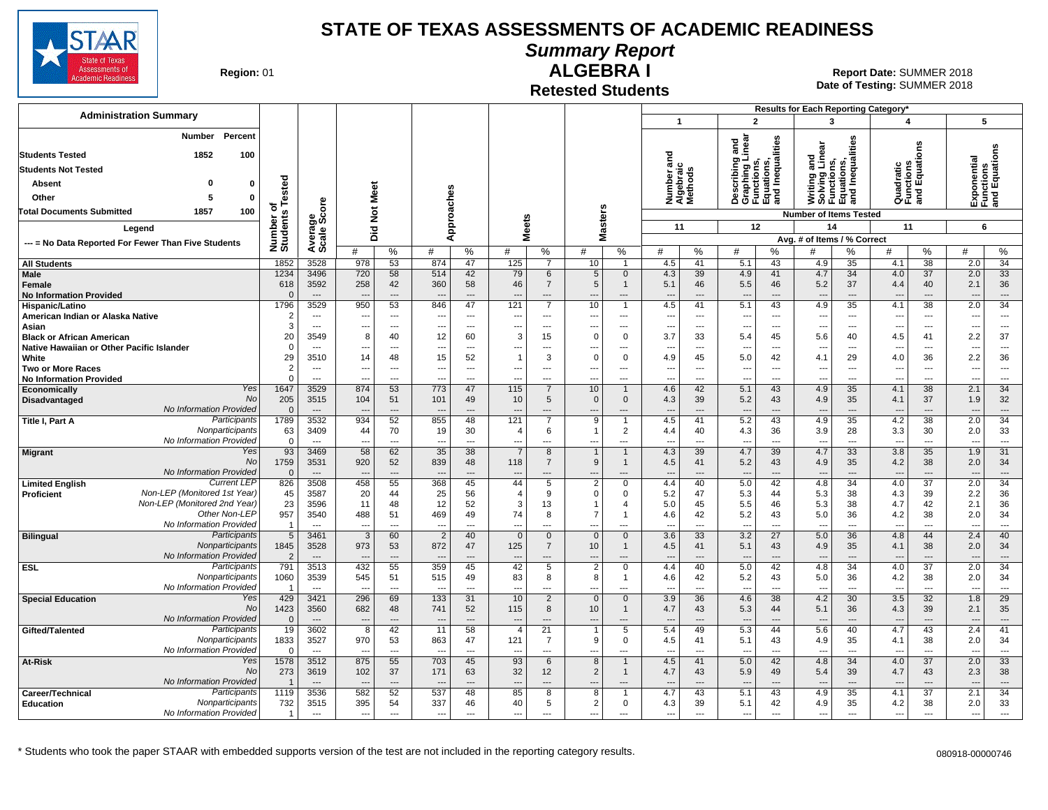# STATE OF TEXAS ASSESSMENTS OF ACADEMIC READINESS

## Summary Report

## ALGEBRA I

### Retested Students

**Region:** 01

**Report Date:** SUMMER 2018
**Date of Testing:** SUMMER 2018

**Administration Summary**

| | Number | Percent |
|---|---|---|
| Students Tested | 1852 | 100 |
| Students Not Tested | | |
| Absent | 0 | 0 |
| Other | 5 | 0 |
| Total Documents Submitted | 1857 | 100 |

**Legend**

--- = No Data Reported For Fewer Than Five Students

Results for Each Reporting Category*: 1 = Number and Algebraic Methods (11 items); 2 = Describing and Graphing Linear Functions, Equations, and Inequalities (12 items); 3 = Writing and Solving Linear Functions, Equations, and Inequalities (14 items); 4 = Quadratic Functions and Equations (11 items); 5 = Exponential Functions and Equations (6 items). Values are Avg. # of Items / % Correct.

| Group | | Number of Students Tested | Average Scale Score | Did Not Meet # | Did Not Meet % | Approaches # | Approaches % | Meets # | Meets % | Masters # | Masters % | Cat 1 # | Cat 1 % | Cat 2 # | Cat 2 % | Cat 3 # | Cat 3 % | Cat 4 # | Cat 4 % | Cat 5 # | Cat 5 % |
|---|---|---|---|---|---|---|---|---|---|---|---|---|---|---|---|---|---|---|---|---|---|
| All Students | | 1852 | 3528 | 978 | 53 | 874 | 47 | 125 | 7 | 10 | 1 | 4.5 | 41 | 5.1 | 43 | 4.9 | 35 | 4.1 | 38 | 2.0 | 34 |
| Male | | 1234 | 3496 | 720 | 58 | 514 | 42 | 79 | 6 | 5 | 0 | 4.3 | 39 | 4.9 | 41 | 4.7 | 34 | 4.0 | 37 | 2.0 | 33 |
| Female | | 618 | 3592 | 258 | 42 | 360 | 58 | 46 | 7 | 5 | 1 | 5.1 | 46 | 5.5 | 46 | 5.2 | 37 | 4.4 | 40 | 2.1 | 36 |
| No Information Provided | | 0 | --- | --- | --- | --- | --- | --- | --- | --- | --- | --- | --- | --- | --- | --- | --- | --- | --- | --- | --- |
| Hispanic/Latino | | 1796 | 3529 | 950 | 53 | 846 | 47 | 121 | 7 | 10 | 1 | 4.5 | 41 | 5.1 | 43 | 4.9 | 35 | 4.1 | 38 | 2.0 | 34 |
| American Indian or Alaska Native | | 2 | --- | --- | --- | --- | --- | --- | --- | --- | --- | --- | --- | --- | --- | --- | --- | --- | --- | --- | --- |
| Asian | | 3 | --- | --- | --- | --- | --- | --- | --- | --- | --- | --- | --- | --- | --- | --- | --- | --- | --- | --- | --- |
| Black or African American | | 20 | 3549 | 8 | 40 | 12 | 60 | 3 | 15 | 0 | 0 | 3.7 | 33 | 5.4 | 45 | 5.6 | 40 | 4.5 | 41 | 2.2 | 37 |
| Native Hawaiian or Other Pacific Islander | | 0 | --- | --- | --- | --- | --- | --- | --- | --- | --- | --- | --- | --- | --- | --- | --- | --- | --- | --- | --- |
| White | | 29 | 3510 | 14 | 48 | 15 | 52 | 1 | 3 | 0 | 0 | 4.9 | 45 | 5.0 | 42 | 4.1 | 29 | 4.0 | 36 | 2.2 | 36 |
| Two or More Races | | 2 | --- | --- | --- | --- | --- | --- | --- | --- | --- | --- | --- | --- | --- | --- | --- | --- | --- | --- | --- |
| No Information Provided | | 0 | --- | --- | --- | --- | --- | --- | --- | --- | --- | --- | --- | --- | --- | --- | --- | --- | --- | --- | --- |
| Economically Disadvantaged | Yes | 1647 | 3529 | 874 | 53 | 773 | 47 | 115 | 7 | 10 | 1 | 4.6 | 42 | 5.1 | 43 | 4.9 | 35 | 4.1 | 38 | 2.1 | 34 |
| | No | 205 | 3515 | 104 | 51 | 101 | 49 | 10 | 5 | 0 | 0 | 4.3 | 39 | 5.2 | 43 | 4.9 | 35 | 4.1 | 37 | 1.9 | 32 |
| | No Information Provided | 0 | --- | --- | --- | --- | --- | --- | --- | --- | --- | --- | --- | --- | --- | --- | --- | --- | --- | --- | --- |
| Title I, Part A | Participants | 1789 | 3532 | 934 | 52 | 855 | 48 | 121 | 7 | 9 | 1 | 4.5 | 41 | 5.2 | 43 | 4.9 | 35 | 4.2 | 38 | 2.0 | 34 |
| | Nonparticipants | 63 | 3409 | 44 | 70 | 19 | 30 | 4 | 6 | 1 | 2 | 4.4 | 40 | 4.3 | 36 | 3.9 | 28 | 3.3 | 30 | 2.0 | 33 |
| | No Information Provided | 0 | --- | --- | --- | --- | --- | --- | --- | --- | --- | --- | --- | --- | --- | --- | --- | --- | --- | --- | --- |
| Migrant | Yes | 93 | 3469 | 58 | 62 | 35 | 38 | 7 | 8 | 1 | 1 | 4.3 | 39 | 4.7 | 39 | 4.7 | 33 | 3.8 | 35 | 1.9 | 31 |
| | No | 1759 | 3531 | 920 | 52 | 839 | 48 | 118 | 7 | 9 | 1 | 4.5 | 41 | 5.2 | 43 | 4.9 | 35 | 4.2 | 38 | 2.0 | 34 |
| | No Information Provided | 0 | --- | --- | --- | --- | --- | --- | --- | --- | --- | --- | --- | --- | --- | --- | --- | --- | --- | --- | --- |
| Limited English Proficient | Current LEP | 826 | 3508 | 458 | 55 | 368 | 45 | 44 | 5 | 2 | 0 | 4.4 | 40 | 5.0 | 42 | 4.8 | 34 | 4.0 | 37 | 2.0 | 34 |
| | Non-LEP (Monitored 1st Year) | 45 | 3587 | 20 | 44 | 25 | 56 | 4 | 9 | 0 | 0 | 5.2 | 47 | 5.3 | 44 | 5.3 | 38 | 4.3 | 39 | 2.2 | 36 |
| | Non-LEP (Monitored 2nd Year) | 23 | 3596 | 11 | 48 | 12 | 52 | 3 | 13 | 1 | 4 | 5.0 | 45 | 5.5 | 46 | 5.3 | 38 | 4.7 | 42 | 2.1 | 36 |
| | Other Non-LEP | 957 | 3540 | 488 | 51 | 469 | 49 | 74 | 8 | 7 | 1 | 4.6 | 42 | 5.2 | 43 | 5.0 | 36 | 4.2 | 38 | 2.0 | 34 |
| | No Information Provided | 1 | --- | --- | --- | --- | --- | --- | --- | --- | --- | --- | --- | --- | --- | --- | --- | --- | --- | --- | --- |
| Bilingual | Participants | 5 | 3461 | 3 | 60 | 2 | 40 | 0 | 0 | 0 | 0 | 3.6 | 33 | 3.2 | 27 | 5.0 | 36 | 4.8 | 44 | 2.4 | 40 |
| | Nonparticipants | 1845 | 3528 | 973 | 53 | 872 | 47 | 125 | 7 | 10 | 1 | 4.5 | 41 | 5.1 | 43 | 4.9 | 35 | 4.1 | 38 | 2.0 | 34 |
| | No Information Provided | 2 | --- | --- | --- | --- | --- | --- | --- | --- | --- | --- | --- | --- | --- | --- | --- | --- | --- | --- | --- |
| ESL | Participants | 791 | 3513 | 432 | 55 | 359 | 45 | 42 | 5 | 2 | 0 | 4.4 | 40 | 5.0 | 42 | 4.8 | 34 | 4.0 | 37 | 2.0 | 34 |
| | Nonparticipants | 1060 | 3539 | 545 | 51 | 515 | 49 | 83 | 8 | 8 | 1 | 4.6 | 42 | 5.2 | 43 | 5.0 | 36 | 4.2 | 38 | 2.0 | 34 |
| | No Information Provided | 1 | --- | --- | --- | --- | --- | --- | --- | --- | --- | --- | --- | --- | --- | --- | --- | --- | --- | --- | --- |
| Special Education | Yes | 429 | 3421 | 296 | 69 | 133 | 31 | 10 | 2 | 0 | 0 | 3.9 | 36 | 4.6 | 38 | 4.2 | 30 | 3.5 | 32 | 1.8 | 29 |
| | No | 1423 | 3560 | 682 | 48 | 741 | 52 | 115 | 8 | 10 | 1 | 4.7 | 43 | 5.3 | 44 | 5.1 | 36 | 4.3 | 39 | 2.1 | 35 |
| | No Information Provided | 0 | --- | --- | --- | --- | --- | --- | --- | --- | --- | --- | --- | --- | --- | --- | --- | --- | --- | --- | --- |
| Gifted/Talented | Participants | 19 | 3602 | 8 | 42 | 11 | 58 | 4 | 21 | 1 | 5 | 5.4 | 49 | 5.3 | 44 | 5.6 | 40 | 4.7 | 43 | 2.4 | 41 |
| | Nonparticipants | 1833 | 3527 | 970 | 53 | 863 | 47 | 121 | 7 | 9 | 0 | 4.5 | 41 | 5.1 | 43 | 4.9 | 35 | 4.1 | 38 | 2.0 | 34 |
| | No Information Provided | 0 | --- | --- | --- | --- | --- | --- | --- | --- | --- | --- | --- | --- | --- | --- | --- | --- | --- | --- | --- |
| At-Risk | Yes | 1578 | 3512 | 875 | 55 | 703 | 45 | 93 | 6 | 8 | 1 | 4.5 | 41 | 5.0 | 42 | 4.8 | 34 | 4.0 | 37 | 2.0 | 33 |
| | No | 273 | 3619 | 102 | 37 | 171 | 63 | 32 | 12 | 2 | 1 | 4.7 | 43 | 5.9 | 49 | 5.4 | 39 | 4.7 | 43 | 2.3 | 38 |
| | No Information Provided | 1 | --- | --- | --- | --- | --- | --- | --- | --- | --- | --- | --- | --- | --- | --- | --- | --- | --- | --- | --- |
| Career/Technical Education | Participants | 1119 | 3536 | 582 | 52 | 537 | 48 | 85 | 8 | 8 | 1 | 4.7 | 43 | 5.1 | 43 | 4.9 | 35 | 4.1 | 37 | 2.1 | 34 |
| | Nonparticipants | 732 | 3515 | 395 | 54 | 337 | 46 | 40 | 5 | 2 | 0 | 4.3 | 39 | 5.1 | 42 | 4.9 | 35 | 4.2 | 38 | 2.0 | 33 |
| | No Information Provided | 1 | --- | --- | --- | --- | --- | --- | --- | --- | --- | --- | --- | --- | --- | --- | --- | --- | --- | --- | --- |

\* Students who took the paper STAAR with embedded supports version of the test are not included in the reporting category results.

080918-00000746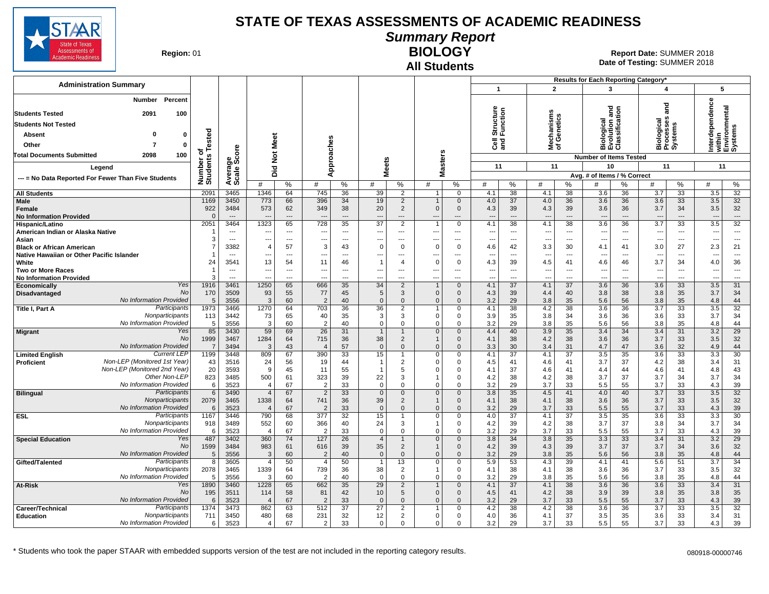# STATE OF TEXAS ASSESSMENTS OF ACADEMIC READINESS

## Summary Report

## BIOLOGY

### All Students

**Region:** 01

**Report Date:** SUMMER 2018
**Date of Testing:** SUMMER 2018

**Administration Summary**

| | Number | Percent |
|---|---|---|
| Students Tested | 2091 | 100 |
| Students Not Tested | | |
| Absent | 0 | 0 |
| Other | 7 | 0 |
| Total Documents Submitted | 2098 | 100 |

**Legend**

--- = No Data Reported For Fewer Than Five Students

Results for Each Reporting Category*: 1 = Cell Structure and Function (11 items); 2 = Mechanisms of Genetics (11 items); 3 = Biological Evolution and Classification (10 items); 4 = Biological Processes and Systems (11 items); 5 = Interdependence within Environmental Systems (11 items). Values shown as Avg. # of Items / % Correct.

| Group | | Number of Students Tested | Average Scale Score | Did Not Meet # | Did Not Meet % | Approaches # | Approaches % | Meets # | Meets % | Masters # | Masters % | Cat 1 # | Cat 1 % | Cat 2 # | Cat 2 % | Cat 3 # | Cat 3 % | Cat 4 # | Cat 4 % | Cat 5 # | Cat 5 % |
|---|---|---|---|---|---|---|---|---|---|---|---|---|---|---|---|---|---|---|---|---|---|
| All Students | | 2091 | 3465 | 1346 | 64 | 745 | 36 | 39 | 2 | 1 | 0 | 4.1 | 38 | 4.1 | 38 | 3.6 | 36 | 3.7 | 33 | 3.5 | 32 |
| Male | | 1169 | 3450 | 773 | 66 | 396 | 34 | 19 | 2 | 1 | 0 | 4.0 | 37 | 4.0 | 36 | 3.6 | 36 | 3.6 | 33 | 3.5 | 32 |
| Female | | 922 | 3484 | 573 | 62 | 349 | 38 | 20 | 2 | 0 | 0 | 4.3 | 39 | 4.3 | 39 | 3.6 | 36 | 3.7 | 34 | 3.5 | 32 |
| No Information Provided | | 0 | --- | --- | --- | --- | --- | --- | --- | --- | --- | --- | --- | --- | --- | --- | --- | --- | --- | --- | --- |
| Hispanic/Latino | | 2051 | 3464 | 1323 | 65 | 728 | 35 | 37 | 2 | 1 | 0 | 4.1 | 38 | 4.1 | 38 | 3.6 | 36 | 3.7 | 33 | 3.5 | 32 |
| American Indian or Alaska Native | | 1 | --- | --- | --- | --- | --- | --- | --- | --- | --- | --- | --- | --- | --- | --- | --- | --- | --- | --- | --- |
| Asian | | 3 | --- | --- | --- | --- | --- | --- | --- | --- | --- | --- | --- | --- | --- | --- | --- | --- | --- | --- | --- |
| Black or African American | | 7 | 3382 | 4 | 57 | 3 | 43 | 0 | 0 | 0 | 0 | 4.6 | 42 | 3.3 | 30 | 4.1 | 41 | 3.0 | 27 | 2.3 | 21 |
| Native Hawaiian or Other Pacific Islander | | 1 | --- | --- | --- | --- | --- | --- | --- | --- | --- | --- | --- | --- | --- | --- | --- | --- | --- | --- | --- |
| White | | 24 | 3541 | 13 | 54 | 11 | 46 | 1 | 4 | 0 | 0 | 4.3 | 39 | 4.5 | 41 | 4.6 | 46 | 3.7 | 34 | 4.0 | 36 |
| Two or More Races | | 1 | --- | --- | --- | --- | --- | --- | --- | --- | --- | --- | --- | --- | --- | --- | --- | --- | --- | --- | --- |
| No Information Provided | | 3 | --- | --- | --- | --- | --- | --- | --- | --- | --- | --- | --- | --- | --- | --- | --- | --- | --- | --- | --- |
| Economically Disadvantaged | Yes | 1916 | 3461 | 1250 | 65 | 666 | 35 | 34 | 2 | 1 | 0 | 4.1 | 37 | 4.1 | 37 | 3.6 | 36 | 3.6 | 33 | 3.5 | 31 |
| | No | 170 | 3509 | 93 | 55 | 77 | 45 | 5 | 3 | 0 | 0 | 4.3 | 39 | 4.4 | 40 | 3.8 | 38 | 3.8 | 35 | 3.7 | 34 |
| | No Information Provided | 5 | 3556 | 3 | 60 | 2 | 40 | 0 | 0 | 0 | 0 | 3.2 | 29 | 3.8 | 35 | 5.6 | 56 | 3.8 | 35 | 4.8 | 44 |
| Title I, Part A | Participants | 1973 | 3466 | 1270 | 64 | 703 | 36 | 36 | 2 | 1 | 0 | 4.1 | 38 | 4.2 | 38 | 3.6 | 36 | 3.7 | 33 | 3.5 | 32 |
| | Nonparticipants | 113 | 3442 | 73 | 65 | 40 | 35 | 3 | 3 | 0 | 0 | 3.9 | 35 | 3.8 | 34 | 3.6 | 36 | 3.6 | 33 | 3.7 | 34 |
| | No Information Provided | 5 | 3556 | 3 | 60 | 2 | 40 | 0 | 0 | 0 | 0 | 3.2 | 29 | 3.8 | 35 | 5.6 | 56 | 3.8 | 35 | 4.8 | 44 |
| Migrant | Yes | 85 | 3430 | 59 | 69 | 26 | 31 | 1 | 1 | 0 | 0 | 4.4 | 40 | 3.9 | 35 | 3.4 | 34 | 3.4 | 31 | 3.2 | 29 |
| | No | 1999 | 3467 | 1284 | 64 | 715 | 36 | 38 | 2 | 1 | 0 | 4.1 | 38 | 4.2 | 38 | 3.6 | 36 | 3.7 | 33 | 3.5 | 32 |
| | No Information Provided | 7 | 3494 | 3 | 43 | 4 | 57 | 0 | 0 | 0 | 0 | 3.3 | 30 | 3.4 | 31 | 4.7 | 47 | 3.6 | 32 | 4.9 | 44 |
| Limited English Proficient | Current LEP | 1199 | 3448 | 809 | 67 | 390 | 33 | 15 | 1 | 0 | 0 | 4.1 | 37 | 4.1 | 37 | 3.5 | 35 | 3.6 | 33 | 3.3 | 30 |
| | Non-LEP (Monitored 1st Year) | 43 | 3516 | 24 | 56 | 19 | 44 | 1 | 2 | 0 | 0 | 4.5 | 41 | 4.6 | 41 | 3.7 | 37 | 4.2 | 38 | 3.4 | 31 |
| | Non-LEP (Monitored 2nd Year) | 20 | 3593 | 9 | 45 | 11 | 55 | 1 | 5 | 0 | 0 | 4.1 | 37 | 4.6 | 41 | 4.4 | 44 | 4.6 | 41 | 4.8 | 43 |
| | Other Non-LEP | 823 | 3485 | 500 | 61 | 323 | 39 | 22 | 3 | 1 | 0 | 4.2 | 38 | 4.2 | 38 | 3.7 | 37 | 3.7 | 34 | 3.7 | 34 |
| | No Information Provided | 6 | 3523 | 4 | 67 | 2 | 33 | 0 | 0 | 0 | 0 | 3.2 | 29 | 3.7 | 33 | 5.5 | 55 | 3.7 | 33 | 4.3 | 39 |
| Bilingual | Participants | 6 | 3490 | 4 | 67 | 2 | 33 | 0 | 0 | 0 | 0 | 3.8 | 35 | 4.5 | 41 | 4.0 | 40 | 3.7 | 33 | 3.5 | 32 |
| | Nonparticipants | 2079 | 3465 | 1338 | 64 | 741 | 36 | 39 | 2 | 1 | 0 | 4.1 | 38 | 4.1 | 38 | 3.6 | 36 | 3.7 | 33 | 3.5 | 32 |
| | No Information Provided | 6 | 3523 | 4 | 67 | 2 | 33 | 0 | 0 | 0 | 0 | 3.2 | 29 | 3.7 | 33 | 5.5 | 55 | 3.7 | 33 | 4.3 | 39 |
| ESL | Participants | 1167 | 3446 | 790 | 68 | 377 | 32 | 15 | 1 | 0 | 0 | 4.0 | 37 | 4.1 | 37 | 3.5 | 35 | 3.6 | 33 | 3.3 | 30 |
| | Nonparticipants | 918 | 3489 | 552 | 60 | 366 | 40 | 24 | 3 | 1 | 0 | 4.2 | 39 | 4.2 | 38 | 3.7 | 37 | 3.8 | 34 | 3.7 | 34 |
| | No Information Provided | 6 | 3523 | 4 | 67 | 2 | 33 | 0 | 0 | 0 | 0 | 3.2 | 29 | 3.7 | 33 | 5.5 | 55 | 3.7 | 33 | 4.3 | 39 |
| Special Education | Yes | 487 | 3402 | 360 | 74 | 127 | 26 | 4 | 1 | 0 | 0 | 3.8 | 34 | 3.8 | 35 | 3.3 | 33 | 3.4 | 31 | 3.2 | 29 |
| | No | 1599 | 3484 | 983 | 61 | 616 | 39 | 35 | 2 | 1 | 0 | 4.2 | 39 | 4.3 | 39 | 3.7 | 37 | 3.7 | 34 | 3.6 | 32 |
| | No Information Provided | 5 | 3556 | 3 | 60 | 2 | 40 | 0 | 0 | 0 | 0 | 3.2 | 29 | 3.8 | 35 | 5.6 | 56 | 3.8 | 35 | 4.8 | 44 |
| Gifted/Talented | Participants | 8 | 3605 | 4 | 50 | 4 | 50 | 1 | 13 | 0 | 0 | 5.9 | 53 | 4.3 | 39 | 4.1 | 41 | 5.6 | 51 | 3.7 | 34 |
| | Nonparticipants | 2078 | 3465 | 1339 | 64 | 739 | 36 | 38 | 2 | 1 | 0 | 4.1 | 38 | 4.1 | 38 | 3.6 | 36 | 3.7 | 33 | 3.5 | 32 |
| | No Information Provided | 5 | 3556 | 3 | 60 | 2 | 40 | 0 | 0 | 0 | 0 | 3.2 | 29 | 3.8 | 35 | 5.6 | 56 | 3.8 | 35 | 4.8 | 44 |
| At-Risk | Yes | 1890 | 3460 | 1228 | 65 | 662 | 35 | 29 | 2 | 1 | 0 | 4.1 | 37 | 4.1 | 38 | 3.6 | 36 | 3.6 | 33 | 3.4 | 31 |
| | No | 195 | 3511 | 114 | 58 | 81 | 42 | 10 | 5 | 0 | 0 | 4.5 | 41 | 4.2 | 38 | 3.9 | 39 | 3.8 | 35 | 3.8 | 35 |
| | No Information Provided | 6 | 3523 | 4 | 67 | 2 | 33 | 0 | 0 | 0 | 0 | 3.2 | 29 | 3.7 | 33 | 5.5 | 55 | 3.7 | 33 | 4.3 | 39 |
| Career/Technical Education | Participants | 1374 | 3473 | 862 | 63 | 512 | 37 | 27 | 2 | 1 | 0 | 4.2 | 38 | 4.2 | 38 | 3.6 | 36 | 3.7 | 33 | 3.5 | 32 |
| | Nonparticipants | 711 | 3450 | 480 | 68 | 231 | 32 | 12 | 2 | 0 | 0 | 4.0 | 36 | 4.1 | 37 | 3.5 | 35 | 3.6 | 33 | 3.4 | 31 |
| | No Information Provided | 6 | 3523 | 4 | 67 | 2 | 33 | 0 | 0 | 0 | 0 | 3.2 | 29 | 3.7 | 33 | 5.5 | 55 | 3.7 | 33 | 4.3 | 39 |

\* Students who took the paper STAAR with embedded supports version of the test are not included in the reporting category results.

080918-00000746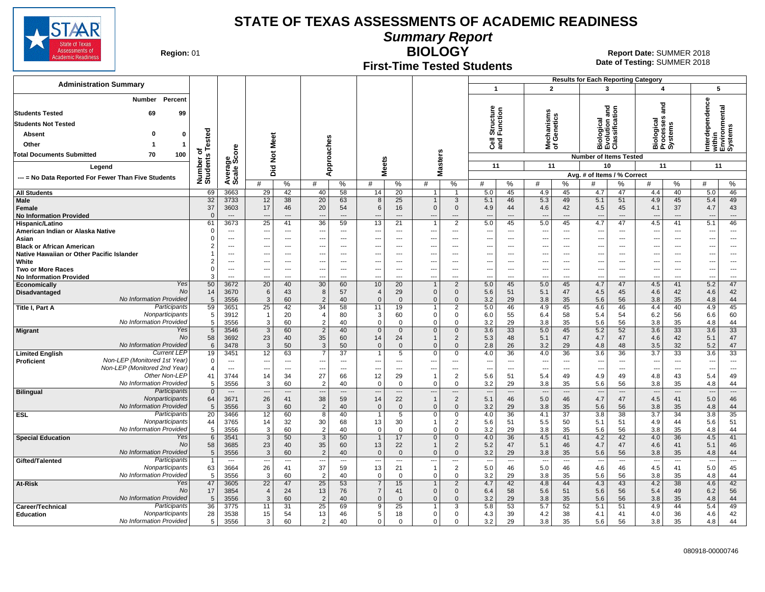# STATE OF TEXAS ASSESSMENTS OF ACADEMIC READINESS

## Summary Report

## BIOLOGY

### First-Time Tested Students

**Region:** 01

**Report Date:** SUMMER 2018
**Date of Testing:** SUMMER 2018

**Administration Summary**

| | Number | Percent |
|---|---|---|
| Students Tested | 69 | 99 |
| Students Not Tested | | |
| Absent | 0 | 0 |
| Other | 1 | 1 |
| Total Documents Submitted | 70 | 100 |

**Legend**

--- = No Data Reported For Fewer Than Five Students

Results for Each Reporting Category: 1 = Cell Structure and Function (11 items); 2 = Mechanisms of Genetics (11 items); 3 = Biological Evolution and Classification (10 items); 4 = Biological Processes and Systems (11 items); 5 = Interdependence within Environmental Systems (11 items). Avg. # of Items / % Correct.

| Group | | Number of Students Tested | Average Scale Score | Did Not Meet # | Did Not Meet % | Approaches # | Approaches % | Meets # | Meets % | Masters # | Masters % | 1 # | 1 % | 2 # | 2 % | 3 # | 3 % | 4 # | 4 % | 5 # | 5 % |
|---|---|---|---|---|---|---|---|---|---|---|---|---|---|---|---|---|---|---|---|---|---|
| All Students | | 69 | 3663 | 29 | 42 | 40 | 58 | 14 | 20 | 1 | 1 | 5.0 | 45 | 4.9 | 45 | 4.7 | 47 | 4.4 | 40 | 5.0 | 46 |
| Male | | 32 | 3733 | 12 | 38 | 20 | 63 | 8 | 25 | 1 | 3 | 5.1 | 46 | 5.3 | 49 | 5.1 | 51 | 4.9 | 45 | 5.4 | 49 |
| Female | | 37 | 3603 | 17 | 46 | 20 | 54 | 6 | 16 | 0 | 0 | 4.9 | 44 | 4.6 | 42 | 4.5 | 45 | 4.1 | 37 | 4.7 | 43 |
| No Information Provided | | 0 | --- | --- | --- | --- | --- | --- | --- | --- | --- | --- | --- | --- | --- | --- | --- | --- | --- | --- | --- |
| Hispanic/Latino | | 61 | 3673 | 25 | 41 | 36 | 59 | 13 | 21 | 1 | 2 | 5.0 | 45 | 5.0 | 45 | 4.7 | 47 | 4.5 | 41 | 5.1 | 46 |
| American Indian or Alaska Native | | 0 | --- | --- | --- | --- | --- | --- | --- | --- | --- | --- | --- | --- | --- | --- | --- | --- | --- | --- | --- |
| Asian | | 0 | --- | --- | --- | --- | --- | --- | --- | --- | --- | --- | --- | --- | --- | --- | --- | --- | --- | --- | --- |
| Black or African American | | 2 | --- | --- | --- | --- | --- | --- | --- | --- | --- | --- | --- | --- | --- | --- | --- | --- | --- | --- | --- |
| Native Hawaiian or Other Pacific Islander | | 1 | --- | --- | --- | --- | --- | --- | --- | --- | --- | --- | --- | --- | --- | --- | --- | --- | --- | --- | --- |
| White | | 2 | --- | --- | --- | --- | --- | --- | --- | --- | --- | --- | --- | --- | --- | --- | --- | --- | --- | --- | --- |
| Two or More Races | | 0 | --- | --- | --- | --- | --- | --- | --- | --- | --- | --- | --- | --- | --- | --- | --- | --- | --- | --- | --- |
| No Information Provided | | 3 | --- | --- | --- | --- | --- | --- | --- | --- | --- | --- | --- | --- | --- | --- | --- | --- | --- | --- | --- |
| Economically Disadvantaged | Yes | 50 | 3672 | 20 | 40 | 30 | 60 | 10 | 20 | 1 | 2 | 5.0 | 45 | 5.0 | 45 | 4.7 | 47 | 4.5 | 41 | 5.2 | 47 |
| | No | 14 | 3670 | 6 | 43 | 8 | 57 | 4 | 29 | 0 | 0 | 5.6 | 51 | 5.1 | 47 | 4.5 | 45 | 4.6 | 42 | 4.6 | 42 |
| | No Information Provided | 5 | 3556 | 3 | 60 | 2 | 40 | 0 | 0 | 0 | 0 | 3.2 | 29 | 3.8 | 35 | 5.6 | 56 | 3.8 | 35 | 4.8 | 44 |
| Title I, Part A | Participants | 59 | 3651 | 25 | 42 | 34 | 58 | 11 | 19 | 1 | 2 | 5.0 | 46 | 4.9 | 45 | 4.6 | 46 | 4.4 | 40 | 4.9 | 45 |
| | Nonparticipants | 5 | 3912 | 1 | 20 | 4 | 80 | 3 | 60 | 0 | 0 | 6.0 | 55 | 6.4 | 58 | 5.4 | 54 | 6.2 | 56 | 6.6 | 60 |
| | No Information Provided | 5 | 3556 | 3 | 60 | 2 | 40 | 0 | 0 | 0 | 0 | 3.2 | 29 | 3.8 | 35 | 5.6 | 56 | 3.8 | 35 | 4.8 | 44 |
| Migrant | Yes | 5 | 3546 | 3 | 60 | 2 | 40 | 0 | 0 | 0 | 0 | 3.6 | 33 | 5.0 | 45 | 5.2 | 52 | 3.6 | 33 | 3.6 | 33 |
| | No | 58 | 3692 | 23 | 40 | 35 | 60 | 14 | 24 | 1 | 2 | 5.3 | 48 | 5.1 | 47 | 4.7 | 47 | 4.6 | 42 | 5.1 | 47 |
| | No Information Provided | 6 | 3478 | 3 | 50 | 3 | 50 | 0 | 0 | 0 | 0 | 2.8 | 26 | 3.2 | 29 | 4.8 | 48 | 3.5 | 32 | 5.2 | 47 |
| Limited English Proficient | Current LEP | 19 | 3451 | 12 | 63 | 7 | 37 | 1 | 5 | 0 | 0 | 4.0 | 36 | 4.0 | 36 | 3.6 | 36 | 3.7 | 33 | 3.6 | 33 |
| | Non-LEP (Monitored 1st Year) | 0 | --- | --- | --- | --- | --- | --- | --- | --- | --- | --- | --- | --- | --- | --- | --- | --- | --- | --- | --- |
| | Non-LEP (Monitored 2nd Year) | 4 | --- | --- | --- | --- | --- | --- | --- | --- | --- | --- | --- | --- | --- | --- | --- | --- | --- | --- | --- |
| | Other Non-LEP | 41 | 3744 | 14 | 34 | 27 | 66 | 12 | 29 | 1 | 2 | 5.6 | 51 | 5.4 | 49 | 4.9 | 49 | 4.8 | 43 | 5.4 | 49 |
| | No Information Provided | 5 | 3556 | 3 | 60 | 2 | 40 | 0 | 0 | 0 | 0 | 3.2 | 29 | 3.8 | 35 | 5.6 | 56 | 3.8 | 35 | 4.8 | 44 |
| Bilingual | Participants | 0 | --- | --- | --- | --- | --- | --- | --- | --- | --- | --- | --- | --- | --- | --- | --- | --- | --- | --- | --- |
| | Nonparticipants | 64 | 3671 | 26 | 41 | 38 | 59 | 14 | 22 | 1 | 2 | 5.1 | 46 | 5.0 | 46 | 4.7 | 47 | 4.5 | 41 | 5.0 | 46 |
| | No Information Provided | 5 | 3556 | 3 | 60 | 2 | 40 | 0 | 0 | 0 | 0 | 3.2 | 29 | 3.8 | 35 | 5.6 | 56 | 3.8 | 35 | 4.8 | 44 |
| ESL | Participants | 20 | 3466 | 12 | 60 | 8 | 40 | 1 | 5 | 0 | 0 | 4.0 | 36 | 4.1 | 37 | 3.8 | 38 | 3.7 | 34 | 3.8 | 35 |
| | Nonparticipants | 44 | 3765 | 14 | 32 | 30 | 68 | 13 | 30 | 1 | 2 | 5.6 | 51 | 5.5 | 50 | 5.1 | 51 | 4.9 | 44 | 5.6 | 51 |
| | No Information Provided | 5 | 3556 | 3 | 60 | 2 | 40 | 0 | 0 | 0 | 0 | 3.2 | 29 | 3.8 | 35 | 5.6 | 56 | 3.8 | 35 | 4.8 | 44 |
| Special Education | Yes | 6 | 3541 | 3 | 50 | 3 | 50 | 1 | 17 | 0 | 0 | 4.0 | 36 | 4.5 | 41 | 4.2 | 42 | 4.0 | 36 | 4.5 | 41 |
| | No | 58 | 3685 | 23 | 40 | 35 | 60 | 13 | 22 | 1 | 2 | 5.2 | 47 | 5.1 | 46 | 4.7 | 47 | 4.6 | 41 | 5.1 | 46 |
| | No Information Provided | 5 | 3556 | 3 | 60 | 2 | 40 | 0 | 0 | 0 | 0 | 3.2 | 29 | 3.8 | 35 | 5.6 | 56 | 3.8 | 35 | 4.8 | 44 |
| Gifted/Talented | Participants | 1 | --- | --- | --- | --- | --- | --- | --- | --- | --- | --- | --- | --- | --- | --- | --- | --- | --- | --- | --- |
| | Nonparticipants | 63 | 3664 | 26 | 41 | 37 | 59 | 13 | 21 | 1 | 2 | 5.0 | 46 | 5.0 | 46 | 4.6 | 46 | 4.5 | 41 | 5.0 | 45 |
| | No Information Provided | 5 | 3556 | 3 | 60 | 2 | 40 | 0 | 0 | 0 | 0 | 3.2 | 29 | 3.8 | 35 | 5.6 | 56 | 3.8 | 35 | 4.8 | 44 |
| At-Risk | Yes | 47 | 3605 | 22 | 47 | 25 | 53 | 7 | 15 | 1 | 2 | 4.7 | 42 | 4.8 | 44 | 4.3 | 43 | 4.2 | 38 | 4.6 | 42 |
| | No | 17 | 3854 | 4 | 24 | 13 | 76 | 7 | 41 | 0 | 0 | 6.4 | 58 | 5.6 | 51 | 5.6 | 56 | 5.4 | 49 | 6.2 | 56 |
| | No Information Provided | 5 | 3556 | 3 | 60 | 2 | 40 | 0 | 0 | 0 | 0 | 3.2 | 29 | 3.8 | 35 | 5.6 | 56 | 3.8 | 35 | 4.8 | 44 |
| Career/Technical Education | Participants | 36 | 3775 | 11 | 31 | 25 | 69 | 9 | 25 | 1 | 3 | 5.8 | 53 | 5.7 | 52 | 5.1 | 51 | 4.9 | 44 | 5.4 | 49 |
| | Nonparticipants | 28 | 3538 | 15 | 54 | 13 | 46 | 5 | 18 | 0 | 0 | 4.3 | 39 | 4.2 | 38 | 4.1 | 41 | 4.0 | 36 | 4.6 | 42 |
| | No Information Provided | 5 | 3556 | 3 | 60 | 2 | 40 | 0 | 0 | 0 | 0 | 3.2 | 29 | 3.8 | 35 | 5.6 | 56 | 3.8 | 35 | 4.8 | 44 |

080918-00000746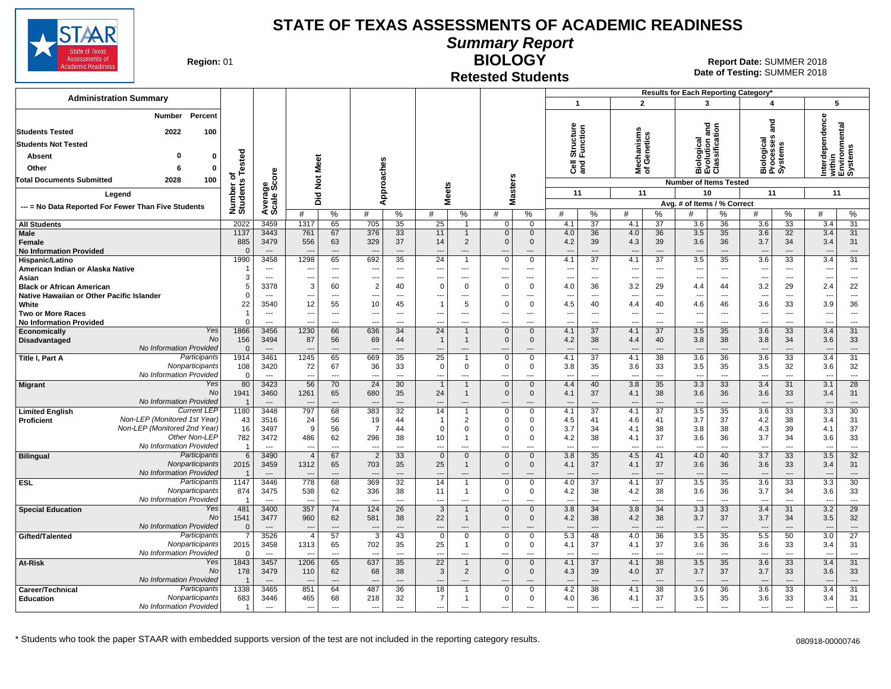# STATE OF TEXAS ASSESSMENTS OF ACADEMIC READINESS

## Summary Report

## BIOLOGY

### Retested Students

**Region:** 01

**Report Date:** SUMMER 2018
**Date of Testing:** SUMMER 2018

**Administration Summary**

| | Number | Percent |
|---|---|---|
| Students Tested | 2022 | 100 |
| Students Not Tested | | |
| Absent | 0 | 0 |
| Other | 6 | 0 |
| Total Documents Submitted | 2028 | 100 |

**Legend**

--- = No Data Reported For Fewer Than Five Students

Results for Each Reporting Category*: 1 = Cell Structure and Function (11 items); 2 = Mechanisms of Genetics (11 items); 3 = Biological Evolution and Classification (10 items); 4 = Biological Processes and Systems (11 items); 5 = Interdependence within Environmental Systems (11 items). Values are Avg. # of Items / % Correct.

| Group | | Number of Students Tested | Average Scale Score | Did Not Meet # | Did Not Meet % | Approaches # | Approaches % | Meets # | Meets % | Masters # | Masters % | 1 # | 1 % | 2 # | 2 % | 3 # | 3 % | 4 # | 4 % | 5 # | 5 % |
|---|---|---|---|---|---|---|---|---|---|---|---|---|---|---|---|---|---|---|---|---|---|
| All Students | | 2022 | 3459 | 1317 | 65 | 705 | 35 | 25 | 1 | 0 | 0 | 4.1 | 37 | 4.1 | 37 | 3.6 | 36 | 3.6 | 33 | 3.4 | 31 |
| Male | | 1137 | 3443 | 761 | 67 | 376 | 33 | 11 | 1 | 0 | 0 | 4.0 | 36 | 4.0 | 36 | 3.5 | 35 | 3.6 | 32 | 3.4 | 31 |
| Female | | 885 | 3479 | 556 | 63 | 329 | 37 | 14 | 2 | 0 | 0 | 4.2 | 39 | 4.3 | 39 | 3.6 | 36 | 3.7 | 34 | 3.4 | 31 |
| No Information Provided | | 0 | --- | --- | --- | --- | --- | --- | --- | --- | --- | --- | --- | --- | --- | --- | --- | --- | --- | --- | --- |
| Hispanic/Latino | | 1990 | 3458 | 1298 | 65 | 692 | 35 | 24 | 1 | 0 | 0 | 4.1 | 37 | 4.1 | 37 | 3.5 | 35 | 3.6 | 33 | 3.4 | 31 |
| American Indian or Alaska Native | | 1 | --- | --- | --- | --- | --- | --- | --- | --- | --- | --- | --- | --- | --- | --- | --- | --- | --- | --- | --- |
| Asian | | 3 | --- | --- | --- | --- | --- | --- | --- | --- | --- | --- | --- | --- | --- | --- | --- | --- | --- | --- | --- |
| Black or African American | | 5 | 3378 | 3 | 60 | 2 | 40 | 0 | 0 | 0 | 0 | 4.0 | 36 | 3.2 | 29 | 4.4 | 44 | 3.2 | 29 | 2.4 | 22 |
| Native Hawaiian or Other Pacific Islander | | 0 | --- | --- | --- | --- | --- | --- | --- | --- | --- | --- | --- | --- | --- | --- | --- | --- | --- | --- | --- |
| White | | 22 | 3540 | 12 | 55 | 10 | 45 | 1 | 5 | 0 | 0 | 4.5 | 40 | 4.4 | 40 | 4.6 | 46 | 3.6 | 33 | 3.9 | 36 |
| Two or More Races | | 1 | --- | --- | --- | --- | --- | --- | --- | --- | --- | --- | --- | --- | --- | --- | --- | --- | --- | --- | --- |
| No Information Provided | | 0 | --- | --- | --- | --- | --- | --- | --- | --- | --- | --- | --- | --- | --- | --- | --- | --- | --- | --- | --- |
| Economically Disadvantaged | Yes | 1866 | 3456 | 1230 | 66 | 636 | 34 | 24 | 1 | 0 | 0 | 4.1 | 37 | 4.1 | 37 | 3.5 | 35 | 3.6 | 33 | 3.4 | 31 |
| | No | 156 | 3494 | 87 | 56 | 69 | 44 | 1 | 1 | 0 | 0 | 4.2 | 38 | 4.4 | 40 | 3.8 | 38 | 3.8 | 34 | 3.6 | 33 |
| | No Information Provided | 0 | --- | --- | --- | --- | --- | --- | --- | --- | --- | --- | --- | --- | --- | --- | --- | --- | --- | --- | --- |
| Title I, Part A | Participants | 1914 | 3461 | 1245 | 65 | 669 | 35 | 25 | 1 | 0 | 0 | 4.1 | 37 | 4.1 | 38 | 3.6 | 36 | 3.6 | 33 | 3.4 | 31 |
| | Nonparticipants | 108 | 3420 | 72 | 67 | 36 | 33 | 0 | 0 | 0 | 0 | 3.8 | 35 | 3.6 | 33 | 3.5 | 35 | 3.5 | 32 | 3.6 | 32 |
| | No Information Provided | 0 | --- | --- | --- | --- | --- | --- | --- | --- | --- | --- | --- | --- | --- | --- | --- | --- | --- | --- | --- |
| Migrant | Yes | 80 | 3423 | 56 | 70 | 24 | 30 | 1 | 1 | 0 | 0 | 4.4 | 40 | 3.8 | 35 | 3.3 | 33 | 3.4 | 31 | 3.1 | 28 |
| | No | 1941 | 3460 | 1261 | 65 | 680 | 35 | 24 | 1 | 0 | 0 | 4.1 | 37 | 4.1 | 38 | 3.6 | 36 | 3.6 | 33 | 3.4 | 31 |
| | No Information Provided | 1 | --- | --- | --- | --- | --- | --- | --- | --- | --- | --- | --- | --- | --- | --- | --- | --- | --- | --- | --- |
| Limited English Proficient | Current LEP | 1180 | 3448 | 797 | 68 | 383 | 32 | 14 | 1 | 0 | 0 | 4.1 | 37 | 4.1 | 37 | 3.5 | 35 | 3.6 | 33 | 3.3 | 30 |
| | Non-LEP (Monitored 1st Year) | 43 | 3516 | 24 | 56 | 19 | 44 | 1 | 2 | 0 | 0 | 4.5 | 41 | 4.6 | 41 | 3.7 | 37 | 4.2 | 38 | 3.4 | 31 |
| | Non-LEP (Monitored 2nd Year) | 16 | 3497 | 9 | 56 | 7 | 44 | 0 | 0 | 0 | 0 | 3.7 | 34 | 4.1 | 38 | 3.8 | 38 | 4.3 | 39 | 4.1 | 37 |
| | Other Non-LEP | 782 | 3472 | 486 | 62 | 296 | 38 | 10 | 1 | 0 | 0 | 4.2 | 38 | 4.1 | 37 | 3.6 | 36 | 3.7 | 34 | 3.6 | 33 |
| | No Information Provided | 1 | --- | --- | --- | --- | --- | --- | --- | --- | --- | --- | --- | --- | --- | --- | --- | --- | --- | --- | --- |
| Bilingual | Participants | 6 | 3490 | 4 | 67 | 2 | 33 | 0 | 0 | 0 | 0 | 3.8 | 35 | 4.5 | 41 | 4.0 | 40 | 3.7 | 33 | 3.5 | 32 |
| | Nonparticipants | 2015 | 3459 | 1312 | 65 | 703 | 35 | 25 | 1 | 0 | 0 | 4.1 | 37 | 4.1 | 37 | 3.6 | 36 | 3.6 | 33 | 3.4 | 31 |
| | No Information Provided | 1 | --- | --- | --- | --- | --- | --- | --- | --- | --- | --- | --- | --- | --- | --- | --- | --- | --- | --- | --- |
| ESL | Participants | 1147 | 3446 | 778 | 68 | 369 | 32 | 14 | 1 | 0 | 0 | 4.0 | 37 | 4.1 | 37 | 3.5 | 35 | 3.6 | 33 | 3.3 | 30 |
| | Nonparticipants | 874 | 3475 | 538 | 62 | 336 | 38 | 11 | 1 | 0 | 0 | 4.2 | 38 | 4.2 | 38 | 3.6 | 36 | 3.7 | 34 | 3.6 | 33 |
| | No Information Provided | 1 | --- | --- | --- | --- | --- | --- | --- | --- | --- | --- | --- | --- | --- | --- | --- | --- | --- | --- | --- |
| Special Education | Yes | 481 | 3400 | 357 | 74 | 124 | 26 | 3 | 1 | 0 | 0 | 3.8 | 34 | 3.8 | 34 | 3.3 | 33 | 3.4 | 31 | 3.2 | 29 |
| | No | 1541 | 3477 | 960 | 62 | 581 | 38 | 22 | 1 | 0 | 0 | 4.2 | 38 | 4.2 | 38 | 3.7 | 37 | 3.7 | 34 | 3.5 | 32 |
| | No Information Provided | 0 | --- | --- | --- | --- | --- | --- | --- | --- | --- | --- | --- | --- | --- | --- | --- | --- | --- | --- | --- |
| Gifted/Talented | Participants | 7 | 3526 | 4 | 57 | 3 | 43 | 0 | 0 | 0 | 0 | 5.3 | 48 | 4.0 | 36 | 3.5 | 35 | 5.5 | 50 | 3.0 | 27 |
| | Nonparticipants | 2015 | 3458 | 1313 | 65 | 702 | 35 | 25 | 1 | 0 | 0 | 4.1 | 37 | 4.1 | 37 | 3.6 | 36 | 3.6 | 33 | 3.4 | 31 |
| | No Information Provided | 0 | --- | --- | --- | --- | --- | --- | --- | --- | --- | --- | --- | --- | --- | --- | --- | --- | --- | --- | --- |
| At-Risk | Yes | 1843 | 3457 | 1206 | 65 | 637 | 35 | 22 | 1 | 0 | 0 | 4.1 | 37 | 4.1 | 38 | 3.5 | 35 | 3.6 | 33 | 3.4 | 31 |
| | No | 178 | 3479 | 110 | 62 | 68 | 38 | 3 | 2 | 0 | 0 | 4.3 | 39 | 4.0 | 37 | 3.7 | 37 | 3.7 | 33 | 3.6 | 33 |
| | No Information Provided | 1 | --- | --- | --- | --- | --- | --- | --- | --- | --- | --- | --- | --- | --- | --- | --- | --- | --- | --- | --- |
| Career/Technical Education | Participants | 1338 | 3465 | 851 | 64 | 487 | 36 | 18 | 1 | 0 | 0 | 4.2 | 38 | 4.1 | 38 | 3.6 | 36 | 3.6 | 33 | 3.4 | 31 |
| | Nonparticipants | 683 | 3446 | 465 | 68 | 218 | 32 | 7 | 1 | 0 | 0 | 4.0 | 36 | 4.1 | 37 | 3.5 | 35 | 3.6 | 33 | 3.4 | 31 |
| | No Information Provided | 1 | --- | --- | --- | --- | --- | --- | --- | --- | --- | --- | --- | --- | --- | --- | --- | --- | --- | --- | --- |

* Students who took the paper STAAR with embedded supports version of the test are not included in the reporting category results.

080918-00000746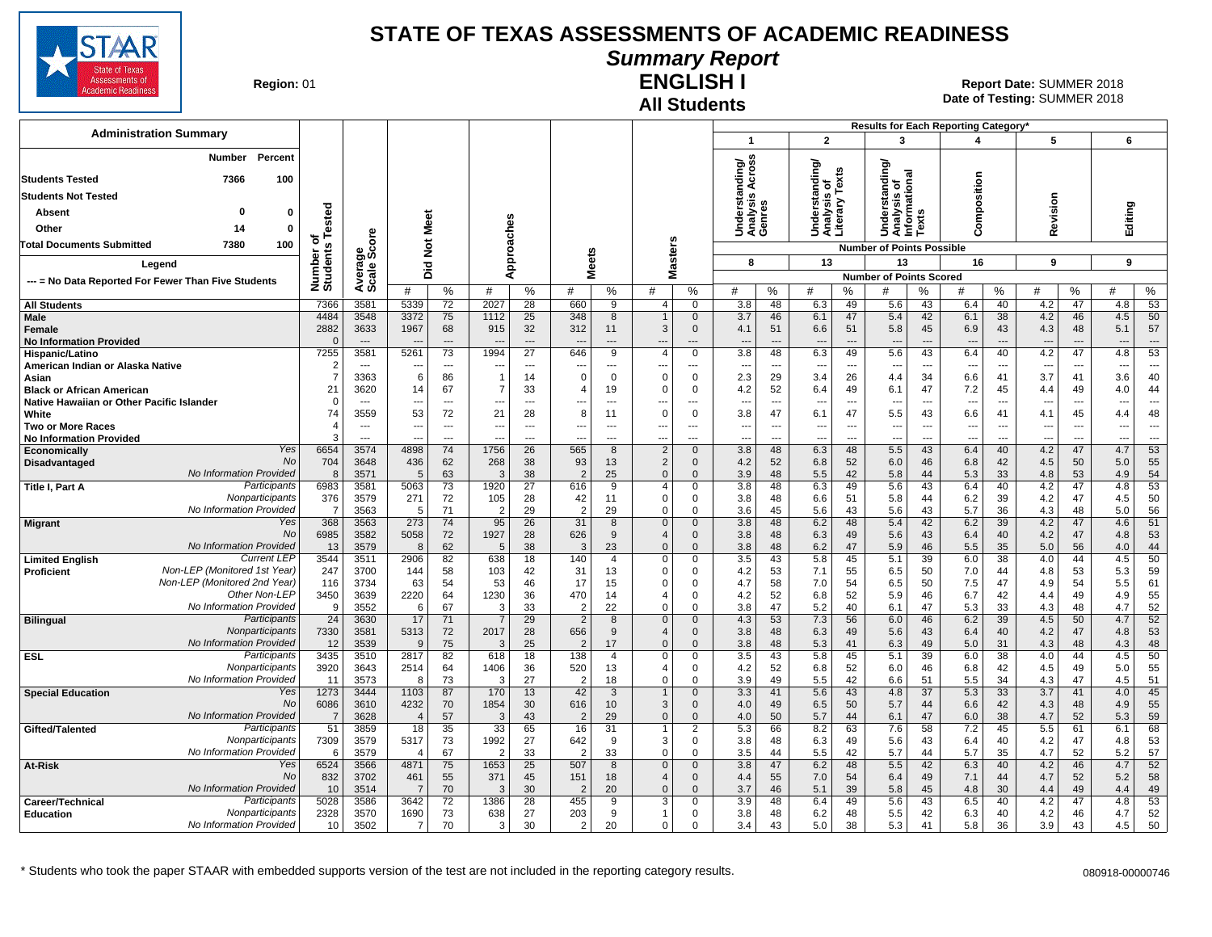# STATE OF TEXAS ASSESSMENTS OF ACADEMIC READINESS

## Summary Report

## ENGLISH I

## All Students

**Region:** 01

**Report Date:** SUMMER 2018
**Date of Testing:** SUMMER 2018

### Administration Summary

| | Number | Percent |
|---|---|---|
| Students Tested | 7366 | 100 |
| Students Not Tested | | |
| Absent | 0 | 0 |
| Other | 14 | 0 |
| Total Documents Submitted | 7380 | 100 |

Legend

--- = No Data Reported For Fewer Than Five Students

Results for Each Reporting Category*: 1 = Understanding/Analysis Across Genres (8 points possible); 2 = Understanding/Analysis of Literary Texts (13); 3 = Understanding/Analysis of Informational Texts (13); 4 = Composition (16); 5 = Revision (9); 6 = Editing (9). Values are Number of Points Scored (#) and %.

| Group | | Number of Students Tested | Average Scale Score | Did Not Meet # | Did Not Meet % | Approaches # | Approaches % | Meets # | Meets % | Masters # | Masters % | 1 # | 1 % | 2 # | 2 % | 3 # | 3 % | 4 # | 4 % | 5 # | 5 % | 6 # | 6 % |
|---|---|---|---|---|---|---|---|---|---|---|---|---|---|---|---|---|---|---|---|---|---|---|---|
| All Students | | 7366 | 3581 | 5339 | 72 | 2027 | 28 | 660 | 9 | 4 | 0 | 3.8 | 48 | 6.3 | 49 | 5.6 | 43 | 6.4 | 40 | 4.2 | 47 | 4.8 | 53 |
| Male | | 4484 | 3548 | 3372 | 75 | 1112 | 25 | 348 | 8 | 1 | 0 | 3.7 | 46 | 6.1 | 47 | 5.4 | 42 | 6.1 | 38 | 4.2 | 46 | 4.5 | 50 |
| Female | | 2882 | 3633 | 1967 | 68 | 915 | 32 | 312 | 11 | 3 | 0 | 4.1 | 51 | 6.6 | 51 | 5.8 | 45 | 6.9 | 43 | 4.3 | 48 | 5.1 | 57 |
| No Information Provided | | 0 | --- | --- | --- | --- | --- | --- | --- | --- | --- | --- | --- | --- | --- | --- | --- | --- | --- | --- | --- | --- | --- |
| Hispanic/Latino | | 7255 | 3581 | 5261 | 73 | 1994 | 27 | 646 | 9 | 4 | 0 | 3.8 | 48 | 6.3 | 49 | 5.6 | 43 | 6.4 | 40 | 4.2 | 47 | 4.8 | 53 |
| American Indian or Alaska Native | | 2 | --- | --- | --- | --- | --- | --- | --- | --- | --- | --- | --- | --- | --- | --- | --- | --- | --- | --- | --- | --- | --- |
| Asian | | 7 | 3363 | 6 | 86 | 1 | 14 | 0 | 0 | 0 | 0 | 2.3 | 29 | 3.4 | 26 | 4.4 | 34 | 6.6 | 41 | 3.7 | 41 | 3.6 | 40 |
| Black or African American | | 21 | 3620 | 14 | 67 | 7 | 33 | 4 | 19 | 0 | 0 | 4.2 | 52 | 6.4 | 49 | 6.1 | 47 | 7.2 | 45 | 4.4 | 49 | 4.0 | 44 |
| Native Hawaiian or Other Pacific Islander | | 0 | --- | --- | --- | --- | --- | --- | --- | --- | --- | --- | --- | --- | --- | --- | --- | --- | --- | --- | --- | --- | --- |
| White | | 74 | 3559 | 53 | 72 | 21 | 28 | 8 | 11 | 0 | 0 | 3.8 | 47 | 6.1 | 47 | 5.5 | 43 | 6.6 | 41 | 4.1 | 45 | 4.4 | 48 |
| Two or More Races | | 4 | --- | --- | --- | --- | --- | --- | --- | --- | --- | --- | --- | --- | --- | --- | --- | --- | --- | --- | --- | --- | --- |
| No Information Provided | | 3 | --- | --- | --- | --- | --- | --- | --- | --- | --- | --- | --- | --- | --- | --- | --- | --- | --- | --- | --- | --- | --- |
| Economically Disadvantaged | Yes | 6654 | 3574 | 4898 | 74 | 1756 | 26 | 565 | 8 | 2 | 0 | 3.8 | 48 | 6.3 | 48 | 5.5 | 43 | 6.4 | 40 | 4.2 | 47 | 4.7 | 53 |
| | No | 704 | 3648 | 436 | 62 | 268 | 38 | 93 | 13 | 2 | 0 | 4.2 | 52 | 6.8 | 52 | 6.0 | 46 | 6.8 | 42 | 4.5 | 50 | 5.0 | 55 |
| | No Information Provided | 8 | 3571 | 5 | 63 | 3 | 38 | 2 | 25 | 0 | 0 | 3.9 | 48 | 5.5 | 42 | 5.8 | 44 | 5.3 | 33 | 4.8 | 53 | 4.9 | 54 |
| Title I, Part A | Participants | 6983 | 3581 | 5063 | 73 | 1920 | 27 | 616 | 9 | 4 | 0 | 3.8 | 48 | 6.3 | 49 | 5.6 | 43 | 6.4 | 40 | 4.2 | 47 | 4.8 | 53 |
| | Nonparticipants | 376 | 3579 | 271 | 72 | 105 | 28 | 42 | 11 | 0 | 0 | 3.8 | 48 | 6.6 | 51 | 5.8 | 44 | 6.2 | 39 | 4.2 | 47 | 4.5 | 50 |
| | No Information Provided | 7 | 3563 | 5 | 71 | 2 | 29 | 2 | 29 | 0 | 0 | 3.6 | 45 | 5.6 | 43 | 5.6 | 43 | 5.7 | 36 | 4.3 | 48 | 5.0 | 56 |
| Migrant | Yes | 368 | 3563 | 273 | 74 | 95 | 26 | 31 | 8 | 0 | 0 | 3.8 | 48 | 6.2 | 48 | 5.4 | 42 | 6.2 | 39 | 4.2 | 47 | 4.6 | 51 |
| | No | 6985 | 3582 | 5058 | 72 | 1927 | 28 | 626 | 9 | 4 | 0 | 3.8 | 48 | 6.3 | 49 | 5.6 | 43 | 6.4 | 40 | 4.2 | 47 | 4.8 | 53 |
| | No Information Provided | 13 | 3579 | 8 | 62 | 5 | 38 | 3 | 23 | 0 | 0 | 3.8 | 48 | 6.2 | 47 | 5.9 | 46 | 5.5 | 35 | 5.0 | 56 | 4.0 | 44 |
| Limited English Proficient | Current LEP | 3544 | 3511 | 2906 | 82 | 638 | 18 | 140 | 4 | 0 | 0 | 3.5 | 43 | 5.8 | 45 | 5.1 | 39 | 6.0 | 38 | 4.0 | 44 | 4.5 | 50 |
| | Non-LEP (Monitored 1st Year) | 247 | 3700 | 144 | 58 | 103 | 42 | 31 | 13 | 0 | 0 | 4.2 | 53 | 7.1 | 55 | 6.5 | 50 | 7.0 | 44 | 4.8 | 53 | 5.3 | 59 |
| | Non-LEP (Monitored 2nd Year) | 116 | 3734 | 63 | 54 | 53 | 46 | 17 | 15 | 0 | 0 | 4.7 | 58 | 7.0 | 54 | 6.5 | 50 | 7.5 | 47 | 4.9 | 54 | 5.5 | 61 |
| | Other Non-LEP | 3450 | 3639 | 2220 | 64 | 1230 | 36 | 470 | 14 | 4 | 0 | 4.2 | 52 | 6.8 | 52 | 5.9 | 46 | 6.7 | 42 | 4.4 | 49 | 4.9 | 55 |
| | No Information Provided | 9 | 3552 | 6 | 67 | 3 | 33 | 2 | 22 | 0 | 0 | 3.8 | 47 | 5.2 | 40 | 6.1 | 47 | 5.3 | 33 | 4.3 | 48 | 4.7 | 52 |
| Bilingual | Participants | 24 | 3630 | 17 | 71 | 7 | 29 | 2 | 8 | 0 | 0 | 4.3 | 53 | 7.3 | 56 | 6.0 | 46 | 6.2 | 39 | 4.5 | 50 | 4.7 | 52 |
| | Nonparticipants | 7330 | 3581 | 5313 | 72 | 2017 | 28 | 656 | 9 | 4 | 0 | 3.8 | 48 | 6.3 | 49 | 5.6 | 43 | 6.4 | 40 | 4.2 | 47 | 4.8 | 53 |
| | No Information Provided | 12 | 3539 | 9 | 75 | 3 | 25 | 2 | 17 | 0 | 0 | 3.8 | 48 | 5.3 | 41 | 6.3 | 49 | 5.0 | 31 | 4.3 | 48 | 4.3 | 48 |
| ESL | Participants | 3435 | 3510 | 2817 | 82 | 618 | 18 | 138 | 4 | 0 | 0 | 3.5 | 43 | 5.8 | 45 | 5.1 | 39 | 6.0 | 38 | 4.0 | 44 | 4.5 | 50 |
| | Nonparticipants | 3920 | 3643 | 2514 | 64 | 1406 | 36 | 520 | 13 | 4 | 0 | 4.2 | 52 | 6.8 | 52 | 6.0 | 46 | 6.8 | 42 | 4.5 | 49 | 5.0 | 55 |
| | No Information Provided | 11 | 3573 | 8 | 73 | 3 | 27 | 2 | 18 | 0 | 0 | 3.9 | 49 | 5.5 | 42 | 6.6 | 51 | 5.5 | 34 | 4.3 | 47 | 4.5 | 51 |
| Special Education | Yes | 1273 | 3444 | 1103 | 87 | 170 | 13 | 42 | 3 | 1 | 0 | 3.3 | 41 | 5.6 | 43 | 4.8 | 37 | 5.3 | 33 | 3.7 | 41 | 4.0 | 45 |
| | No | 6086 | 3610 | 4232 | 70 | 1854 | 30 | 616 | 10 | 3 | 0 | 4.0 | 49 | 6.5 | 50 | 5.7 | 44 | 6.6 | 42 | 4.3 | 48 | 4.9 | 55 |
| | No Information Provided | 7 | 3628 | 4 | 57 | 3 | 43 | 2 | 29 | 0 | 0 | 4.0 | 50 | 5.7 | 44 | 6.1 | 47 | 6.0 | 38 | 4.7 | 52 | 5.3 | 59 |
| Gifted/Talented | Participants | 51 | 3859 | 18 | 35 | 33 | 65 | 16 | 31 | 1 | 2 | 5.3 | 66 | 8.2 | 63 | 7.6 | 58 | 7.2 | 45 | 5.5 | 61 | 6.1 | 68 |
| | Nonparticipants | 7309 | 3579 | 5317 | 73 | 1992 | 27 | 642 | 9 | 3 | 0 | 3.8 | 48 | 6.3 | 49 | 5.6 | 43 | 6.4 | 40 | 4.2 | 47 | 4.8 | 53 |
| | No Information Provided | 6 | 3579 | 4 | 67 | 2 | 33 | 2 | 33 | 0 | 0 | 3.5 | 44 | 5.5 | 42 | 5.7 | 44 | 5.7 | 35 | 4.7 | 52 | 5.2 | 57 |
| At-Risk | Yes | 6524 | 3566 | 4871 | 75 | 1653 | 25 | 507 | 8 | 0 | 0 | 3.8 | 47 | 6.2 | 48 | 5.5 | 42 | 6.3 | 40 | 4.2 | 46 | 4.7 | 52 |
| | No | 832 | 3702 | 461 | 55 | 371 | 45 | 151 | 18 | 4 | 0 | 4.4 | 55 | 7.0 | 54 | 6.4 | 49 | 7.1 | 44 | 4.7 | 52 | 5.2 | 58 |
| | No Information Provided | 10 | 3514 | 7 | 70 | 3 | 30 | 2 | 20 | 0 | 0 | 3.7 | 46 | 5.1 | 39 | 5.8 | 45 | 4.8 | 30 | 4.4 | 49 | 4.4 | 49 |
| Career/Technical Education | Participants | 5028 | 3586 | 3642 | 72 | 1386 | 28 | 455 | 9 | 3 | 0 | 3.9 | 48 | 6.4 | 49 | 5.6 | 43 | 6.5 | 40 | 4.2 | 47 | 4.8 | 53 |
| | Nonparticipants | 2328 | 3570 | 1690 | 73 | 638 | 27 | 203 | 9 | 1 | 0 | 3.8 | 48 | 6.2 | 48 | 5.5 | 42 | 6.3 | 40 | 4.2 | 46 | 4.7 | 52 |
| | No Information Provided | 10 | 3502 | 7 | 70 | 3 | 30 | 2 | 20 | 0 | 0 | 3.4 | 43 | 5.0 | 38 | 5.3 | 41 | 5.8 | 36 | 3.9 | 43 | 4.5 | 50 |

\* Students who took the paper STAAR with embedded supports version of the test are not included in the reporting category results.

080918-00000746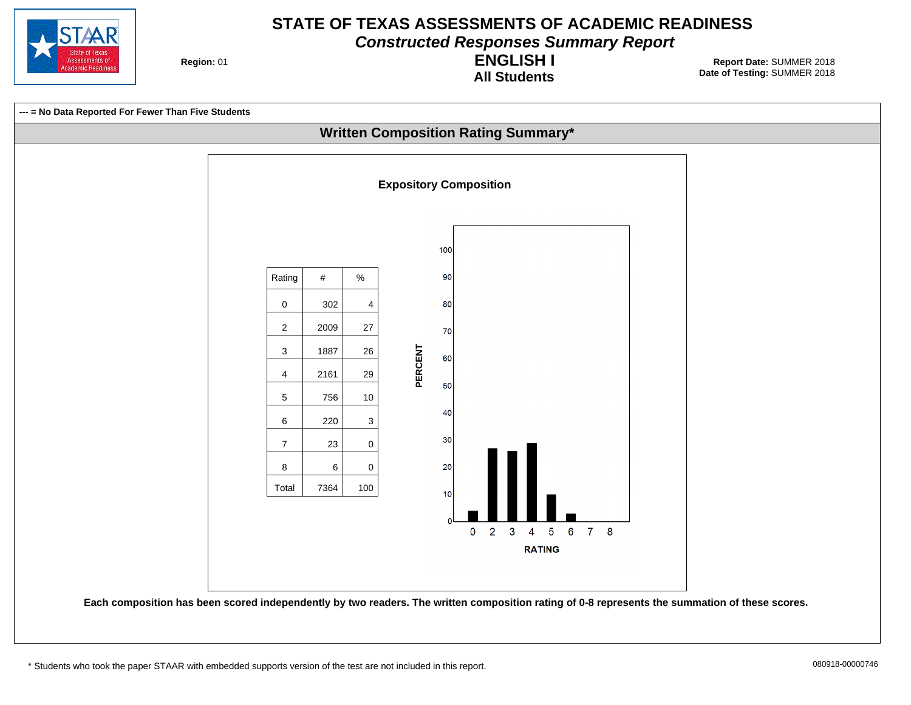# STATE OF TEXAS ASSESSMENTS OF ACADEMIC READINESS

***Constructed Responses Summary Report***

## ENGLISH I

### All Students

**Region:** 01

**Report Date:** SUMMER 2018
**Date of Testing:** SUMMER 2018

**--- = No Data Reported For Fewer Than Five Students**

## Written Composition Rating Summary*

### Expository Composition

| Rating | # | % |
|---|---|---|
| 0 | 302 | 4 |
| 2 | 2009 | 27 |
| 3 | 1887 | 26 |
| 4 | 2161 | 29 |
| 5 | 756 | 10 |
| 6 | 220 | 3 |
| 7 | 23 | 0 |
| 8 | 6 | 0 |
| Total | 7364 | 100 |

**Each composition has been scored independently by two readers. The written composition rating of 0-8 represents the summation of these scores.**

\* Students who took the paper STAAR with embedded supports version of the test are not included in this report.

080918-00000746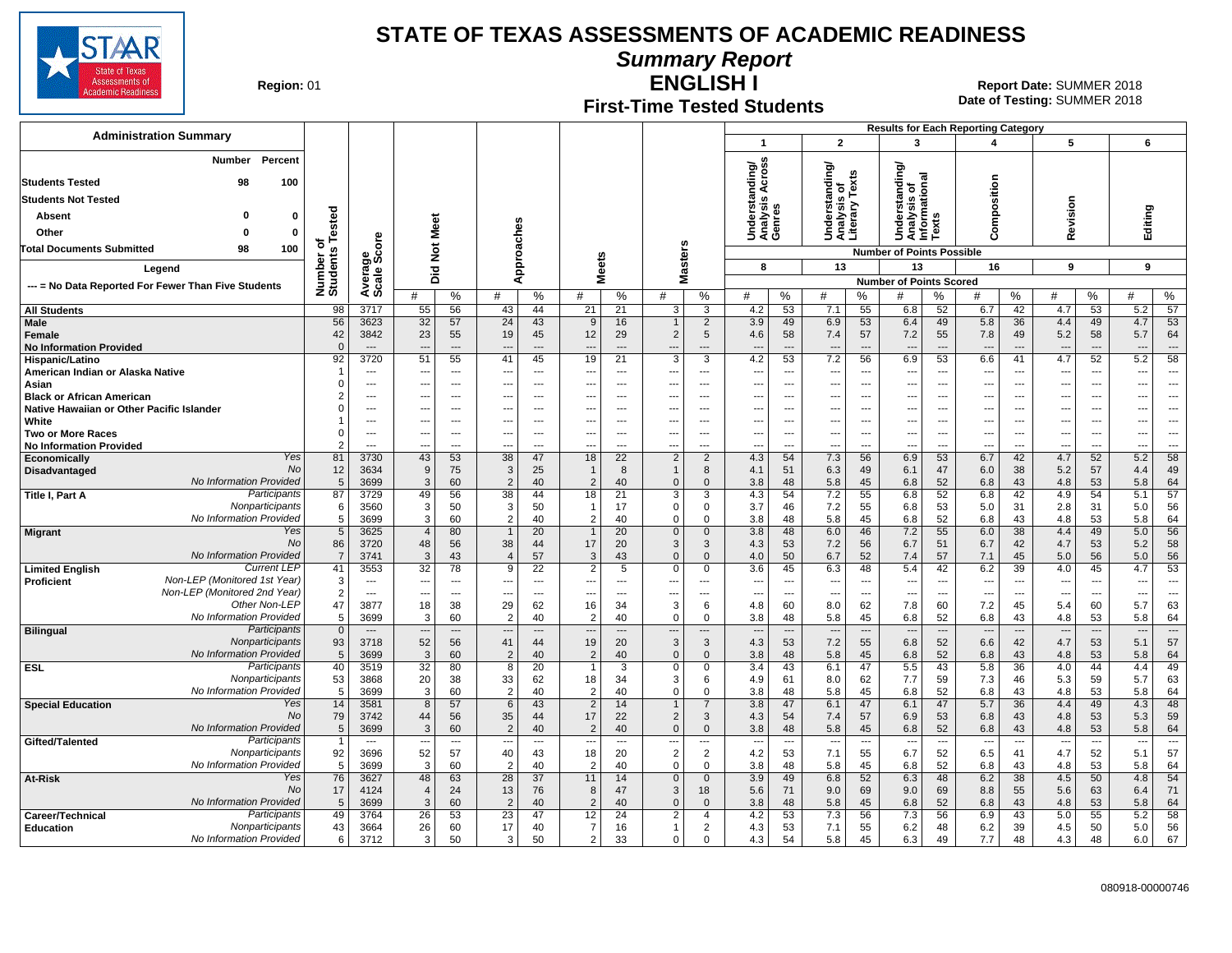# STATE OF TEXAS ASSESSMENTS OF ACADEMIC READINESS

## Summary Report

## ENGLISH I

## First-Time Tested Students

**Region:** 01

**Report Date:** SUMMER 2018
**Date of Testing:** SUMMER 2018

### Administration Summary

| | Number | Percent |
|---|---|---|
| Students Tested | 98 | 100 |
| Students Not Tested | | |
| Absent | 0 | 0 |
| Other | 0 | 0 |
| Total Documents Submitted | 98 | 100 |

Legend: --- = No Data Reported For Fewer Than Five Students

Results for Each Reporting Category: 1 = Understanding/Analysis Across Genres (8 points possible); 2 = Understanding/Analysis of Literary Texts (13); 3 = Understanding/Analysis of Informational Texts (13); 4 = Composition (16); 5 = Revision (9); 6 = Editing (9). Values are Number of Points Scored.

| Group | | Number of Students Tested | Average Scale Score | Did Not Meet # | Did Not Meet % | Approaches # | Approaches % | Meets # | Meets % | Masters # | Masters % | Cat 1 # | Cat 1 % | Cat 2 # | Cat 2 % | Cat 3 # | Cat 3 % | Cat 4 # | Cat 4 % | Cat 5 # | Cat 5 % | Cat 6 # | Cat 6 % |
|---|---|---|---|---|---|---|---|---|---|---|---|---|---|---|---|---|---|---|---|---|---|---|---|
| All Students | | 98 | 3717 | 55 | 56 | 43 | 44 | 21 | 21 | 3 | 3 | 4.2 | 53 | 7.1 | 55 | 6.8 | 52 | 6.7 | 42 | 4.7 | 53 | 5.2 | 57 |
| Male | | 56 | 3623 | 32 | 57 | 24 | 43 | 9 | 16 | 1 | 2 | 3.9 | 49 | 6.9 | 53 | 6.4 | 49 | 5.8 | 36 | 4.4 | 49 | 4.7 | 53 |
| Female | | 42 | 3842 | 23 | 55 | 19 | 45 | 12 | 29 | 2 | 5 | 4.6 | 58 | 7.4 | 57 | 7.2 | 55 | 7.8 | 49 | 5.2 | 58 | 5.7 | 64 |
| No Information Provided | | 0 | --- | --- | --- | --- | --- | --- | --- | --- | --- | --- | --- | --- | --- | --- | --- | --- | --- | --- | --- | --- | --- |
| Hispanic/Latino | | 92 | 3720 | 51 | 55 | 41 | 45 | 19 | 21 | 3 | 3 | 4.2 | 53 | 7.2 | 56 | 6.9 | 53 | 6.6 | 41 | 4.7 | 52 | 5.2 | 58 |
| American Indian or Alaska Native | | 1 | --- | --- | --- | --- | --- | --- | --- | --- | --- | --- | --- | --- | --- | --- | --- | --- | --- | --- | --- | --- | --- |
| Asian | | 0 | --- | --- | --- | --- | --- | --- | --- | --- | --- | --- | --- | --- | --- | --- | --- | --- | --- | --- | --- | --- | --- |
| Black or African American | | 2 | --- | --- | --- | --- | --- | --- | --- | --- | --- | --- | --- | --- | --- | --- | --- | --- | --- | --- | --- | --- | --- |
| Native Hawaiian or Other Pacific Islander | | 0 | --- | --- | --- | --- | --- | --- | --- | --- | --- | --- | --- | --- | --- | --- | --- | --- | --- | --- | --- | --- | --- |
| White | | 1 | --- | --- | --- | --- | --- | --- | --- | --- | --- | --- | --- | --- | --- | --- | --- | --- | --- | --- | --- | --- | --- |
| Two or More Races | | 0 | --- | --- | --- | --- | --- | --- | --- | --- | --- | --- | --- | --- | --- | --- | --- | --- | --- | --- | --- | --- | --- |
| No Information Provided | | 2 | --- | --- | --- | --- | --- | --- | --- | --- | --- | --- | --- | --- | --- | --- | --- | --- | --- | --- | --- | --- | --- |
| Economically Disadvantaged | Yes | 81 | 3730 | 43 | 53 | 38 | 47 | 18 | 22 | 2 | 2 | 4.3 | 54 | 7.3 | 56 | 6.9 | 53 | 6.7 | 42 | 4.7 | 52 | 5.2 | 58 |
| | No | 12 | 3634 | 9 | 75 | 3 | 25 | 1 | 8 | 1 | 8 | 4.1 | 51 | 6.3 | 49 | 6.1 | 47 | 6.0 | 38 | 5.2 | 57 | 4.4 | 49 |
| | No Information Provided | 5 | 3699 | 3 | 60 | 2 | 40 | 2 | 40 | 0 | 0 | 3.8 | 48 | 5.8 | 45 | 6.8 | 52 | 6.8 | 43 | 4.8 | 53 | 5.8 | 64 |
| Title I, Part A | Participants | 87 | 3729 | 49 | 56 | 38 | 44 | 18 | 21 | 3 | 3 | 4.3 | 54 | 7.2 | 55 | 6.8 | 52 | 6.8 | 42 | 4.9 | 54 | 5.1 | 57 |
| | Nonparticipants | 6 | 3560 | 3 | 50 | 3 | 50 | 1 | 17 | 0 | 0 | 3.7 | 46 | 7.2 | 55 | 6.8 | 53 | 5.0 | 31 | 2.8 | 31 | 5.0 | 56 |
| | No Information Provided | 5 | 3699 | 3 | 60 | 2 | 40 | 2 | 40 | 0 | 0 | 3.8 | 48 | 5.8 | 45 | 6.8 | 52 | 6.8 | 43 | 4.8 | 53 | 5.8 | 64 |
| Migrant | Yes | 5 | 3625 | 4 | 80 | 1 | 20 | 1 | 20 | 0 | 0 | 3.8 | 48 | 6.0 | 46 | 7.2 | 55 | 6.0 | 38 | 4.4 | 49 | 5.0 | 56 |
| | No | 86 | 3720 | 48 | 56 | 38 | 44 | 17 | 20 | 3 | 3 | 4.3 | 53 | 7.2 | 56 | 6.7 | 51 | 6.7 | 42 | 4.7 | 53 | 5.2 | 58 |
| | No Information Provided | 7 | 3741 | 3 | 43 | 4 | 57 | 3 | 43 | 0 | 0 | 4.0 | 50 | 6.7 | 52 | 7.4 | 57 | 7.1 | 45 | 5.0 | 56 | 5.0 | 56 |
| Limited English Proficient | Current LEP | 41 | 3553 | 32 | 78 | 9 | 22 | 2 | 5 | 0 | 0 | 3.6 | 45 | 6.3 | 48 | 5.4 | 42 | 6.2 | 39 | 4.0 | 45 | 4.7 | 53 |
| | Non-LEP (Monitored 1st Year) | 3 | --- | --- | --- | --- | --- | --- | --- | --- | --- | --- | --- | --- | --- | --- | --- | --- | --- | --- | --- | --- | --- |
| | Non-LEP (Monitored 2nd Year) | 2 | --- | --- | --- | --- | --- | --- | --- | --- | --- | --- | --- | --- | --- | --- | --- | --- | --- | --- | --- | --- | --- |
| | Other Non-LEP | 47 | 3877 | 18 | 38 | 29 | 62 | 16 | 34 | 3 | 6 | 4.8 | 60 | 8.0 | 62 | 7.8 | 60 | 7.2 | 45 | 5.4 | 60 | 5.7 | 63 |
| | No Information Provided | 5 | 3699 | 3 | 60 | 2 | 40 | 2 | 40 | 0 | 0 | 3.8 | 48 | 5.8 | 45 | 6.8 | 52 | 6.8 | 43 | 4.8 | 53 | 5.8 | 64 |
| Bilingual | Participants | 0 | --- | --- | --- | --- | --- | --- | --- | --- | --- | --- | --- | --- | --- | --- | --- | --- | --- | --- | --- | --- | --- |
| | Nonparticipants | 93 | 3718 | 52 | 56 | 41 | 44 | 19 | 20 | 3 | 3 | 4.3 | 53 | 7.2 | 55 | 6.8 | 52 | 6.6 | 42 | 4.7 | 53 | 5.1 | 57 |
| | No Information Provided | 5 | 3699 | 3 | 60 | 2 | 40 | 2 | 40 | 0 | 0 | 3.8 | 48 | 5.8 | 45 | 6.8 | 52 | 6.8 | 43 | 4.8 | 53 | 5.8 | 64 |
| ESL | Participants | 40 | 3519 | 32 | 80 | 8 | 20 | 1 | 3 | 0 | 0 | 3.4 | 43 | 6.1 | 47 | 5.5 | 43 | 5.8 | 36 | 4.0 | 44 | 4.4 | 49 |
| | Nonparticipants | 53 | 3868 | 20 | 38 | 33 | 62 | 18 | 34 | 3 | 6 | 4.9 | 61 | 8.0 | 62 | 7.7 | 59 | 7.3 | 46 | 5.3 | 59 | 5.7 | 63 |
| | No Information Provided | 5 | 3699 | 3 | 60 | 2 | 40 | 2 | 40 | 0 | 0 | 3.8 | 48 | 5.8 | 45 | 6.8 | 52 | 6.8 | 43 | 4.8 | 53 | 5.8 | 64 |
| Special Education | Yes | 14 | 3581 | 8 | 57 | 6 | 43 | 2 | 14 | 1 | 7 | 3.8 | 47 | 6.1 | 47 | 6.1 | 47 | 5.7 | 36 | 4.4 | 49 | 4.3 | 48 |
| | No | 79 | 3742 | 44 | 56 | 35 | 44 | 17 | 22 | 2 | 3 | 4.3 | 54 | 7.4 | 57 | 6.9 | 53 | 6.8 | 43 | 4.8 | 53 | 5.3 | 59 |
| | No Information Provided | 5 | 3699 | 3 | 60 | 2 | 40 | 2 | 40 | 0 | 0 | 3.8 | 48 | 5.8 | 45 | 6.8 | 52 | 6.8 | 43 | 4.8 | 53 | 5.8 | 64 |
| Gifted/Talented | Participants | 1 | --- | --- | --- | --- | --- | --- | --- | --- | --- | --- | --- | --- | --- | --- | --- | --- | --- | --- | --- | --- | --- |
| | Nonparticipants | 92 | 3696 | 52 | 57 | 40 | 43 | 18 | 20 | 2 | 2 | 4.2 | 53 | 7.1 | 55 | 6.7 | 52 | 6.5 | 41 | 4.7 | 52 | 5.1 | 57 |
| | No Information Provided | 5 | 3699 | 3 | 60 | 2 | 40 | 2 | 40 | 0 | 0 | 3.8 | 48 | 5.8 | 45 | 6.8 | 52 | 6.8 | 43 | 4.8 | 53 | 5.8 | 64 |
| At-Risk | Yes | 76 | 3627 | 48 | 63 | 28 | 37 | 11 | 14 | 0 | 0 | 3.9 | 49 | 6.8 | 52 | 6.3 | 48 | 6.2 | 38 | 4.5 | 50 | 4.8 | 54 |
| | No | 17 | 4124 | 4 | 24 | 13 | 76 | 8 | 47 | 3 | 18 | 5.6 | 71 | 9.0 | 69 | 9.0 | 69 | 8.8 | 55 | 5.6 | 63 | 6.4 | 71 |
| | No Information Provided | 5 | 3699 | 3 | 60 | 2 | 40 | 2 | 40 | 0 | 0 | 3.8 | 48 | 5.8 | 45 | 6.8 | 52 | 6.8 | 43 | 4.8 | 53 | 5.8 | 64 |
| Career/Technical Education | Participants | 49 | 3764 | 26 | 53 | 23 | 47 | 12 | 24 | 2 | 4 | 4.2 | 53 | 7.3 | 56 | 7.3 | 56 | 6.9 | 43 | 5.0 | 55 | 5.2 | 58 |
| | Nonparticipants | 43 | 3664 | 26 | 60 | 17 | 40 | 7 | 16 | 1 | 2 | 4.3 | 53 | 7.1 | 55 | 6.2 | 48 | 6.2 | 39 | 4.5 | 50 | 5.0 | 56 |
| | No Information Provided | 6 | 3712 | 3 | 50 | 3 | 50 | 2 | 33 | 0 | 0 | 4.3 | 54 | 5.8 | 45 | 6.3 | 49 | 7.7 | 48 | 4.3 | 48 | 6.0 | 67 |

080918-00000746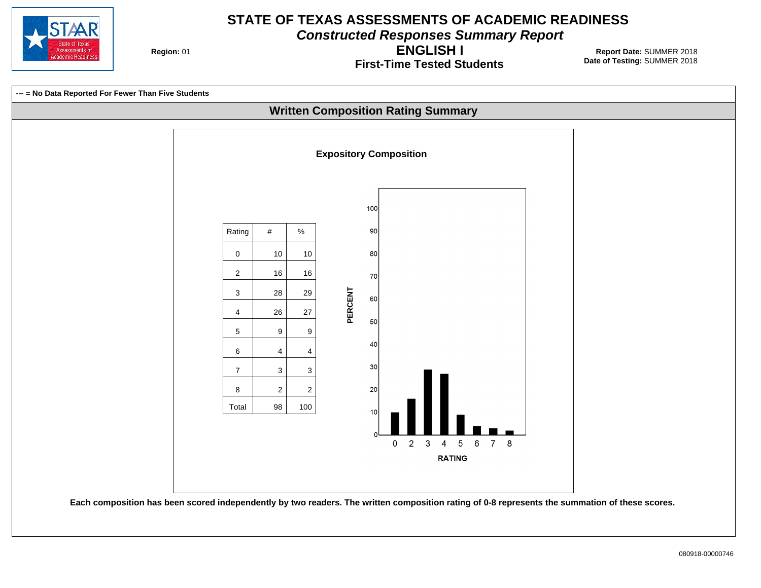# STATE OF TEXAS ASSESSMENTS OF ACADEMIC READINESS

## *Constructed Responses Summary Report*

## ENGLISH I

### First-Time Tested Students

**Region:** 01

**Report Date:** SUMMER 2018
**Date of Testing:** SUMMER 2018

**--- = No Data Reported For Fewer Than Five Students**

## Written Composition Rating Summary

### Expository Composition

| Rating | # | % |
|---|---|---|
| 0 | 10 | 10 |
| 2 | 16 | 16 |
| 3 | 28 | 29 |
| 4 | 26 | 27 |
| 5 | 9 | 9 |
| 6 | 4 | 4 |
| 7 | 3 | 3 |
| 8 | 2 | 2 |
| Total | 98 | 100 |

**Each composition has been scored independently by two readers. The written composition rating of 0-8 represents the summation of these scores.**

080918-00000746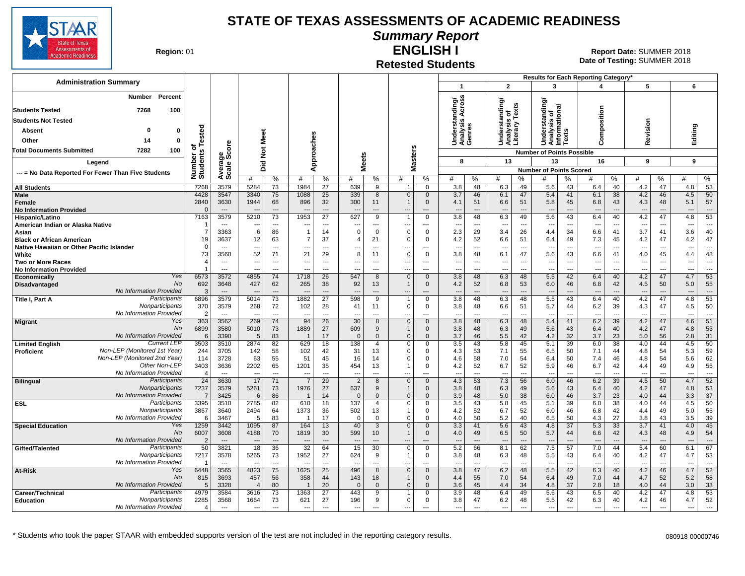# STATE OF TEXAS ASSESSMENTS OF ACADEMIC READINESS

## Summary Report

## ENGLISH I

### Retested Students

**Region:** 01

**Report Date:** SUMMER 2018
**Date of Testing:** SUMMER 2018

### Administration Summary

| | Number | Percent |
|---|---|---|
| Students Tested | 7268 | 100 |
| Students Not Tested | | |
| Absent | 0 | 0 |
| Other | 14 | 0 |
| Total Documents Submitted | 7282 | 100 |

**Legend**

--- = No Data Reported For Fewer Than Five Students

Results for Each Reporting Category*: 1 = Understanding/Analysis Across Genres (8 points possible); 2 = Understanding/Analysis of Literary Texts (13); 3 = Understanding/Analysis of Informational Texts (13); 4 = Composition (16); 5 = Revision (9); 6 = Editing (9). Values for categories are Number of Points Scored (#) and %.

| Group | | Number of Students Tested | Average Scale Score | Did Not Meet # | Did Not Meet % | Approaches # | Approaches % | Meets # | Meets % | Masters # | Masters % | 1 # | 1 % | 2 # | 2 % | 3 # | 3 % | 4 # | 4 % | 5 # | 5 % | 6 # | 6 % |
|---|---|---|---|---|---|---|---|---|---|---|---|---|---|---|---|---|---|---|---|---|---|---|---|
| All Students | | 7268 | 3579 | 5284 | 73 | 1984 | 27 | 639 | 9 | 1 | 0 | 3.8 | 48 | 6.3 | 49 | 5.6 | 43 | 6.4 | 40 | 4.2 | 47 | 4.8 | 53 |
| Male | | 4428 | 3547 | 3340 | 75 | 1088 | 25 | 339 | 8 | 0 | 0 | 3.7 | 46 | 6.1 | 47 | 5.4 | 41 | 6.1 | 38 | 4.2 | 46 | 4.5 | 50 |
| Female | | 2840 | 3630 | 1944 | 68 | 896 | 32 | 300 | 11 | 1 | 0 | 4.1 | 51 | 6.6 | 51 | 5.8 | 45 | 6.8 | 43 | 4.3 | 48 | 5.1 | 57 |
| No Information Provided | | 0 | --- | --- | --- | --- | --- | --- | --- | --- | --- | --- | --- | --- | --- | --- | --- | --- | --- | --- | --- | --- | --- |
| Hispanic/Latino | | 7163 | 3579 | 5210 | 73 | 1953 | 27 | 627 | 9 | 1 | 0 | 3.8 | 48 | 6.3 | 49 | 5.6 | 43 | 6.4 | 40 | 4.2 | 47 | 4.8 | 53 |
| American Indian or Alaska Native | | 1 | --- | --- | --- | --- | --- | --- | --- | --- | --- | --- | --- | --- | --- | --- | --- | --- | --- | --- | --- | --- | --- |
| Asian | | 7 | 3363 | 6 | 86 | 1 | 14 | 0 | 0 | 0 | 0 | 2.3 | 29 | 3.4 | 26 | 4.4 | 34 | 6.6 | 41 | 3.7 | 41 | 3.6 | 40 |
| Black or African American | | 19 | 3637 | 12 | 63 | 7 | 37 | 4 | 21 | 0 | 0 | 4.2 | 52 | 6.6 | 51 | 6.4 | 49 | 7.3 | 45 | 4.2 | 47 | 4.2 | 47 |
| Native Hawaiian or Other Pacific Islander | | 0 | --- | --- | --- | --- | --- | --- | --- | --- | --- | --- | --- | --- | --- | --- | --- | --- | --- | --- | --- | --- | --- |
| White | | 73 | 3560 | 52 | 71 | 21 | 29 | 8 | 11 | 0 | 0 | 3.8 | 48 | 6.1 | 47 | 5.6 | 43 | 6.6 | 41 | 4.0 | 45 | 4.4 | 48 |
| Two or More Races | | 4 | --- | --- | --- | --- | --- | --- | --- | --- | --- | --- | --- | --- | --- | --- | --- | --- | --- | --- | --- | --- | --- |
| No Information Provided | | 1 | --- | --- | --- | --- | --- | --- | --- | --- | --- | --- | --- | --- | --- | --- | --- | --- | --- | --- | --- | --- | --- |
| Economically Disadvantaged | Yes | 6573 | 3572 | 4855 | 74 | 1718 | 26 | 547 | 8 | 0 | 0 | 3.8 | 48 | 6.3 | 48 | 5.5 | 42 | 6.4 | 40 | 4.2 | 47 | 4.7 | 53 |
| | No | 692 | 3648 | 427 | 62 | 265 | 38 | 92 | 13 | 1 | 0 | 4.2 | 52 | 6.8 | 53 | 6.0 | 46 | 6.8 | 42 | 4.5 | 50 | 5.0 | 55 |
| | No Information Provided | 3 | --- | --- | --- | --- | --- | --- | --- | --- | --- | --- | --- | --- | --- | --- | --- | --- | --- | --- | --- | --- | --- |
| Title I, Part A | Participants | 6896 | 3579 | 5014 | 73 | 1882 | 27 | 598 | 9 | 1 | 0 | 3.8 | 48 | 6.3 | 48 | 5.5 | 43 | 6.4 | 40 | 4.2 | 47 | 4.8 | 53 |
| | Nonparticipants | 370 | 3579 | 268 | 72 | 102 | 28 | 41 | 11 | 0 | 0 | 3.8 | 48 | 6.6 | 51 | 5.7 | 44 | 6.2 | 39 | 4.3 | 47 | 4.5 | 50 |
| | No Information Provided | 2 | --- | --- | --- | --- | --- | --- | --- | --- | --- | --- | --- | --- | --- | --- | --- | --- | --- | --- | --- | --- | --- |
| Migrant | Yes | 363 | 3562 | 269 | 74 | 94 | 26 | 30 | 8 | 0 | 0 | 3.8 | 48 | 6.3 | 48 | 5.4 | 41 | 6.2 | 39 | 4.2 | 47 | 4.6 | 51 |
| | No | 6899 | 3580 | 5010 | 73 | 1889 | 27 | 609 | 9 | 1 | 0 | 3.8 | 48 | 6.3 | 49 | 5.6 | 43 | 6.4 | 40 | 4.2 | 47 | 4.8 | 53 |
| | No Information Provided | 6 | 3390 | 5 | 83 | 1 | 17 | 0 | 0 | 0 | 0 | 3.7 | 46 | 5.5 | 42 | 4.2 | 32 | 3.7 | 23 | 5.0 | 56 | 2.8 | 31 |
| Limited English Proficient | Current LEP | 3503 | 3510 | 2874 | 82 | 629 | 18 | 138 | 4 | 0 | 0 | 3.5 | 43 | 5.8 | 45 | 5.1 | 39 | 6.0 | 38 | 4.0 | 44 | 4.5 | 50 |
| | Non-LEP (Monitored 1st Year) | 244 | 3705 | 142 | 58 | 102 | 42 | 31 | 13 | 0 | 0 | 4.3 | 53 | 7.1 | 55 | 6.5 | 50 | 7.1 | 44 | 4.8 | 54 | 5.3 | 59 |
| | Non-LEP (Monitored 2nd Year) | 114 | 3728 | 63 | 55 | 51 | 45 | 16 | 14 | 0 | 0 | 4.6 | 58 | 7.0 | 54 | 6.4 | 50 | 7.4 | 46 | 4.8 | 54 | 5.6 | 62 |
| | Other Non-LEP | 3403 | 3636 | 2202 | 65 | 1201 | 35 | 454 | 13 | 1 | 0 | 4.2 | 52 | 6.7 | 52 | 5.9 | 46 | 6.7 | 42 | 4.4 | 49 | 4.9 | 55 |
| | No Information Provided | 4 | --- | --- | --- | --- | --- | --- | --- | --- | --- | --- | --- | --- | --- | --- | --- | --- | --- | --- | --- | --- | --- |
| Bilingual | Participants | 24 | 3630 | 17 | 71 | 7 | 29 | 2 | 8 | 0 | 0 | 4.3 | 53 | 7.3 | 56 | 6.0 | 46 | 6.2 | 39 | 4.5 | 50 | 4.7 | 52 |
| | Nonparticipants | 7237 | 3579 | 5261 | 73 | 1976 | 27 | 637 | 9 | 1 | 0 | 3.8 | 48 | 6.3 | 49 | 5.6 | 43 | 6.4 | 40 | 4.2 | 47 | 4.8 | 53 |
| | No Information Provided | 7 | 3425 | 6 | 86 | 1 | 14 | 0 | 0 | 0 | 0 | 3.9 | 48 | 5.0 | 38 | 6.0 | 46 | 3.7 | 23 | 4.0 | 44 | 3.3 | 37 |
| ESL | Participants | 3395 | 3510 | 2785 | 82 | 610 | 18 | 137 | 4 | 0 | 0 | 3.5 | 43 | 5.8 | 45 | 5.1 | 39 | 6.0 | 38 | 4.0 | 44 | 4.5 | 50 |
| | Nonparticipants | 3867 | 3640 | 2494 | 64 | 1373 | 36 | 502 | 13 | 1 | 0 | 4.2 | 52 | 6.7 | 52 | 6.0 | 46 | 6.8 | 42 | 4.4 | 49 | 5.0 | 55 |
| | No Information Provided | 6 | 3467 | 5 | 83 | 1 | 17 | 0 | 0 | 0 | 0 | 4.0 | 50 | 5.2 | 40 | 6.5 | 50 | 4.3 | 27 | 3.8 | 43 | 3.5 | 39 |
| Special Education | Yes | 1259 | 3442 | 1095 | 87 | 164 | 13 | 40 | 3 | 0 | 0 | 3.3 | 41 | 5.6 | 43 | 4.8 | 37 | 5.3 | 33 | 3.7 | 41 | 4.0 | 45 |
| | No | 6007 | 3608 | 4188 | 70 | 1819 | 30 | 599 | 10 | 1 | 0 | 4.0 | 49 | 6.5 | 50 | 5.7 | 44 | 6.6 | 42 | 4.3 | 48 | 4.9 | 54 |
| | No Information Provided | 2 | --- | --- | --- | --- | --- | --- | --- | --- | --- | --- | --- | --- | --- | --- | --- | --- | --- | --- | --- | --- | --- |
| Gifted/Talented | Participants | 50 | 3821 | 18 | 36 | 32 | 64 | 15 | 30 | 0 | 0 | 5.2 | 66 | 8.1 | 62 | 7.5 | 57 | 7.0 | 44 | 5.4 | 60 | 6.1 | 67 |
| | Nonparticipants | 7217 | 3578 | 5265 | 73 | 1952 | 27 | 624 | 9 | 1 | 0 | 3.8 | 48 | 6.3 | 48 | 5.5 | 43 | 6.4 | 40 | 4.2 | 47 | 4.7 | 53 |
| | No Information Provided | 1 | --- | --- | --- | --- | --- | --- | --- | --- | --- | --- | --- | --- | --- | --- | --- | --- | --- | --- | --- | --- | --- |
| At-Risk | Yes | 6448 | 3565 | 4823 | 75 | 1625 | 25 | 496 | 8 | 0 | 0 | 3.8 | 47 | 6.2 | 48 | 5.5 | 42 | 6.3 | 40 | 4.2 | 46 | 4.7 | 52 |
| | No | 815 | 3693 | 457 | 56 | 358 | 44 | 143 | 18 | 1 | 0 | 4.4 | 55 | 7.0 | 54 | 6.4 | 49 | 7.0 | 44 | 4.7 | 52 | 5.2 | 58 |
| | No Information Provided | 5 | 3328 | 4 | 80 | 1 | 20 | 0 | 0 | 0 | 0 | 3.6 | 45 | 4.4 | 34 | 4.8 | 37 | 2.8 | 18 | 4.0 | 44 | 3.0 | 33 |
| Career/Technical Education | Participants | 4979 | 3584 | 3616 | 73 | 1363 | 27 | 443 | 9 | 1 | 0 | 3.9 | 48 | 6.4 | 49 | 5.6 | 43 | 6.5 | 40 | 4.2 | 47 | 4.8 | 53 |
| | Nonparticipants | 2285 | 3568 | 1664 | 73 | 621 | 27 | 196 | 9 | 0 | 0 | 3.8 | 47 | 6.2 | 48 | 5.5 | 42 | 6.3 | 40 | 4.2 | 46 | 4.7 | 52 |
| | No Information Provided | 4 | --- | --- | --- | --- | --- | --- | --- | --- | --- | --- | --- | --- | --- | --- | --- | --- | --- | --- | --- | --- | --- |

\* Students who took the paper STAAR with embedded supports version of the test are not included in the reporting category results.

080918-00000746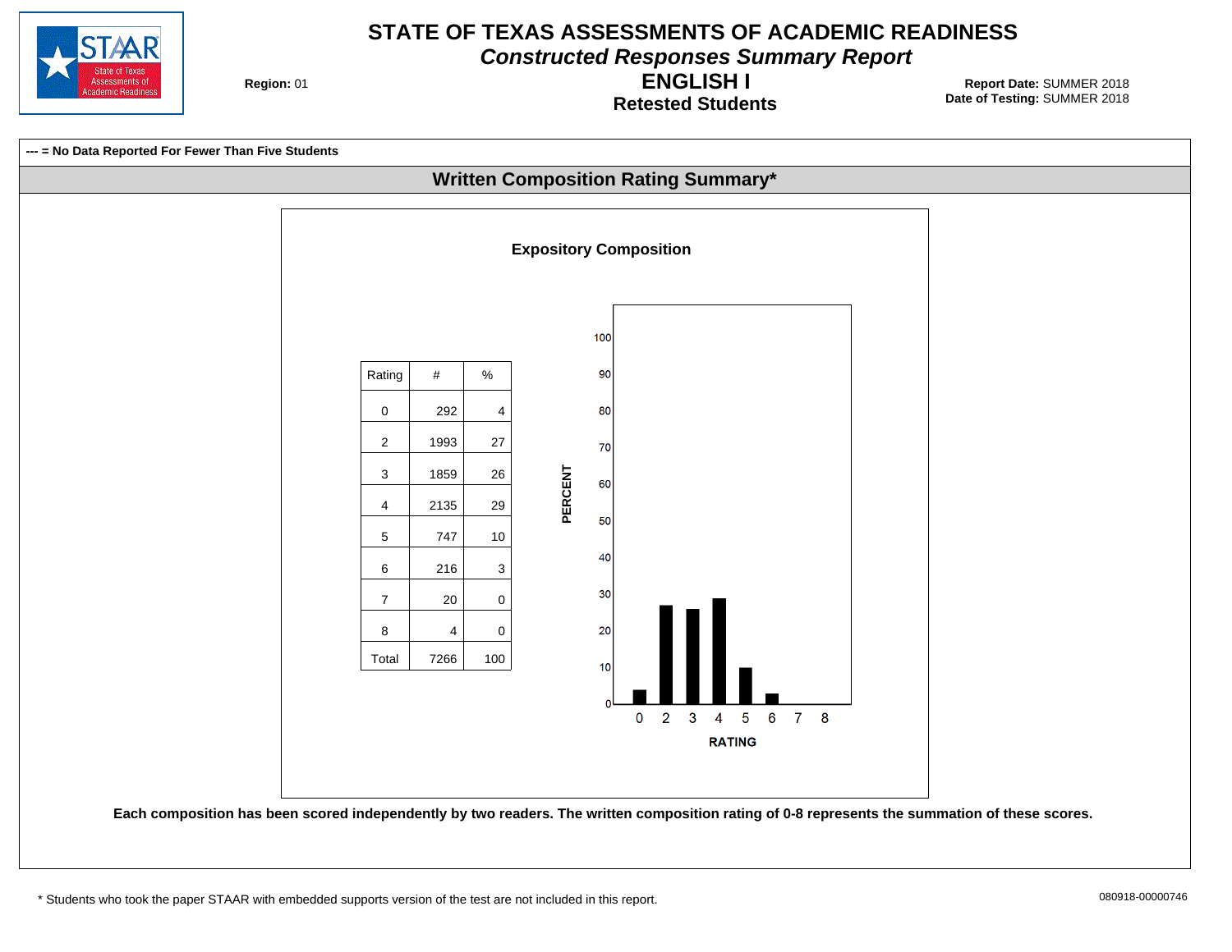# STATE OF TEXAS ASSESSMENTS OF ACADEMIC READINESS

## *Constructed Responses Summary Report*

## ENGLISH I

### Retested Students

**Region:** 01

**Report Date:** SUMMER 2018
**Date of Testing:** SUMMER 2018

**--- = No Data Reported For Fewer Than Five Students**

## Written Composition Rating Summary*

### Expository Composition

| Rating | # | % |
|---|---|---|
| 0 | 292 | 4 |
| 2 | 1993 | 27 |
| 3 | 1859 | 26 |
| 4 | 2135 | 29 |
| 5 | 747 | 10 |
| 6 | 216 | 3 |
| 7 | 20 | 0 |
| 8 | 4 | 0 |
| Total | 7266 | 100 |

**Each composition has been scored independently by two readers. The written composition rating of 0-8 represents the summation of these scores.**

* Students who took the paper STAAR with embedded supports version of the test are not included in this report.

080918-00000746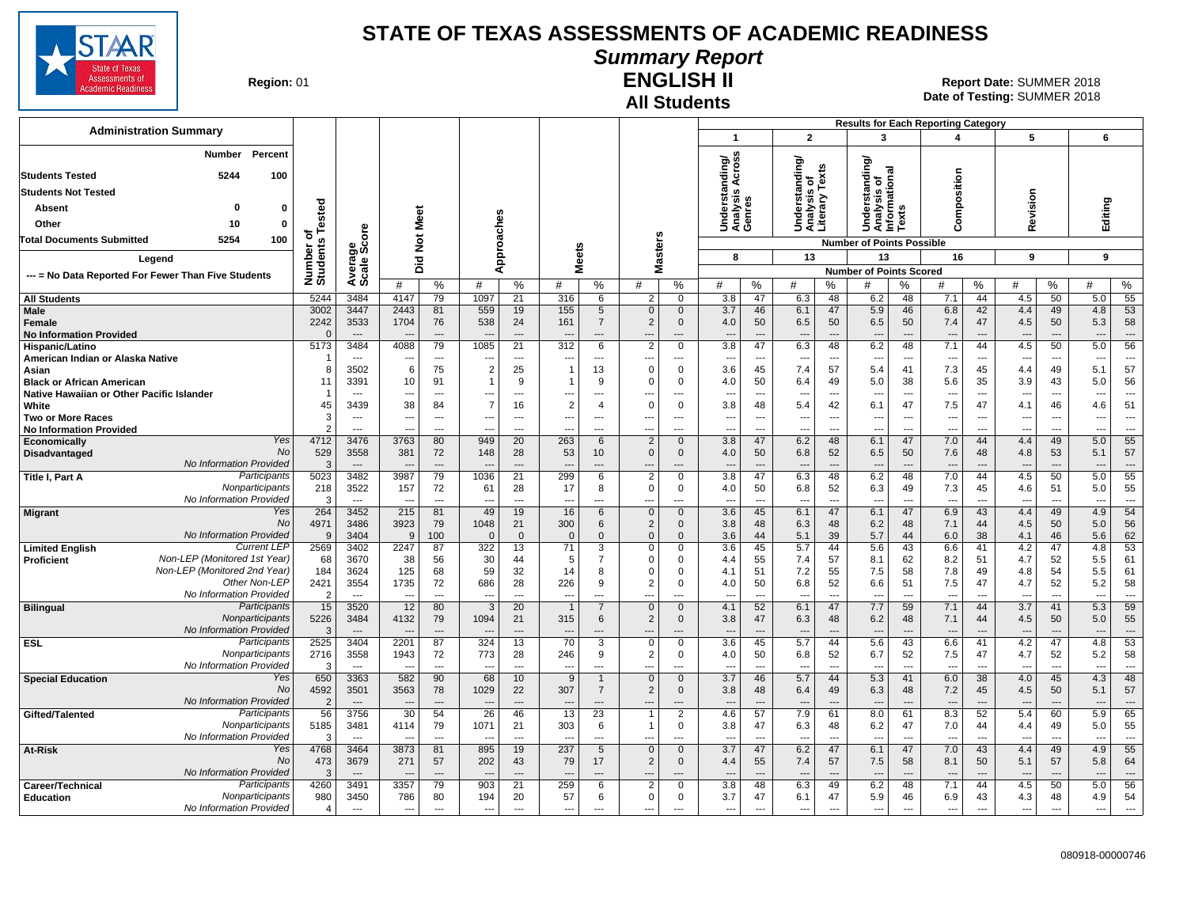# STATE OF TEXAS ASSESSMENTS OF ACADEMIC READINESS

## Summary Report

## ENGLISH II

## All Students

**Region:** 01

**Report Date:** SUMMER 2018
**Date of Testing:** SUMMER 2018

### Administration Summary

| | Number | Percent |
|---|---|---|
| Students Tested | 5244 | 100 |
| Students Not Tested | | |
| Absent | 0 | 0 |
| Other | 10 | 0 |
| Total Documents Submitted | 5254 | 100 |

Legend

--- = No Data Reported For Fewer Than Five Students

Results for Each Reporting Category: 1 = Understanding/Analysis Across Genres (8 points possible); 2 = Understanding/Analysis of Literary Texts (13); 3 = Understanding/Analysis of Informational Texts (13); 4 = Composition (16); 5 = Revision (9); 6 = Editing (9). Values = Number of Points Scored.

| Group | | Number of Students Tested | Average Scale Score | Did Not Meet # | Did Not Meet % | Approaches # | Approaches % | Meets # | Meets % | Masters # | Masters % | 1 # | 1 % | 2 # | 2 % | 3 # | 3 % | 4 # | 4 % | 5 # | 5 % | 6 # | 6 % |
|---|---|---|---|---|---|---|---|---|---|---|---|---|---|---|---|---|---|---|---|---|---|---|---|
| All Students | | 5244 | 3484 | 4147 | 79 | 1097 | 21 | 316 | 6 | 2 | 0 | 3.8 | 47 | 6.3 | 48 | 6.2 | 48 | 7.1 | 44 | 4.5 | 50 | 5.0 | 55 |
| Male | | 3002 | 3447 | 2443 | 81 | 559 | 19 | 155 | 5 | 0 | 0 | 3.7 | 46 | 6.1 | 47 | 5.9 | 46 | 6.8 | 42 | 4.4 | 49 | 4.8 | 53 |
| Female | | 2242 | 3533 | 1704 | 76 | 538 | 24 | 161 | 7 | 2 | 0 | 4.0 | 50 | 6.5 | 50 | 6.5 | 50 | 7.4 | 47 | 4.5 | 50 | 5.3 | 58 |
| No Information Provided | | 0 | --- | --- | --- | --- | --- | --- | --- | --- | --- | --- | --- | --- | --- | --- | --- | --- | --- | --- | --- | --- | --- |
| Hispanic/Latino | | 5173 | 3484 | 4088 | 79 | 1085 | 21 | 312 | 6 | 2 | 0 | 3.8 | 47 | 6.3 | 48 | 6.2 | 48 | 7.1 | 44 | 4.5 | 50 | 5.0 | 56 |
| American Indian or Alaska Native | | 1 | --- | --- | --- | --- | --- | --- | --- | --- | --- | --- | --- | --- | --- | --- | --- | --- | --- | --- | --- | --- | --- |
| Asian | | 8 | 3502 | 6 | 75 | 2 | 25 | 1 | 13 | 0 | 0 | 3.6 | 45 | 7.4 | 57 | 5.4 | 41 | 7.3 | 45 | 4.4 | 49 | 5.1 | 57 |
| Black or African American | | 11 | 3391 | 10 | 91 | 1 | 9 | 1 | 9 | 0 | 0 | 4.0 | 50 | 6.4 | 49 | 5.0 | 38 | 5.6 | 35 | 3.9 | 43 | 5.0 | 56 |
| Native Hawaiian or Other Pacific Islander | | 1 | --- | --- | --- | --- | --- | --- | --- | --- | --- | --- | --- | --- | --- | --- | --- | --- | --- | --- | --- | --- | --- |
| White | | 45 | 3439 | 38 | 84 | 7 | 16 | 2 | 4 | 0 | 0 | 3.8 | 48 | 5.4 | 42 | 6.1 | 47 | 7.5 | 47 | 4.1 | 46 | 4.6 | 51 |
| Two or More Races | | 3 | --- | --- | --- | --- | --- | --- | --- | --- | --- | --- | --- | --- | --- | --- | --- | --- | --- | --- | --- | --- | --- |
| No Information Provided | | 2 | --- | --- | --- | --- | --- | --- | --- | --- | --- | --- | --- | --- | --- | --- | --- | --- | --- | --- | --- | --- | --- |
| Economically Disadvantaged | Yes | 4712 | 3476 | 3763 | 80 | 949 | 20 | 263 | 6 | 2 | 0 | 3.8 | 47 | 6.2 | 48 | 6.1 | 47 | 7.0 | 44 | 4.4 | 49 | 5.0 | 55 |
| | No | 529 | 3558 | 381 | 72 | 148 | 28 | 53 | 10 | 0 | 0 | 4.0 | 50 | 6.8 | 52 | 6.5 | 50 | 7.6 | 48 | 4.8 | 53 | 5.1 | 57 |
| | No Information Provided | 3 | --- | --- | --- | --- | --- | --- | --- | --- | --- | --- | --- | --- | --- | --- | --- | --- | --- | --- | --- | --- | --- |
| Title I, Part A | Participants | 5023 | 3482 | 3987 | 79 | 1036 | 21 | 299 | 6 | 2 | 0 | 3.8 | 47 | 6.3 | 48 | 6.2 | 48 | 7.0 | 44 | 4.5 | 50 | 5.0 | 55 |
| | Nonparticipants | 218 | 3522 | 157 | 72 | 61 | 28 | 17 | 8 | 0 | 0 | 4.0 | 50 | 6.8 | 52 | 6.3 | 49 | 7.3 | 45 | 4.6 | 51 | 5.0 | 55 |
| | No Information Provided | 3 | --- | --- | --- | --- | --- | --- | --- | --- | --- | --- | --- | --- | --- | --- | --- | --- | --- | --- | --- | --- | --- |
| Migrant | Yes | 264 | 3452 | 215 | 81 | 49 | 19 | 16 | 6 | 0 | 0 | 3.6 | 45 | 6.1 | 47 | 6.1 | 47 | 6.9 | 43 | 4.4 | 49 | 4.9 | 54 |
| | No | 4971 | 3486 | 3923 | 79 | 1048 | 21 | 300 | 6 | 2 | 0 | 3.8 | 48 | 6.3 | 48 | 6.2 | 48 | 7.1 | 44 | 4.5 | 50 | 5.0 | 56 |
| | No Information Provided | 9 | 3404 | 9 | 100 | 0 | 0 | 0 | 0 | 0 | 0 | 3.6 | 44 | 5.1 | 39 | 5.7 | 44 | 6.0 | 38 | 4.1 | 46 | 5.6 | 62 |
| Limited English Proficient | Current LEP | 2569 | 3402 | 2247 | 87 | 322 | 13 | 71 | 3 | 0 | 0 | 3.6 | 45 | 5.7 | 44 | 5.6 | 43 | 6.6 | 41 | 4.2 | 47 | 4.8 | 53 |
| | Non-LEP (Monitored 1st Year) | 68 | 3670 | 38 | 56 | 30 | 44 | 5 | 7 | 0 | 0 | 4.4 | 55 | 7.4 | 57 | 8.1 | 62 | 8.2 | 51 | 4.7 | 52 | 5.5 | 61 |
| | Non-LEP (Monitored 2nd Year) | 184 | 3624 | 125 | 68 | 59 | 32 | 14 | 8 | 0 | 0 | 4.1 | 51 | 7.2 | 55 | 7.5 | 58 | 7.8 | 49 | 4.8 | 54 | 5.5 | 61 |
| | Other Non-LEP | 2421 | 3554 | 1735 | 72 | 686 | 28 | 226 | 9 | 2 | 0 | 4.0 | 50 | 6.8 | 52 | 6.6 | 51 | 7.5 | 47 | 4.7 | 52 | 5.2 | 58 |
| | No Information Provided | 2 | --- | --- | --- | --- | --- | --- | --- | --- | --- | --- | --- | --- | --- | --- | --- | --- | --- | --- | --- | --- | --- |
| Bilingual | Participants | 15 | 3520 | 12 | 80 | 3 | 20 | 1 | 7 | 0 | 0 | 4.1 | 52 | 6.1 | 47 | 7.7 | 59 | 7.1 | 44 | 3.7 | 41 | 5.3 | 59 |
| | Nonparticipants | 5226 | 3484 | 4132 | 79 | 1094 | 21 | 315 | 6 | 2 | 0 | 3.8 | 47 | 6.3 | 48 | 6.2 | 48 | 7.1 | 44 | 4.5 | 50 | 5.0 | 55 |
| | No Information Provided | 3 | --- | --- | --- | --- | --- | --- | --- | --- | --- | --- | --- | --- | --- | --- | --- | --- | --- | --- | --- | --- | --- |
| ESL | Participants | 2525 | 3404 | 2201 | 87 | 324 | 13 | 70 | 3 | 0 | 0 | 3.6 | 45 | 5.7 | 44 | 5.6 | 43 | 6.6 | 41 | 4.2 | 47 | 4.8 | 53 |
| | Nonparticipants | 2716 | 3558 | 1943 | 72 | 773 | 28 | 246 | 9 | 2 | 0 | 4.0 | 50 | 6.8 | 52 | 6.7 | 52 | 7.5 | 47 | 4.7 | 52 | 5.2 | 58 |
| | No Information Provided | 3 | --- | --- | --- | --- | --- | --- | --- | --- | --- | --- | --- | --- | --- | --- | --- | --- | --- | --- | --- | --- | --- |
| Special Education | Yes | 650 | 3363 | 582 | 90 | 68 | 10 | 9 | 1 | 0 | 0 | 3.7 | 46 | 5.7 | 44 | 5.3 | 41 | 6.0 | 38 | 4.0 | 45 | 4.3 | 48 |
| | No | 4592 | 3501 | 3563 | 78 | 1029 | 22 | 307 | 7 | 2 | 0 | 3.8 | 48 | 6.4 | 49 | 6.3 | 48 | 7.2 | 45 | 4.5 | 50 | 5.1 | 57 |
| | No Information Provided | 2 | --- | --- | --- | --- | --- | --- | --- | --- | --- | --- | --- | --- | --- | --- | --- | --- | --- | --- | --- | --- | --- |
| Gifted/Talented | Participants | 56 | 3756 | 30 | 54 | 26 | 46 | 13 | 23 | 1 | 2 | 4.6 | 57 | 7.9 | 61 | 8.0 | 61 | 8.3 | 52 | 5.4 | 60 | 5.9 | 65 |
| | Nonparticipants | 5185 | 3481 | 4114 | 79 | 1071 | 21 | 303 | 6 | 1 | 0 | 3.8 | 47 | 6.3 | 48 | 6.2 | 47 | 7.0 | 44 | 4.4 | 49 | 5.0 | 55 |
| | No Information Provided | 3 | --- | --- | --- | --- | --- | --- | --- | --- | --- | --- | --- | --- | --- | --- | --- | --- | --- | --- | --- | --- | --- |
| At-Risk | Yes | 4768 | 3464 | 3873 | 81 | 895 | 19 | 237 | 5 | 0 | 0 | 3.7 | 47 | 6.2 | 47 | 6.1 | 47 | 7.0 | 43 | 4.4 | 49 | 4.9 | 55 |
| | No | 473 | 3679 | 271 | 57 | 202 | 43 | 79 | 17 | 2 | 0 | 4.4 | 55 | 7.4 | 57 | 7.5 | 58 | 8.1 | 50 | 5.1 | 57 | 5.8 | 64 |
| | No Information Provided | 3 | --- | --- | --- | --- | --- | --- | --- | --- | --- | --- | --- | --- | --- | --- | --- | --- | --- | --- | --- | --- | --- |
| Career/Technical Education | Participants | 4260 | 3491 | 3357 | 79 | 903 | 21 | 259 | 6 | 2 | 0 | 3.8 | 48 | 6.3 | 49 | 6.2 | 48 | 7.1 | 44 | 4.5 | 50 | 5.0 | 56 |
| | Nonparticipants | 980 | 3450 | 786 | 80 | 194 | 20 | 57 | 6 | 0 | 0 | 3.7 | 47 | 6.1 | 47 | 5.9 | 46 | 6.9 | 43 | 4.3 | 48 | 4.9 | 54 |
| | No Information Provided | 4 | --- | --- | --- | --- | --- | --- | --- | --- | --- | --- | --- | --- | --- | --- | --- | --- | --- | --- | --- | --- | --- |

080918-00000746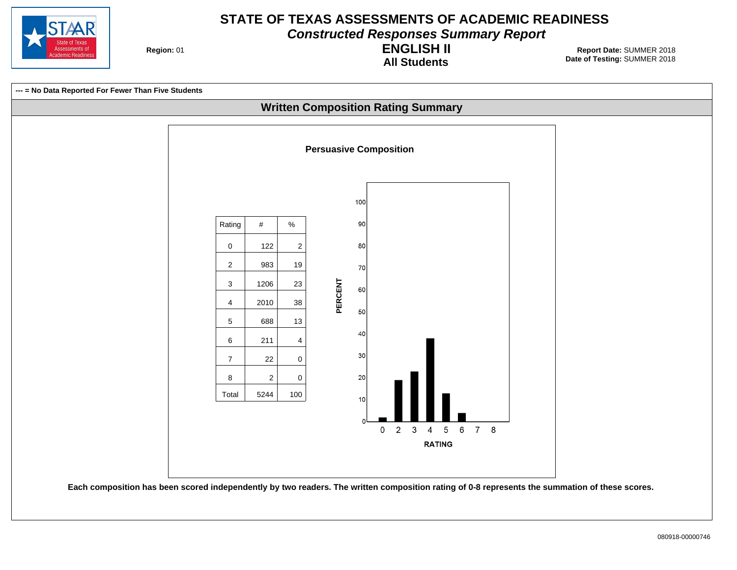# STATE OF TEXAS ASSESSMENTS OF ACADEMIC READINESS

## *Constructed Responses Summary Report*

## ENGLISH II

### All Students

**Region:** 01

**Report Date:** SUMMER 2018
**Date of Testing:** SUMMER 2018

**--- = No Data Reported For Fewer Than Five Students**

## Written Composition Rating Summary

### Persuasive Composition

| Rating | # | % |
|---|---|---|
| 0 | 122 | 2 |
| 2 | 983 | 19 |
| 3 | 1206 | 23 |
| 4 | 2010 | 38 |
| 5 | 688 | 13 |
| 6 | 211 | 4 |
| 7 | 22 | 0 |
| 8 | 2 | 0 |
| Total | 5244 | 100 |

**Each composition has been scored independently by two readers. The written composition rating of 0-8 represents the summation of these scores.**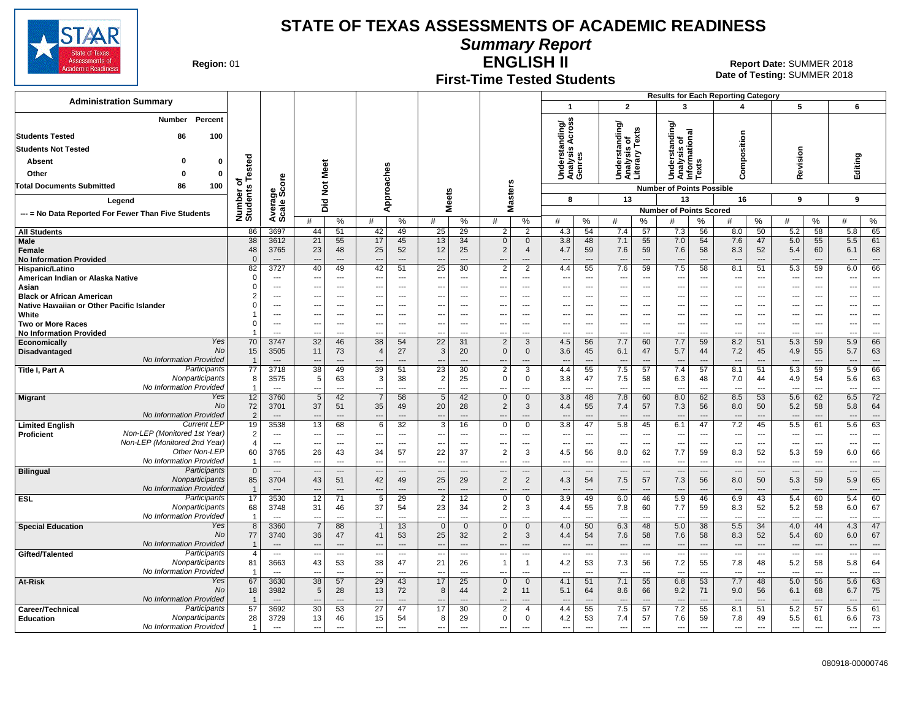# STATE OF TEXAS ASSESSMENTS OF ACADEMIC READINESS

## Summary Report

## ENGLISH II

### First-Time Tested Students

**Region:** 01

**Report Date:** SUMMER 2018
**Date of Testing:** SUMMER 2018

**Administration Summary**

| | Number | Percent |
|---|---|---|
| Students Tested | 86 | 100 |
| Students Not Tested | | |
| Absent | 0 | 0 |
| Other | 0 | 0 |
| Total Documents Submitted | 86 | 100 |

**Legend**

--- = No Data Reported For Fewer Than Five Students

Results for Each Reporting Category: 1 = Understanding/Analysis Across Genres (8 points possible); 2 = Understanding/Analysis of Literary Texts (13 points possible); 3 = Understanding/Analysis of Informational Texts (13 points possible); 4 = Composition (16 points possible); 5 = Revision (9 points possible); 6 = Editing (9 points possible). Values are Number of Points Scored.

| Group | | Number of Students Tested | Average Scale Score | Did Not Meet # | Did Not Meet % | Approaches # | Approaches % | Meets # | Meets % | Masters # | Masters % | 1 # | 1 % | 2 # | 2 % | 3 # | 3 % | 4 # | 4 % | 5 # | 5 % | 6 # | 6 % |
|---|---|---|---|---|---|---|---|---|---|---|---|---|---|---|---|---|---|---|---|---|---|---|---|
| All Students | | 86 | 3697 | 44 | 51 | 42 | 49 | 25 | 29 | 2 | 2 | 4.3 | 54 | 7.4 | 57 | 7.3 | 56 | 8.0 | 50 | 5.2 | 58 | 5.8 | 65 |
| Male | | 38 | 3612 | 21 | 55 | 17 | 45 | 13 | 34 | 0 | 0 | 3.8 | 48 | 7.1 | 55 | 7.0 | 54 | 7.6 | 47 | 5.0 | 55 | 5.5 | 61 |
| Female | | 48 | 3765 | 23 | 48 | 25 | 52 | 12 | 25 | 2 | 4 | 4.7 | 59 | 7.6 | 59 | 7.6 | 58 | 8.3 | 52 | 5.4 | 60 | 6.1 | 68 |
| No Information Provided | | 0 | --- | --- | --- | --- | --- | --- | --- | --- | --- | --- | --- | --- | --- | --- | --- | --- | --- | --- | --- | --- | --- |
| Hispanic/Latino | | 82 | 3727 | 40 | 49 | 42 | 51 | 25 | 30 | 2 | 2 | 4.4 | 55 | 7.6 | 59 | 7.5 | 58 | 8.1 | 51 | 5.3 | 59 | 6.0 | 66 |
| American Indian or Alaska Native | | 0 | --- | --- | --- | --- | --- | --- | --- | --- | --- | --- | --- | --- | --- | --- | --- | --- | --- | --- | --- | --- | --- |
| Asian | | 0 | --- | --- | --- | --- | --- | --- | --- | --- | --- | --- | --- | --- | --- | --- | --- | --- | --- | --- | --- | --- | --- |
| Black or African American | | 2 | --- | --- | --- | --- | --- | --- | --- | --- | --- | --- | --- | --- | --- | --- | --- | --- | --- | --- | --- | --- | --- |
| Native Hawaiian or Other Pacific Islander | | 0 | --- | --- | --- | --- | --- | --- | --- | --- | --- | --- | --- | --- | --- | --- | --- | --- | --- | --- | --- | --- | --- |
| White | | 1 | --- | --- | --- | --- | --- | --- | --- | --- | --- | --- | --- | --- | --- | --- | --- | --- | --- | --- | --- | --- | --- |
| Two or More Races | | 0 | --- | --- | --- | --- | --- | --- | --- | --- | --- | --- | --- | --- | --- | --- | --- | --- | --- | --- | --- | --- | --- |
| No Information Provided | | 1 | --- | --- | --- | --- | --- | --- | --- | --- | --- | --- | --- | --- | --- | --- | --- | --- | --- | --- | --- | --- | --- |
| Economically Disadvantaged | Yes | 70 | 3747 | 32 | 46 | 38 | 54 | 22 | 31 | 2 | 3 | 4.5 | 56 | 7.7 | 60 | 7.7 | 59 | 8.2 | 51 | 5.3 | 59 | 5.9 | 66 |
| | No | 15 | 3505 | 11 | 73 | 4 | 27 | 3 | 20 | 0 | 0 | 3.6 | 45 | 6.1 | 47 | 5.7 | 44 | 7.2 | 45 | 4.9 | 55 | 5.7 | 63 |
| | No Information Provided | 1 | --- | --- | --- | --- | --- | --- | --- | --- | --- | --- | --- | --- | --- | --- | --- | --- | --- | --- | --- | --- | --- |
| Title I, Part A | Participants | 77 | 3718 | 38 | 49 | 39 | 51 | 23 | 30 | 2 | 3 | 4.4 | 55 | 7.5 | 57 | 7.4 | 57 | 8.1 | 51 | 5.3 | 59 | 5.9 | 66 |
| | Nonparticipants | 8 | 3575 | 5 | 63 | 3 | 38 | 2 | 25 | 0 | 0 | 3.8 | 47 | 7.5 | 58 | 6.3 | 48 | 7.0 | 44 | 4.9 | 54 | 5.6 | 63 |
| | No Information Provided | 1 | --- | --- | --- | --- | --- | --- | --- | --- | --- | --- | --- | --- | --- | --- | --- | --- | --- | --- | --- | --- | --- |
| Migrant | Yes | 12 | 3760 | 5 | 42 | 7 | 58 | 5 | 42 | 0 | 0 | 3.8 | 48 | 7.8 | 60 | 8.0 | 62 | 8.5 | 53 | 5.6 | 62 | 6.5 | 72 |
| | No | 72 | 3701 | 37 | 51 | 35 | 49 | 20 | 28 | 2 | 3 | 4.4 | 55 | 7.4 | 57 | 7.3 | 56 | 8.0 | 50 | 5.2 | 58 | 5.8 | 64 |
| | No Information Provided | 2 | --- | --- | --- | --- | --- | --- | --- | --- | --- | --- | --- | --- | --- | --- | --- | --- | --- | --- | --- | --- | --- |
| Limited English Proficient | Current LEP | 19 | 3538 | 13 | 68 | 6 | 32 | 3 | 16 | 0 | 0 | 3.8 | 47 | 5.8 | 45 | 6.1 | 47 | 7.2 | 45 | 5.5 | 61 | 5.6 | 63 |
| | Non-LEP (Monitored 1st Year) | 2 | --- | --- | --- | --- | --- | --- | --- | --- | --- | --- | --- | --- | --- | --- | --- | --- | --- | --- | --- | --- | --- |
| | Non-LEP (Monitored 2nd Year) | 4 | --- | --- | --- | --- | --- | --- | --- | --- | --- | --- | --- | --- | --- | --- | --- | --- | --- | --- | --- | --- | --- |
| | Other Non-LEP | 60 | 3765 | 26 | 43 | 34 | 57 | 22 | 37 | 2 | 3 | 4.5 | 56 | 8.0 | 62 | 7.7 | 59 | 8.3 | 52 | 5.3 | 59 | 6.0 | 66 |
| | No Information Provided | 1 | --- | --- | --- | --- | --- | --- | --- | --- | --- | --- | --- | --- | --- | --- | --- | --- | --- | --- | --- | --- | --- |
| Bilingual | Participants | 0 | --- | --- | --- | --- | --- | --- | --- | --- | --- | --- | --- | --- | --- | --- | --- | --- | --- | --- | --- | --- | --- |
| | Nonparticipants | 85 | 3704 | 43 | 51 | 42 | 49 | 25 | 29 | 2 | 2 | 4.3 | 54 | 7.5 | 57 | 7.3 | 56 | 8.0 | 50 | 5.3 | 59 | 5.9 | 65 |
| | No Information Provided | 1 | --- | --- | --- | --- | --- | --- | --- | --- | --- | --- | --- | --- | --- | --- | --- | --- | --- | --- | --- | --- | --- |
| ESL | Participants | 17 | 3530 | 12 | 71 | 5 | 29 | 2 | 12 | 0 | 0 | 3.9 | 49 | 6.0 | 46 | 5.9 | 46 | 6.9 | 43 | 5.4 | 60 | 5.4 | 60 |
| | Nonparticipants | 68 | 3748 | 31 | 46 | 37 | 54 | 23 | 34 | 2 | 3 | 4.4 | 55 | 7.8 | 60 | 7.7 | 59 | 8.3 | 52 | 5.2 | 58 | 6.0 | 67 |
| | No Information Provided | 1 | --- | --- | --- | --- | --- | --- | --- | --- | --- | --- | --- | --- | --- | --- | --- | --- | --- | --- | --- | --- | --- |
| Special Education | Yes | 8 | 3360 | 7 | 88 | 1 | 13 | 0 | 0 | 0 | 0 | 4.0 | 50 | 6.3 | 48 | 5.0 | 38 | 5.5 | 34 | 4.0 | 44 | 4.3 | 47 |
| | No | 77 | 3740 | 36 | 47 | 41 | 53 | 25 | 32 | 2 | 3 | 4.4 | 54 | 7.6 | 58 | 7.6 | 58 | 8.3 | 52 | 5.4 | 60 | 6.0 | 67 |
| | No Information Provided | 1 | --- | --- | --- | --- | --- | --- | --- | --- | --- | --- | --- | --- | --- | --- | --- | --- | --- | --- | --- | --- | --- |
| Gifted/Talented | Participants | 4 | --- | --- | --- | --- | --- | --- | --- | --- | --- | --- | --- | --- | --- | --- | --- | --- | --- | --- | --- | --- | --- |
| | Nonparticipants | 81 | 3663 | 43 | 53 | 38 | 47 | 21 | 26 | 1 | 1 | 4.2 | 53 | 7.3 | 56 | 7.2 | 55 | 7.8 | 48 | 5.2 | 58 | 5.8 | 64 |
| | No Information Provided | 1 | --- | --- | --- | --- | --- | --- | --- | --- | --- | --- | --- | --- | --- | --- | --- | --- | --- | --- | --- | --- | --- |
| At-Risk | Yes | 67 | 3630 | 38 | 57 | 29 | 43 | 17 | 25 | 0 | 0 | 4.1 | 51 | 7.1 | 55 | 6.8 | 53 | 7.7 | 48 | 5.0 | 56 | 5.6 | 63 |
| | No | 18 | 3982 | 5 | 28 | 13 | 72 | 8 | 44 | 2 | 11 | 5.1 | 64 | 8.6 | 66 | 9.2 | 71 | 9.0 | 56 | 6.1 | 68 | 6.7 | 75 |
| | No Information Provided | 1 | --- | --- | --- | --- | --- | --- | --- | --- | --- | --- | --- | --- | --- | --- | --- | --- | --- | --- | --- | --- | --- |
| Career/Technical Education | Participants | 57 | 3692 | 30 | 53 | 27 | 47 | 17 | 30 | 2 | 4 | 4.4 | 55 | 7.5 | 57 | 7.2 | 55 | 8.1 | 51 | 5.2 | 57 | 5.5 | 61 |
| | Nonparticipants | 28 | 3729 | 13 | 46 | 15 | 54 | 8 | 29 | 0 | 0 | 4.2 | 53 | 7.4 | 57 | 7.6 | 59 | 7.8 | 49 | 5.5 | 61 | 6.6 | 73 |
| | No Information Provided | 1 | --- | --- | --- | --- | --- | --- | --- | --- | --- | --- | --- | --- | --- | --- | --- | --- | --- | --- | --- | --- | --- |

080918-00000746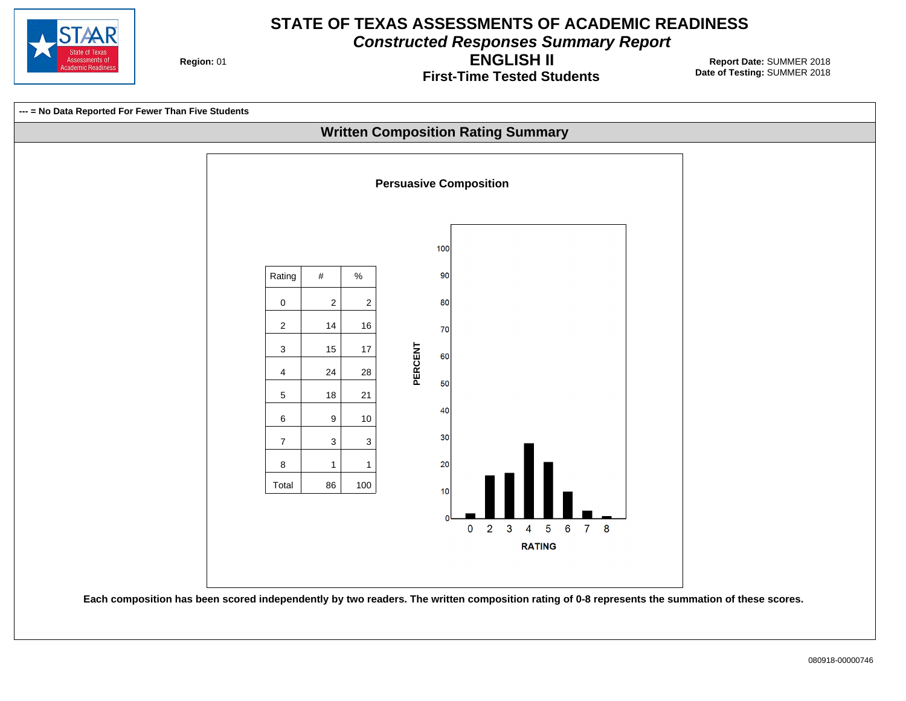# STATE OF TEXAS ASSESSMENTS OF ACADEMIC READINESS

## *Constructed Responses Summary Report*

## ENGLISH II

### First-Time Tested Students

**Region:** 01

**Report Date:** SUMMER 2018
**Date of Testing:** SUMMER 2018

**--- = No Data Reported For Fewer Than Five Students**

## Written Composition Rating Summary

### Persuasive Composition

| Rating | # | % |
|---|---|---|
| 0 | 2 | 2 |
| 2 | 14 | 16 |
| 3 | 15 | 17 |
| 4 | 24 | 28 |
| 5 | 18 | 21 |
| 6 | 9 | 10 |
| 7 | 3 | 3 |
| 8 | 1 | 1 |
| Total | 86 | 100 |

**Each composition has been scored independently by two readers. The written composition rating of 0-8 represents the summation of these scores.**

080918-00000746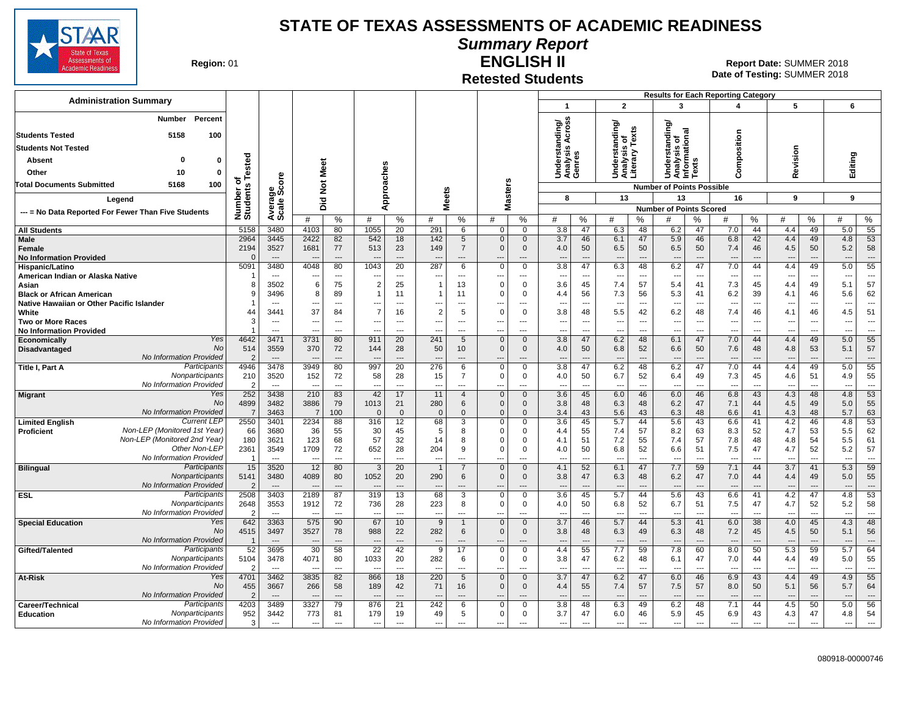# STATE OF TEXAS ASSESSMENTS OF ACADEMIC READINESS

## Summary Report

## ENGLISH II

### Retested Students

**Region:** 01

**Report Date:** SUMMER 2018
**Date of Testing:** SUMMER 2018

**Administration Summary**

| | Number | Percent |
|---|---|---|
| Students Tested | 5158 | 100 |
| Students Not Tested | | |
| Absent | 0 | 0 |
| Other | 10 | 0 |
| Total Documents Submitted | 5168 | 100 |

**Legend**

--- = No Data Reported For Fewer Than Five Students

Results for Each Reporting Category: 1 = Understanding/Analysis Across Genres (8 points possible); 2 = Understanding/Analysis of Literary Texts (13 points possible); 3 = Understanding/Analysis of Informational Texts (13 points possible); 4 = Composition (16 points possible); 5 = Revision (9 points possible); 6 = Editing (9 points possible). Values are Number of Points Scored.

| Group | | Number of Students Tested | Average Scale Score | Did Not Meet # | Did Not Meet % | Approaches # | Approaches % | Meets # | Meets % | Masters # | Masters % | Cat 1 # | Cat 1 % | Cat 2 # | Cat 2 % | Cat 3 # | Cat 3 % | Cat 4 # | Cat 4 % | Cat 5 # | Cat 5 % | Cat 6 # | Cat 6 % |
|---|---|---|---|---|---|---|---|---|---|---|---|---|---|---|---|---|---|---|---|---|---|---|---|
| All Students | | 5158 | 3480 | 4103 | 80 | 1055 | 20 | 291 | 6 | 0 | 0 | 3.8 | 47 | 6.3 | 48 | 6.2 | 47 | 7.0 | 44 | 4.4 | 49 | 5.0 | 55 |
| Male | | 2964 | 3445 | 2422 | 82 | 542 | 18 | 142 | 5 | 0 | 0 | 3.7 | 46 | 6.1 | 47 | 5.9 | 46 | 6.8 | 42 | 4.4 | 49 | 4.8 | 53 |
| Female | | 2194 | 3527 | 1681 | 77 | 513 | 23 | 149 | 7 | 0 | 0 | 4.0 | 50 | 6.5 | 50 | 6.5 | 50 | 7.4 | 46 | 4.5 | 50 | 5.2 | 58 |
| No Information Provided | | 0 | --- | --- | --- | --- | --- | --- | --- | --- | --- | --- | --- | --- | --- | --- | --- | --- | --- | --- | --- | --- | --- |
| Hispanic/Latino | | 5091 | 3480 | 4048 | 80 | 1043 | 20 | 287 | 6 | 0 | 0 | 3.8 | 47 | 6.3 | 48 | 6.2 | 47 | 7.0 | 44 | 4.4 | 49 | 5.0 | 55 |
| American Indian or Alaska Native | | 1 | --- | --- | --- | --- | --- | --- | --- | --- | --- | --- | --- | --- | --- | --- | --- | --- | --- | --- | --- | --- | --- |
| Asian | | 8 | 3502 | 6 | 75 | 2 | 25 | 1 | 13 | 0 | 0 | 3.6 | 45 | 7.4 | 57 | 5.4 | 41 | 7.3 | 45 | 4.4 | 49 | 5.1 | 57 |
| Black or African American | | 9 | 3496 | 8 | 89 | 1 | 11 | 1 | 11 | 0 | 0 | 4.4 | 56 | 7.3 | 56 | 5.3 | 41 | 6.2 | 39 | 4.1 | 46 | 5.6 | 62 |
| Native Hawaiian or Other Pacific Islander | | 1 | --- | --- | --- | --- | --- | --- | --- | --- | --- | --- | --- | --- | --- | --- | --- | --- | --- | --- | --- | --- | --- |
| White | | 44 | 3441 | 37 | 84 | 7 | 16 | 2 | 5 | 0 | 0 | 3.8 | 48 | 5.5 | 42 | 6.2 | 48 | 7.4 | 46 | 4.1 | 46 | 4.5 | 51 |
| Two or More Races | | 3 | --- | --- | --- | --- | --- | --- | --- | --- | --- | --- | --- | --- | --- | --- | --- | --- | --- | --- | --- | --- | --- |
| No Information Provided | | 1 | --- | --- | --- | --- | --- | --- | --- | --- | --- | --- | --- | --- | --- | --- | --- | --- | --- | --- | --- | --- | --- |
| Economically Disadvantaged | Yes | 4642 | 3471 | 3731 | 80 | 911 | 20 | 241 | 5 | 0 | 0 | 3.8 | 47 | 6.2 | 48 | 6.1 | 47 | 7.0 | 44 | 4.4 | 49 | 5.0 | 55 |
| | No | 514 | 3559 | 370 | 72 | 144 | 28 | 50 | 10 | 0 | 0 | 4.0 | 50 | 6.8 | 52 | 6.6 | 50 | 7.6 | 48 | 4.8 | 53 | 5.1 | 57 |
| | No Information Provided | 2 | --- | --- | --- | --- | --- | --- | --- | --- | --- | --- | --- | --- | --- | --- | --- | --- | --- | --- | --- | --- | --- |
| Title I, Part A | Participants | 4946 | 3478 | 3949 | 80 | 997 | 20 | 276 | 6 | 0 | 0 | 3.8 | 47 | 6.2 | 48 | 6.2 | 47 | 7.0 | 44 | 4.4 | 49 | 5.0 | 55 |
| | Nonparticipants | 210 | 3520 | 152 | 72 | 58 | 28 | 15 | 7 | 0 | 0 | 4.0 | 50 | 6.7 | 52 | 6.4 | 49 | 7.3 | 45 | 4.6 | 51 | 4.9 | 55 |
| | No Information Provided | 2 | --- | --- | --- | --- | --- | --- | --- | --- | --- | --- | --- | --- | --- | --- | --- | --- | --- | --- | --- | --- | --- |
| Migrant | Yes | 252 | 3438 | 210 | 83 | 42 | 17 | 11 | 4 | 0 | 0 | 3.6 | 45 | 6.0 | 46 | 6.0 | 46 | 6.8 | 43 | 4.3 | 48 | 4.8 | 53 |
| | No | 4899 | 3482 | 3886 | 79 | 1013 | 21 | 280 | 6 | 0 | 0 | 3.8 | 48 | 6.3 | 48 | 6.2 | 47 | 7.1 | 44 | 4.5 | 49 | 5.0 | 55 |
| | No Information Provided | 7 | 3463 | 7 | 100 | 0 | 0 | 0 | 0 | 0 | 0 | 3.4 | 43 | 5.6 | 43 | 6.3 | 48 | 6.6 | 41 | 4.3 | 48 | 5.7 | 63 |
| Limited English Proficient | Current LEP | 2550 | 3401 | 2234 | 88 | 316 | 12 | 68 | 3 | 0 | 0 | 3.6 | 45 | 5.7 | 44 | 5.6 | 43 | 6.6 | 41 | 4.2 | 46 | 4.8 | 53 |
| | Non-LEP (Monitored 1st Year) | 66 | 3680 | 36 | 55 | 30 | 45 | 5 | 8 | 0 | 0 | 4.4 | 55 | 7.4 | 57 | 8.2 | 63 | 8.3 | 52 | 4.7 | 53 | 5.5 | 62 |
| | Non-LEP (Monitored 2nd Year) | 180 | 3621 | 123 | 68 | 57 | 32 | 14 | 8 | 0 | 0 | 4.1 | 51 | 7.2 | 55 | 7.4 | 57 | 7.8 | 48 | 4.8 | 54 | 5.5 | 61 |
| | Other Non-LEP | 2361 | 3549 | 1709 | 72 | 652 | 28 | 204 | 9 | 0 | 0 | 4.0 | 50 | 6.8 | 52 | 6.6 | 51 | 7.5 | 47 | 4.7 | 52 | 5.2 | 57 |
| | No Information Provided | 1 | --- | --- | --- | --- | --- | --- | --- | --- | --- | --- | --- | --- | --- | --- | --- | --- | --- | --- | --- | --- | --- |
| Bilingual | Participants | 15 | 3520 | 12 | 80 | 3 | 20 | 1 | 7 | 0 | 0 | 4.1 | 52 | 6.1 | 47 | 7.7 | 59 | 7.1 | 44 | 3.7 | 41 | 5.3 | 59 |
| | Nonparticipants | 5141 | 3480 | 4089 | 80 | 1052 | 20 | 290 | 6 | 0 | 0 | 3.8 | 47 | 6.3 | 48 | 6.2 | 47 | 7.0 | 44 | 4.4 | 49 | 5.0 | 55 |
| | No Information Provided | 2 | --- | --- | --- | --- | --- | --- | --- | --- | --- | --- | --- | --- | --- | --- | --- | --- | --- | --- | --- | --- | --- |
| ESL | Participants | 2508 | 3403 | 2189 | 87 | 319 | 13 | 68 | 3 | 0 | 0 | 3.6 | 45 | 5.7 | 44 | 5.6 | 43 | 6.6 | 41 | 4.2 | 47 | 4.8 | 53 |
| | Nonparticipants | 2648 | 3553 | 1912 | 72 | 736 | 28 | 223 | 8 | 0 | 0 | 4.0 | 50 | 6.8 | 52 | 6.7 | 51 | 7.5 | 47 | 4.7 | 52 | 5.2 | 58 |
| | No Information Provided | 2 | --- | --- | --- | --- | --- | --- | --- | --- | --- | --- | --- | --- | --- | --- | --- | --- | --- | --- | --- | --- | --- |
| Special Education | Yes | 642 | 3363 | 575 | 90 | 67 | 10 | 9 | 1 | 0 | 0 | 3.7 | 46 | 5.7 | 44 | 5.3 | 41 | 6.0 | 38 | 4.0 | 45 | 4.3 | 48 |
| | No | 4515 | 3497 | 3527 | 78 | 988 | 22 | 282 | 6 | 0 | 0 | 3.8 | 48 | 6.3 | 49 | 6.3 | 48 | 7.2 | 45 | 4.5 | 50 | 5.1 | 56 |
| | No Information Provided | 1 | --- | --- | --- | --- | --- | --- | --- | --- | --- | --- | --- | --- | --- | --- | --- | --- | --- | --- | --- | --- | --- |
| Gifted/Talented | Participants | 52 | 3695 | 30 | 58 | 22 | 42 | 9 | 17 | 0 | 0 | 4.4 | 55 | 7.7 | 59 | 7.8 | 60 | 8.0 | 50 | 5.3 | 59 | 5.7 | 64 |
| | Nonparticipants | 5104 | 3478 | 4071 | 80 | 1033 | 20 | 282 | 6 | 0 | 0 | 3.8 | 47 | 6.2 | 48 | 6.1 | 47 | 7.0 | 44 | 4.4 | 49 | 5.0 | 55 |
| | No Information Provided | 2 | --- | --- | --- | --- | --- | --- | --- | --- | --- | --- | --- | --- | --- | --- | --- | --- | --- | --- | --- | --- | --- |
| At-Risk | Yes | 4701 | 3462 | 3835 | 82 | 866 | 18 | 220 | 5 | 0 | 0 | 3.7 | 47 | 6.2 | 47 | 6.0 | 46 | 6.9 | 43 | 4.4 | 49 | 4.9 | 55 |
| | No | 455 | 3667 | 266 | 58 | 189 | 42 | 71 | 16 | 0 | 0 | 4.4 | 55 | 7.4 | 57 | 7.5 | 57 | 8.0 | 50 | 5.1 | 56 | 5.7 | 64 |
| | No Information Provided | 2 | --- | --- | --- | --- | --- | --- | --- | --- | --- | --- | --- | --- | --- | --- | --- | --- | --- | --- | --- | --- | --- |
| Career/Technical Education | Participants | 4203 | 3489 | 3327 | 79 | 876 | 21 | 242 | 6 | 0 | 0 | 3.8 | 48 | 6.3 | 49 | 6.2 | 48 | 7.1 | 44 | 4.5 | 50 | 5.0 | 56 |
| | Nonparticipants | 952 | 3442 | 773 | 81 | 179 | 19 | 49 | 5 | 0 | 0 | 3.7 | 47 | 6.0 | 46 | 5.9 | 45 | 6.9 | 43 | 4.3 | 47 | 4.8 | 54 |
| | No Information Provided | 3 | --- | --- | --- | --- | --- | --- | --- | --- | --- | --- | --- | --- | --- | --- | --- | --- | --- | --- | --- | --- | --- |

080918-00000746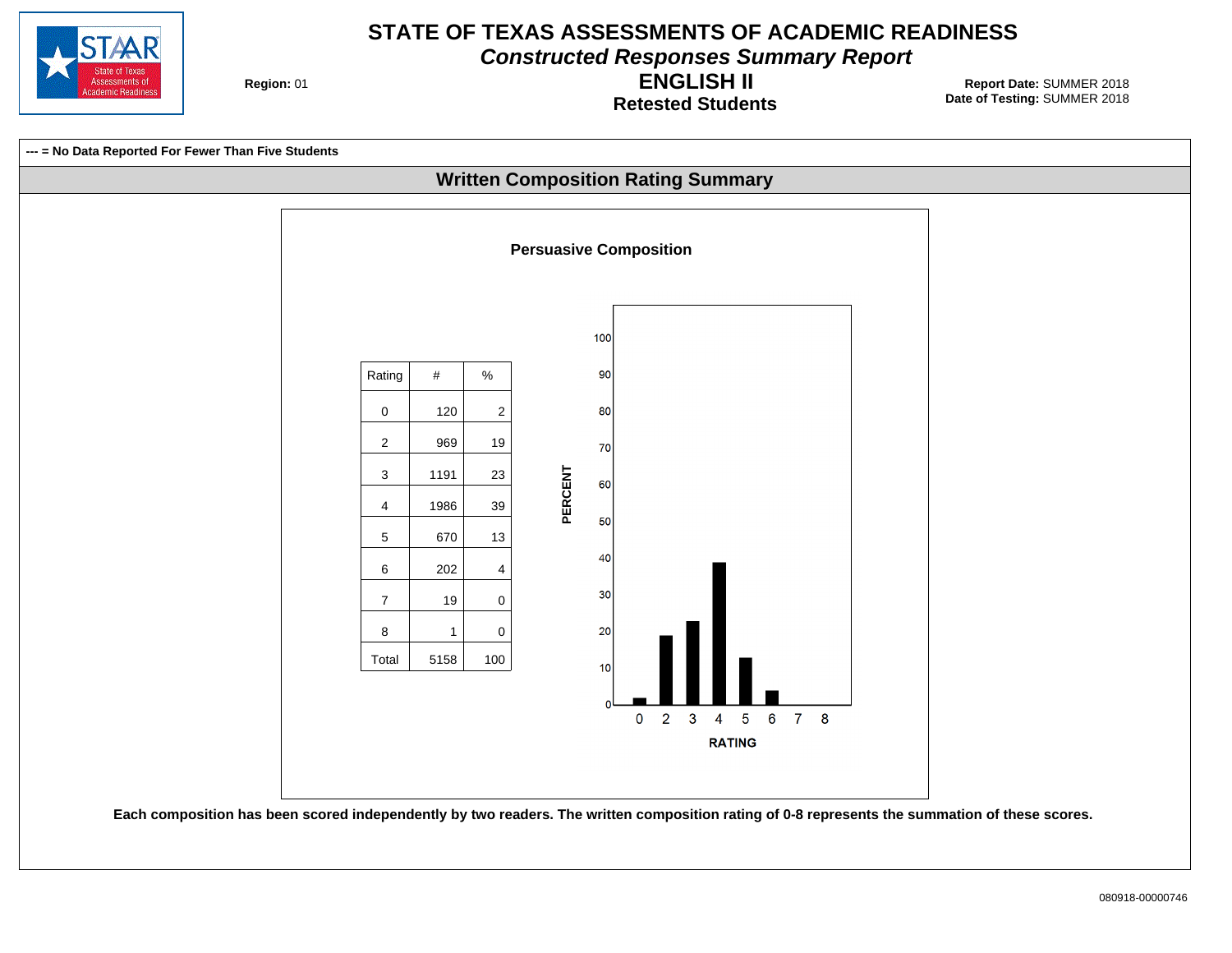# STATE OF TEXAS ASSESSMENTS OF ACADEMIC READINESS

## *Constructed Responses Summary Report*

## ENGLISH II

### Retested Students

**Region:** 01

**Report Date:** SUMMER 2018
**Date of Testing:** SUMMER 2018

**--- = No Data Reported For Fewer Than Five Students**

## Written Composition Rating Summary

### Persuasive Composition

| Rating | # | % |
|---|---|---|
| 0 | 120 | 2 |
| 2 | 969 | 19 |
| 3 | 1191 | 23 |
| 4 | 1986 | 39 |
| 5 | 670 | 13 |
| 6 | 202 | 4 |
| 7 | 19 | 0 |
| 8 | 1 | 0 |
| Total | 5158 | 100 |

**Each composition has been scored independently by two readers. The written composition rating of 0-8 represents the summation of these scores.**

080918-00000746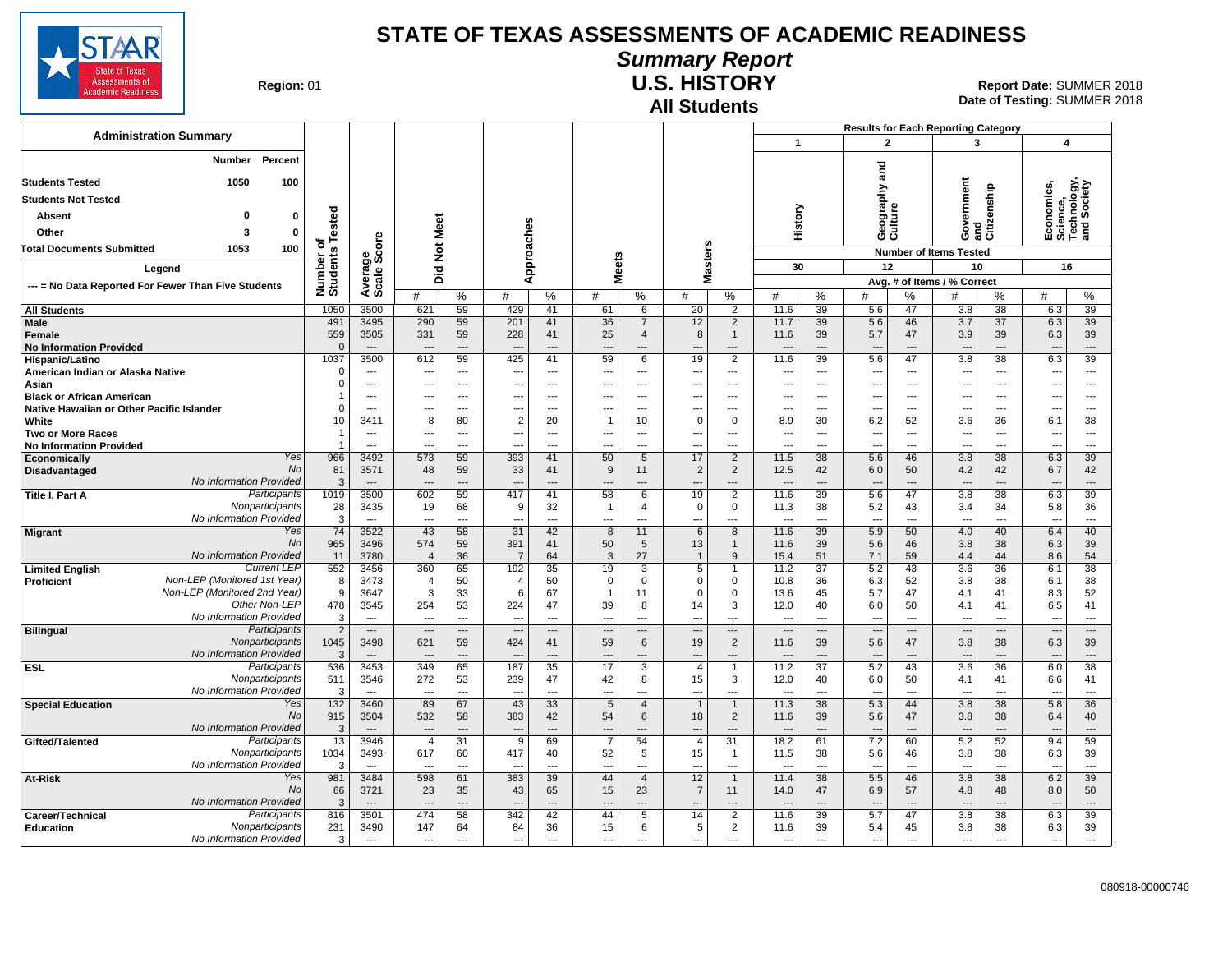# STATE OF TEXAS ASSESSMENTS OF ACADEMIC READINESS

## Summary Report

## U.S. HISTORY

### All Students

**Region:** 01

**Report Date:** SUMMER 2018
**Date of Testing:** SUMMER 2018

**Administration Summary**

| | Number | Percent |
|---|---|---|
| Students Tested | 1050 | 100 |
| Students Not Tested | | |
| Absent | 0 | 0 |
| Other | 3 | 0 |
| Total Documents Submitted | 1053 | 100 |

**Legend**

--- = No Data Reported For Fewer Than Five Students

Results for Each Reporting Category: 1 = History (Number of Items Tested: 30); 2 = Geography and Culture (12); 3 = Government and Citizenship (10); 4 = Economics, Science, Technology, and Society (16). Avg. # of Items / % Correct.

| Group | Subgroup | Number of Students Tested | Average Scale Score | Did Not Meet # | Did Not Meet % | Approaches # | Approaches % | Meets # | Meets % | Masters # | Masters % | 1 History # | 1 History % | 2 Geography and Culture # | 2 Geography and Culture % | 3 Government and Citizenship # | 3 Government and Citizenship % | 4 Economics, Science, Technology, and Society # | 4 Economics, Science, Technology, and Society % |
|---|---|---|---|---|---|---|---|---|---|---|---|---|---|---|---|---|---|---|---|
| All Students | | 1050 | 3500 | 621 | 59 | 429 | 41 | 61 | 6 | 20 | 2 | 11.6 | 39 | 5.6 | 47 | 3.8 | 38 | 6.3 | 39 |
| Male | | 491 | 3495 | 290 | 59 | 201 | 41 | 36 | 7 | 12 | 2 | 11.7 | 39 | 5.6 | 46 | 3.7 | 37 | 6.3 | 39 |
| Female | | 559 | 3505 | 331 | 59 | 228 | 41 | 25 | 4 | 8 | 1 | 11.6 | 39 | 5.7 | 47 | 3.9 | 39 | 6.3 | 39 |
| No Information Provided | | 0 | --- | --- | --- | --- | --- | --- | --- | --- | --- | --- | --- | --- | --- | --- | --- | --- | --- |
| Hispanic/Latino | | 1037 | 3500 | 612 | 59 | 425 | 41 | 59 | 6 | 19 | 2 | 11.6 | 39 | 5.6 | 47 | 3.8 | 38 | 6.3 | 39 |
| American Indian or Alaska Native | | 0 | --- | --- | --- | --- | --- | --- | --- | --- | --- | --- | --- | --- | --- | --- | --- | --- | --- |
| Asian | | 0 | --- | --- | --- | --- | --- | --- | --- | --- | --- | --- | --- | --- | --- | --- | --- | --- | --- |
| Black or African American | | 1 | --- | --- | --- | --- | --- | --- | --- | --- | --- | --- | --- | --- | --- | --- | --- | --- | --- |
| Native Hawaiian or Other Pacific Islander | | 0 | --- | --- | --- | --- | --- | --- | --- | --- | --- | --- | --- | --- | --- | --- | --- | --- | --- |
| White | | 10 | 3411 | 8 | 80 | 2 | 20 | 1 | 10 | 0 | 0 | 8.9 | 30 | 6.2 | 52 | 3.6 | 36 | 6.1 | 38 |
| Two or More Races | | 1 | --- | --- | --- | --- | --- | --- | --- | --- | --- | --- | --- | --- | --- | --- | --- | --- | --- |
| No Information Provided | | 1 | --- | --- | --- | --- | --- | --- | --- | --- | --- | --- | --- | --- | --- | --- | --- | --- | --- |
| Economically Disadvantaged | Yes | 966 | 3492 | 573 | 59 | 393 | 41 | 50 | 5 | 17 | 2 | 11.5 | 38 | 5.6 | 46 | 3.8 | 38 | 6.3 | 39 |
| | No | 81 | 3571 | 48 | 59 | 33 | 41 | 9 | 11 | 2 | 2 | 12.5 | 42 | 6.0 | 50 | 4.2 | 42 | 6.7 | 42 |
| | No Information Provided | 3 | --- | --- | --- | --- | --- | --- | --- | --- | --- | --- | --- | --- | --- | --- | --- | --- | --- |
| Title I, Part A | Participants | 1019 | 3500 | 602 | 59 | 417 | 41 | 58 | 6 | 19 | 2 | 11.6 | 39 | 5.6 | 47 | 3.8 | 38 | 6.3 | 39 |
| | Nonparticipants | 28 | 3435 | 19 | 68 | 9 | 32 | 1 | 4 | 0 | 0 | 11.3 | 38 | 5.2 | 43 | 3.4 | 34 | 5.8 | 36 |
| | No Information Provided | 3 | --- | --- | --- | --- | --- | --- | --- | --- | --- | --- | --- | --- | --- | --- | --- | --- | --- |
| Migrant | Yes | 74 | 3522 | 43 | 58 | 31 | 42 | 8 | 11 | 6 | 8 | 11.6 | 39 | 5.9 | 50 | 4.0 | 40 | 6.4 | 40 |
| | No | 965 | 3496 | 574 | 59 | 391 | 41 | 50 | 5 | 13 | 1 | 11.6 | 39 | 5.6 | 46 | 3.8 | 38 | 6.3 | 39 |
| | No Information Provided | 11 | 3780 | 4 | 36 | 7 | 64 | 3 | 27 | 1 | 9 | 15.4 | 51 | 7.1 | 59 | 4.4 | 44 | 8.6 | 54 |
| Limited English Proficient | Current LEP | 552 | 3456 | 360 | 65 | 192 | 35 | 19 | 3 | 5 | 1 | 11.2 | 37 | 5.2 | 43 | 3.6 | 36 | 6.1 | 38 |
| | Non-LEP (Monitored 1st Year) | 8 | 3473 | 4 | 50 | 4 | 50 | 0 | 0 | 0 | 0 | 10.8 | 36 | 6.3 | 52 | 3.8 | 38 | 6.1 | 38 |
| | Non-LEP (Monitored 2nd Year) | 9 | 3647 | 3 | 33 | 6 | 67 | 1 | 11 | 0 | 0 | 13.6 | 45 | 5.7 | 47 | 4.1 | 41 | 8.3 | 52 |
| | Other Non-LEP | 478 | 3545 | 254 | 53 | 224 | 47 | 39 | 8 | 14 | 3 | 12.0 | 40 | 6.0 | 50 | 4.1 | 41 | 6.5 | 41 |
| | No Information Provided | 3 | --- | --- | --- | --- | --- | --- | --- | --- | --- | --- | --- | --- | --- | --- | --- | --- | --- |
| Bilingual | Participants | 2 | --- | --- | --- | --- | --- | --- | --- | --- | --- | --- | --- | --- | --- | --- | --- | --- | --- |
| | Nonparticipants | 1045 | 3498 | 621 | 59 | 424 | 41 | 59 | 6 | 19 | 2 | 11.6 | 39 | 5.6 | 47 | 3.8 | 38 | 6.3 | 39 |
| | No Information Provided | 3 | --- | --- | --- | --- | --- | --- | --- | --- | --- | --- | --- | --- | --- | --- | --- | --- | --- |
| ESL | Participants | 536 | 3453 | 349 | 65 | 187 | 35 | 17 | 3 | 4 | 1 | 11.2 | 37 | 5.2 | 43 | 3.6 | 36 | 6.0 | 38 |
| | Nonparticipants | 511 | 3546 | 272 | 53 | 239 | 47 | 42 | 8 | 15 | 3 | 12.0 | 40 | 6.0 | 50 | 4.1 | 41 | 6.6 | 41 |
| | No Information Provided | 3 | --- | --- | --- | --- | --- | --- | --- | --- | --- | --- | --- | --- | --- | --- | --- | --- | --- |
| Special Education | Yes | 132 | 3460 | 89 | 67 | 43 | 33 | 5 | 4 | 1 | 1 | 11.3 | 38 | 5.3 | 44 | 3.8 | 38 | 5.8 | 36 |
| | No | 915 | 3504 | 532 | 58 | 383 | 42 | 54 | 6 | 18 | 2 | 11.6 | 39 | 5.6 | 47 | 3.8 | 38 | 6.4 | 40 |
| | No Information Provided | 3 | --- | --- | --- | --- | --- | --- | --- | --- | --- | --- | --- | --- | --- | --- | --- | --- | --- |
| Gifted/Talented | Participants | 13 | 3946 | 4 | 31 | 9 | 69 | 7 | 54 | 4 | 31 | 18.2 | 61 | 7.2 | 60 | 5.2 | 52 | 9.4 | 59 |
| | Nonparticipants | 1034 | 3493 | 617 | 60 | 417 | 40 | 52 | 5 | 15 | 1 | 11.5 | 38 | 5.6 | 46 | 3.8 | 38 | 6.3 | 39 |
| | No Information Provided | 3 | --- | --- | --- | --- | --- | --- | --- | --- | --- | --- | --- | --- | --- | --- | --- | --- | --- |
| At-Risk | Yes | 981 | 3484 | 598 | 61 | 383 | 39 | 44 | 4 | 12 | 1 | 11.4 | 38 | 5.5 | 46 | 3.8 | 38 | 6.2 | 39 |
| | No | 66 | 3721 | 23 | 35 | 43 | 65 | 15 | 23 | 7 | 11 | 14.0 | 47 | 6.9 | 57 | 4.8 | 48 | 8.0 | 50 |
| | No Information Provided | 3 | --- | --- | --- | --- | --- | --- | --- | --- | --- | --- | --- | --- | --- | --- | --- | --- | --- |
| Career/Technical Education | Participants | 816 | 3501 | 474 | 58 | 342 | 42 | 44 | 5 | 14 | 2 | 11.6 | 39 | 5.7 | 47 | 3.8 | 38 | 6.3 | 39 |
| | Nonparticipants | 231 | 3490 | 147 | 64 | 84 | 36 | 15 | 6 | 5 | 2 | 11.6 | 39 | 5.4 | 45 | 3.8 | 38 | 6.3 | 39 |
| | No Information Provided | 3 | --- | --- | --- | --- | --- | --- | --- | --- | --- | --- | --- | --- | --- | --- | --- | --- | --- |

080918-00000746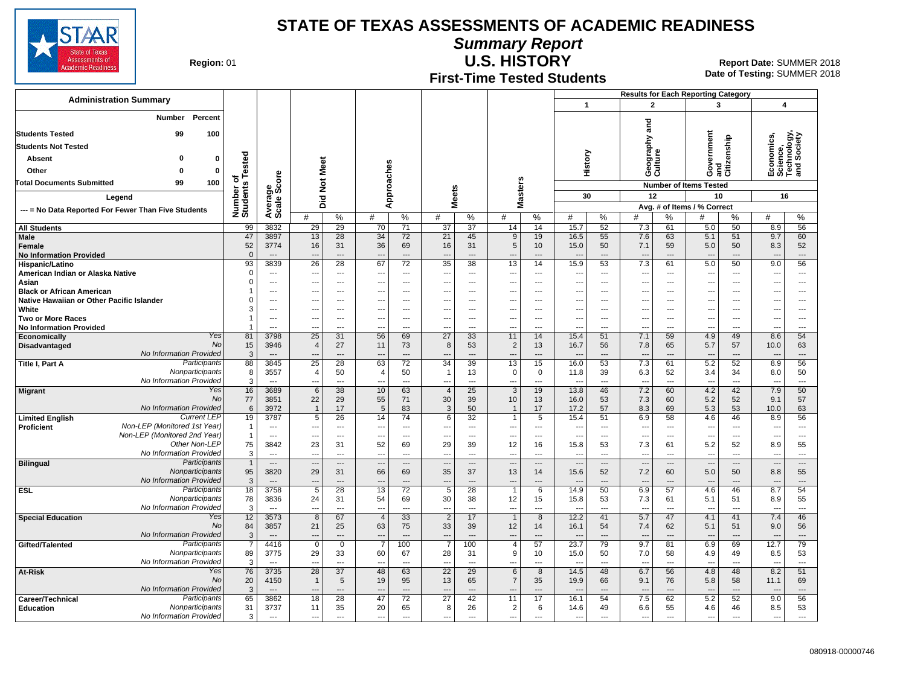# STATE OF TEXAS ASSESSMENTS OF ACADEMIC READINESS

## Summary Report

## U.S. HISTORY

### First-Time Tested Students

**Region:** 01

**Report Date:** SUMMER 2018
**Date of Testing:** SUMMER 2018

**Administration Summary**

| | Number | Percent |
|---|---|---|
| Students Tested | 99 | 100 |
| Students Not Tested | | |
| Absent | 0 | 0 |
| Other | 0 | 0 |
| Total Documents Submitted | 99 | 100 |

**Legend**

--- = No Data Reported For Fewer Than Five Students

**Results for Each Reporting Category:** 1 = History (30 items tested); 2 = Geography and Culture (12 items tested); 3 = Government and Citizenship (10 items tested); 4 = Economics, Science, Technology, and Society (16 items tested). Values are Avg. # of Items / % Correct.

| Group | | Number of Students Tested | Average Scale Score | Did Not Meet # | Did Not Meet % | Approaches # | Approaches % | Meets # | Meets % | Masters # | Masters % | 1 History # | 1 History % | 2 Geography and Culture # | 2 Geography and Culture % | 3 Government and Citizenship # | 3 Government and Citizenship % | 4 Economics, Science, Technology, and Society # | 4 Economics, Science, Technology, and Society % |
|---|---|---|---|---|---|---|---|---|---|---|---|---|---|---|---|---|---|---|---|
| All Students | | 99 | 3832 | 29 | 29 | 70 | 71 | 37 | 37 | 14 | 14 | 15.7 | 52 | 7.3 | 61 | 5.0 | 50 | 8.9 | 56 |
| Male | | 47 | 3897 | 13 | 28 | 34 | 72 | 21 | 45 | 9 | 19 | 16.5 | 55 | 7.6 | 63 | 5.1 | 51 | 9.7 | 60 |
| Female | | 52 | 3774 | 16 | 31 | 36 | 69 | 16 | 31 | 5 | 10 | 15.0 | 50 | 7.1 | 59 | 5.0 | 50 | 8.3 | 52 |
| No Information Provided | | 0 | --- | --- | --- | --- | --- | --- | --- | --- | --- | --- | --- | --- | --- | --- | --- | --- | --- |
| Hispanic/Latino | | 93 | 3839 | 26 | 28 | 67 | 72 | 35 | 38 | 13 | 14 | 15.9 | 53 | 7.3 | 61 | 5.0 | 50 | 9.0 | 56 |
| American Indian or Alaska Native | | 0 | --- | --- | --- | --- | --- | --- | --- | --- | --- | --- | --- | --- | --- | --- | --- | --- | --- |
| Asian | | 0 | --- | --- | --- | --- | --- | --- | --- | --- | --- | --- | --- | --- | --- | --- | --- | --- | --- |
| Black or African American | | 1 | --- | --- | --- | --- | --- | --- | --- | --- | --- | --- | --- | --- | --- | --- | --- | --- | --- |
| Native Hawaiian or Other Pacific Islander | | 0 | --- | --- | --- | --- | --- | --- | --- | --- | --- | --- | --- | --- | --- | --- | --- | --- | --- |
| White | | 3 | --- | --- | --- | --- | --- | --- | --- | --- | --- | --- | --- | --- | --- | --- | --- | --- | --- |
| Two or More Races | | 1 | --- | --- | --- | --- | --- | --- | --- | --- | --- | --- | --- | --- | --- | --- | --- | --- | --- |
| No Information Provided | | 1 | --- | --- | --- | --- | --- | --- | --- | --- | --- | --- | --- | --- | --- | --- | --- | --- | --- |
| Economically Disadvantaged | Yes | 81 | 3798 | 25 | 31 | 56 | 69 | 27 | 33 | 11 | 14 | 15.4 | 51 | 7.1 | 59 | 4.9 | 49 | 8.6 | 54 |
| | No | 15 | 3946 | 4 | 27 | 11 | 73 | 8 | 53 | 2 | 13 | 16.7 | 56 | 7.8 | 65 | 5.7 | 57 | 10.0 | 63 |
| | No Information Provided | 3 | --- | --- | --- | --- | --- | --- | --- | --- | --- | --- | --- | --- | --- | --- | --- | --- | --- |
| Title I, Part A | Participants | 88 | 3845 | 25 | 28 | 63 | 72 | 34 | 39 | 13 | 15 | 16.0 | 53 | 7.3 | 61 | 5.2 | 52 | 8.9 | 56 |
| | Nonparticipants | 8 | 3557 | 4 | 50 | 4 | 50 | 1 | 13 | 0 | 0 | 11.8 | 39 | 6.3 | 52 | 3.4 | 34 | 8.0 | 50 |
| | No Information Provided | 3 | --- | --- | --- | --- | --- | --- | --- | --- | --- | --- | --- | --- | --- | --- | --- | --- | --- |
| Migrant | Yes | 16 | 3689 | 6 | 38 | 10 | 63 | 4 | 25 | 3 | 19 | 13.8 | 46 | 7.2 | 60 | 4.2 | 42 | 7.9 | 50 |
| | No | 77 | 3851 | 22 | 29 | 55 | 71 | 30 | 39 | 10 | 13 | 16.0 | 53 | 7.3 | 60 | 5.2 | 52 | 9.1 | 57 |
| | No Information Provided | 6 | 3972 | 1 | 17 | 5 | 83 | 3 | 50 | 1 | 17 | 17.2 | 57 | 8.3 | 69 | 5.3 | 53 | 10.0 | 63 |
| Limited English Proficient | Current LEP | 19 | 3787 | 5 | 26 | 14 | 74 | 6 | 32 | 1 | 5 | 15.4 | 51 | 6.9 | 58 | 4.6 | 46 | 8.9 | 56 |
| | Non-LEP (Monitored 1st Year) | 1 | --- | --- | --- | --- | --- | --- | --- | --- | --- | --- | --- | --- | --- | --- | --- | --- | --- |
| | Non-LEP (Monitored 2nd Year) | 1 | --- | --- | --- | --- | --- | --- | --- | --- | --- | --- | --- | --- | --- | --- | --- | --- | --- |
| | Other Non-LEP | 75 | 3842 | 23 | 31 | 52 | 69 | 29 | 39 | 12 | 16 | 15.8 | 53 | 7.3 | 61 | 5.2 | 52 | 8.9 | 55 |
| | No Information Provided | 3 | --- | --- | --- | --- | --- | --- | --- | --- | --- | --- | --- | --- | --- | --- | --- | --- | --- |
| Bilingual | Participants | 1 | --- | --- | --- | --- | --- | --- | --- | --- | --- | --- | --- | --- | --- | --- | --- | --- | --- |
| | Nonparticipants | 95 | 3820 | 29 | 31 | 66 | 69 | 35 | 37 | 13 | 14 | 15.6 | 52 | 7.2 | 60 | 5.0 | 50 | 8.8 | 55 |
| | No Information Provided | 3 | --- | --- | --- | --- | --- | --- | --- | --- | --- | --- | --- | --- | --- | --- | --- | --- | --- |
| ESL | Participants | 18 | 3758 | 5 | 28 | 13 | 72 | 5 | 28 | 1 | 6 | 14.9 | 50 | 6.9 | 57 | 4.6 | 46 | 8.7 | 54 |
| | Nonparticipants | 78 | 3836 | 24 | 31 | 54 | 69 | 30 | 38 | 12 | 15 | 15.8 | 53 | 7.3 | 61 | 5.1 | 51 | 8.9 | 55 |
| | No Information Provided | 3 | --- | --- | --- | --- | --- | --- | --- | --- | --- | --- | --- | --- | --- | --- | --- | --- | --- |
| Special Education | Yes | 12 | 3573 | 8 | 67 | 4 | 33 | 2 | 17 | 1 | 8 | 12.2 | 41 | 5.7 | 47 | 4.1 | 41 | 7.4 | 46 |
| | No | 84 | 3857 | 21 | 25 | 63 | 75 | 33 | 39 | 12 | 14 | 16.1 | 54 | 7.4 | 62 | 5.1 | 51 | 9.0 | 56 |
| | No Information Provided | 3 | --- | --- | --- | --- | --- | --- | --- | --- | --- | --- | --- | --- | --- | --- | --- | --- | --- |
| Gifted/Talented | Participants | 7 | 4416 | 0 | 0 | 7 | 100 | 7 | 100 | 4 | 57 | 23.7 | 79 | 9.7 | 81 | 6.9 | 69 | 12.7 | 79 |
| | Nonparticipants | 89 | 3775 | 29 | 33 | 60 | 67 | 28 | 31 | 9 | 10 | 15.0 | 50 | 7.0 | 58 | 4.9 | 49 | 8.5 | 53 |
| | No Information Provided | 3 | --- | --- | --- | --- | --- | --- | --- | --- | --- | --- | --- | --- | --- | --- | --- | --- | --- |
| At-Risk | Yes | 76 | 3735 | 28 | 37 | 48 | 63 | 22 | 29 | 6 | 8 | 14.5 | 48 | 6.7 | 56 | 4.8 | 48 | 8.2 | 51 |
| | No | 20 | 4150 | 1 | 5 | 19 | 95 | 13 | 65 | 7 | 35 | 19.9 | 66 | 9.1 | 76 | 5.8 | 58 | 11.1 | 69 |
| | No Information Provided | 3 | --- | --- | --- | --- | --- | --- | --- | --- | --- | --- | --- | --- | --- | --- | --- | --- | --- |
| Career/Technical Education | Participants | 65 | 3862 | 18 | 28 | 47 | 72 | 27 | 42 | 11 | 17 | 16.1 | 54 | 7.5 | 62 | 5.2 | 52 | 9.0 | 56 |
| | Nonparticipants | 31 | 3737 | 11 | 35 | 20 | 65 | 8 | 26 | 2 | 6 | 14.6 | 49 | 6.6 | 55 | 4.6 | 46 | 8.5 | 53 |
| | No Information Provided | 3 | --- | --- | --- | --- | --- | --- | --- | --- | --- | --- | --- | --- | --- | --- | --- | --- | --- |

080918-00000746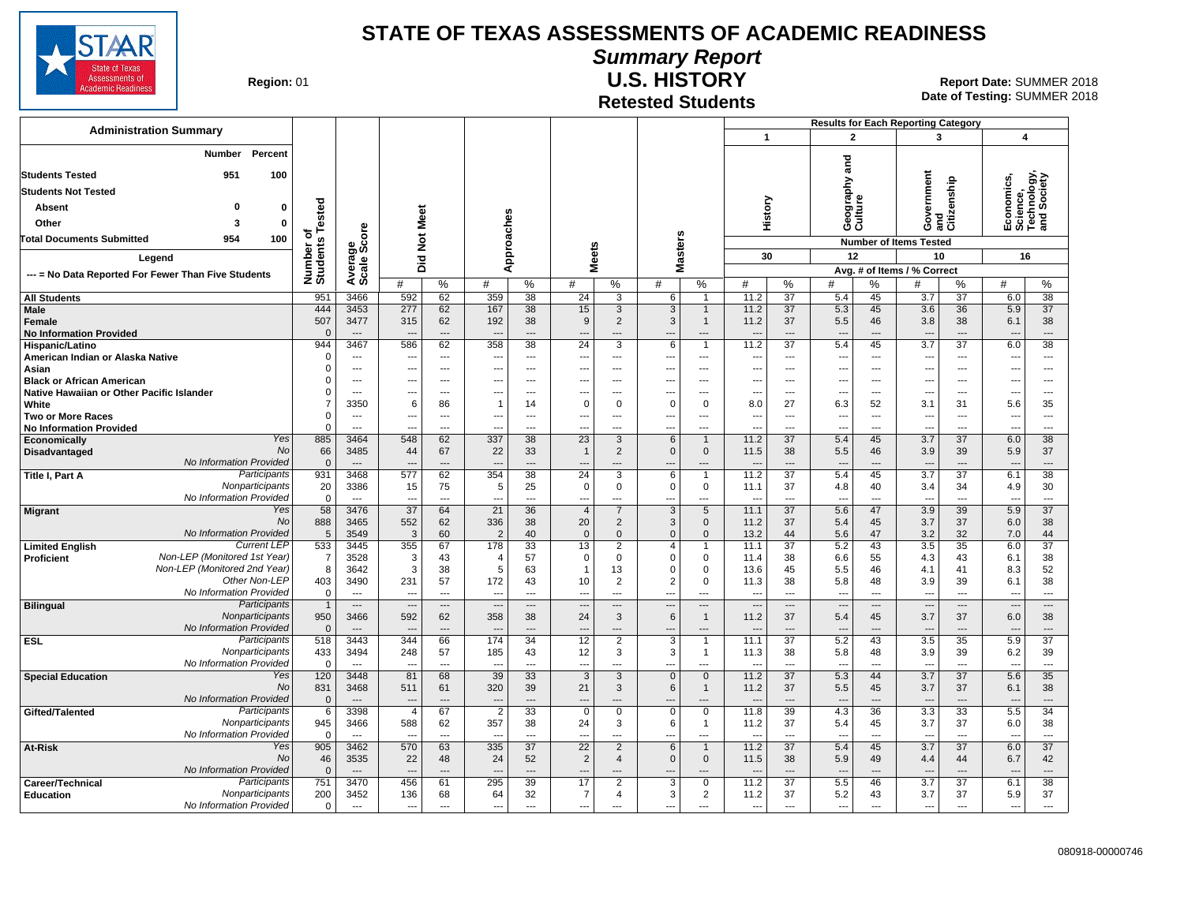# STATE OF TEXAS ASSESSMENTS OF ACADEMIC READINESS

## Summary Report

## U.S. HISTORY

### Retested Students

**Region:** 01

**Report Date:** SUMMER 2018
**Date of Testing:** SUMMER 2018

**Administration Summary**

| | Number | Percent |
|---|---|---|
| **Students Tested** | 951 | 100 |
| **Students Not Tested** | | |
| Absent | 0 | 0 |
| Other | 3 | 0 |
| **Total Documents Submitted** | 954 | 100 |

**Legend**

--- = No Data Reported For Fewer Than Five Students

Results for Each Reporting Category: 1 = History (Number of Items Tested: 30); 2 = Geography and Culture (12); 3 = Government and Citizenship (10); 4 = Economics, Science, Technology, and Society (16). Avg. # of Items / % Correct.

| Group | Subgroup | Number of Students Tested | Average Scale Score | Did Not Meet # | Did Not Meet % | Approaches # | Approaches % | Meets # | Meets % | Masters # | Masters % | 1 History # | 1 History % | 2 Geography and Culture # | 2 Geography and Culture % | 3 Government and Citizenship # | 3 Government and Citizenship % | 4 Economics, Science, Technology, and Society # | 4 Economics, Science, Technology, and Society % |
|---|---|---|---|---|---|---|---|---|---|---|---|---|---|---|---|---|---|---|---|
| **All Students** | | 951 | 3466 | 592 | 62 | 359 | 38 | 24 | 3 | 6 | 1 | 11.2 | 37 | 5.4 | 45 | 3.7 | 37 | 6.0 | 38 |
| **Male** | | 444 | 3453 | 277 | 62 | 167 | 38 | 15 | 3 | 3 | 1 | 11.2 | 37 | 5.3 | 45 | 3.6 | 36 | 5.9 | 37 |
| **Female** | | 507 | 3477 | 315 | 62 | 192 | 38 | 9 | 2 | 3 | 1 | 11.2 | 37 | 5.5 | 46 | 3.8 | 38 | 6.1 | 38 |
| **No Information Provided** | | 0 | --- | --- | --- | --- | --- | --- | --- | --- | --- | --- | --- | --- | --- | --- | --- | --- | --- |
| **Hispanic/Latino** | | 944 | 3467 | 586 | 62 | 358 | 38 | 24 | 3 | 6 | 1 | 11.2 | 37 | 5.4 | 45 | 3.7 | 37 | 6.0 | 38 |
| **American Indian or Alaska Native** | | 0 | --- | --- | --- | --- | --- | --- | --- | --- | --- | --- | --- | --- | --- | --- | --- | --- | --- |
| **Asian** | | 0 | --- | --- | --- | --- | --- | --- | --- | --- | --- | --- | --- | --- | --- | --- | --- | --- | --- |
| **Black or African American** | | 0 | --- | --- | --- | --- | --- | --- | --- | --- | --- | --- | --- | --- | --- | --- | --- | --- | --- |
| **Native Hawaiian or Other Pacific Islander** | | 0 | --- | --- | --- | --- | --- | --- | --- | --- | --- | --- | --- | --- | --- | --- | --- | --- | --- |
| **White** | | 7 | 3350 | 6 | 86 | 1 | 14 | 0 | 0 | 0 | 0 | 8.0 | 27 | 6.3 | 52 | 3.1 | 31 | 5.6 | 35 |
| **Two or More Races** | | 0 | --- | --- | --- | --- | --- | --- | --- | --- | --- | --- | --- | --- | --- | --- | --- | --- | --- |
| **No Information Provided** | | 0 | --- | --- | --- | --- | --- | --- | --- | --- | --- | --- | --- | --- | --- | --- | --- | --- | --- |
| **Economically Disadvantaged** | *Yes* | 885 | 3464 | 548 | 62 | 337 | 38 | 23 | 3 | 6 | 1 | 11.2 | 37 | 5.4 | 45 | 3.7 | 37 | 6.0 | 38 |
| | *No* | 66 | 3485 | 44 | 67 | 22 | 33 | 1 | 2 | 0 | 0 | 11.5 | 38 | 5.5 | 46 | 3.9 | 39 | 5.9 | 37 |
| | *No Information Provided* | 0 | --- | --- | --- | --- | --- | --- | --- | --- | --- | --- | --- | --- | --- | --- | --- | --- | --- |
| **Title I, Part A** | *Participants* | 931 | 3468 | 577 | 62 | 354 | 38 | 24 | 3 | 6 | 1 | 11.2 | 37 | 5.4 | 45 | 3.7 | 37 | 6.1 | 38 |
| | *Nonparticipants* | 20 | 3386 | 15 | 75 | 5 | 25 | 0 | 0 | 0 | 0 | 11.1 | 37 | 4.8 | 40 | 3.4 | 34 | 4.9 | 30 |
| | *No Information Provided* | 0 | --- | --- | --- | --- | --- | --- | --- | --- | --- | --- | --- | --- | --- | --- | --- | --- | --- |
| **Migrant** | *Yes* | 58 | 3476 | 37 | 64 | 21 | 36 | 4 | 7 | 3 | 5 | 11.1 | 37 | 5.6 | 47 | 3.9 | 39 | 5.9 | 37 |
| | *No* | 888 | 3465 | 552 | 62 | 336 | 38 | 20 | 2 | 3 | 0 | 11.2 | 37 | 5.4 | 45 | 3.7 | 37 | 6.0 | 38 |
| | *No Information Provided* | 5 | 3549 | 3 | 60 | 2 | 40 | 0 | 0 | 0 | 0 | 13.2 | 44 | 5.6 | 47 | 3.2 | 32 | 7.0 | 44 |
| **Limited English Proficient** | *Current LEP* | 533 | 3445 | 355 | 67 | 178 | 33 | 13 | 2 | 4 | 1 | 11.1 | 37 | 5.2 | 43 | 3.5 | 35 | 6.0 | 37 |
| | *Non-LEP (Monitored 1st Year)* | 7 | 3528 | 3 | 43 | 4 | 57 | 0 | 0 | 0 | 0 | 11.4 | 38 | 6.6 | 55 | 4.3 | 43 | 6.1 | 38 |
| | *Non-LEP (Monitored 2nd Year)* | 8 | 3642 | 3 | 38 | 5 | 63 | 1 | 13 | 0 | 0 | 13.6 | 45 | 5.5 | 46 | 4.1 | 41 | 8.3 | 52 |
| | *Other Non-LEP* | 403 | 3490 | 231 | 57 | 172 | 43 | 10 | 2 | 2 | 0 | 11.3 | 38 | 5.8 | 48 | 3.9 | 39 | 6.1 | 38 |
| | *No Information Provided* | 0 | --- | --- | --- | --- | --- | --- | --- | --- | --- | --- | --- | --- | --- | --- | --- | --- | --- |
| **Bilingual** | *Participants* | 1 | --- | --- | --- | --- | --- | --- | --- | --- | --- | --- | --- | --- | --- | --- | --- | --- | --- |
| | *Nonparticipants* | 950 | 3466 | 592 | 62 | 358 | 38 | 24 | 3 | 6 | 1 | 11.2 | 37 | 5.4 | 45 | 3.7 | 37 | 6.0 | 38 |
| | *No Information Provided* | 0 | --- | --- | --- | --- | --- | --- | --- | --- | --- | --- | --- | --- | --- | --- | --- | --- | --- |
| **ESL** | *Participants* | 518 | 3443 | 344 | 66 | 174 | 34 | 12 | 2 | 3 | 1 | 11.1 | 37 | 5.2 | 43 | 3.5 | 35 | 5.9 | 37 |
| | *Nonparticipants* | 433 | 3494 | 248 | 57 | 185 | 43 | 12 | 3 | 3 | 1 | 11.3 | 38 | 5.8 | 48 | 3.9 | 39 | 6.2 | 39 |
| | *No Information Provided* | 0 | --- | --- | --- | --- | --- | --- | --- | --- | --- | --- | --- | --- | --- | --- | --- | --- | --- |
| **Special Education** | *Yes* | 120 | 3448 | 81 | 68 | 39 | 33 | 3 | 3 | 0 | 0 | 11.2 | 37 | 5.3 | 44 | 3.7 | 37 | 5.6 | 35 |
| | *No* | 831 | 3468 | 511 | 61 | 320 | 39 | 21 | 3 | 6 | 1 | 11.2 | 37 | 5.5 | 45 | 3.7 | 37 | 6.1 | 38 |
| | *No Information Provided* | 0 | --- | --- | --- | --- | --- | --- | --- | --- | --- | --- | --- | --- | --- | --- | --- | --- | --- |
| **Gifted/Talented** | *Participants* | 6 | 3398 | 4 | 67 | 2 | 33 | 0 | 0 | 0 | 0 | 11.8 | 39 | 4.3 | 36 | 3.3 | 33 | 5.5 | 34 |
| | *Nonparticipants* | 945 | 3466 | 588 | 62 | 357 | 38 | 24 | 3 | 6 | 1 | 11.2 | 37 | 5.4 | 45 | 3.7 | 37 | 6.0 | 38 |
| | *No Information Provided* | 0 | --- | --- | --- | --- | --- | --- | --- | --- | --- | --- | --- | --- | --- | --- | --- | --- | --- |
| **At-Risk** | *Yes* | 905 | 3462 | 570 | 63 | 335 | 37 | 22 | 2 | 6 | 1 | 11.2 | 37 | 5.4 | 45 | 3.7 | 37 | 6.0 | 37 |
| | *No* | 46 | 3535 | 22 | 48 | 24 | 52 | 2 | 4 | 0 | 0 | 11.5 | 38 | 5.9 | 49 | 4.4 | 44 | 6.7 | 42 |
| | *No Information Provided* | 0 | --- | --- | --- | --- | --- | --- | --- | --- | --- | --- | --- | --- | --- | --- | --- | --- | --- |
| **Career/Technical Education** | *Participants* | 751 | 3470 | 456 | 61 | 295 | 39 | 17 | 2 | 3 | 0 | 11.2 | 37 | 5.5 | 46 | 3.7 | 37 | 6.1 | 38 |
| | *Nonparticipants* | 200 | 3452 | 136 | 68 | 64 | 32 | 7 | 4 | 3 | 2 | 11.2 | 37 | 5.2 | 43 | 3.7 | 37 | 5.9 | 37 |
| | *No Information Provided* | 0 | --- | --- | --- | --- | --- | --- | --- | --- | --- | --- | --- | --- | --- | --- | --- | --- | --- |

080918-00000746